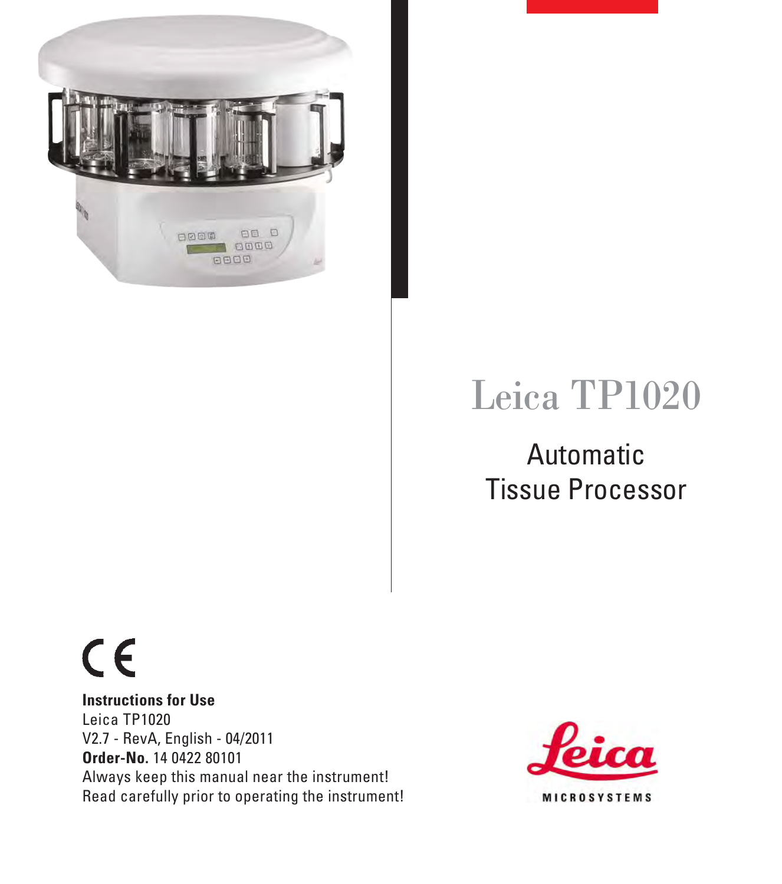# Leica TP1020

## Automatic Tissue Processor

CE

**Instructions for Use**
Leica TP1020
V2.7 - RevA, English - 04/2011
**Order-No.** 14 0422 80101
Always keep this manual near the instrument!
Read carefully prior to operating the instrument!

Leica MICROSYSTEMS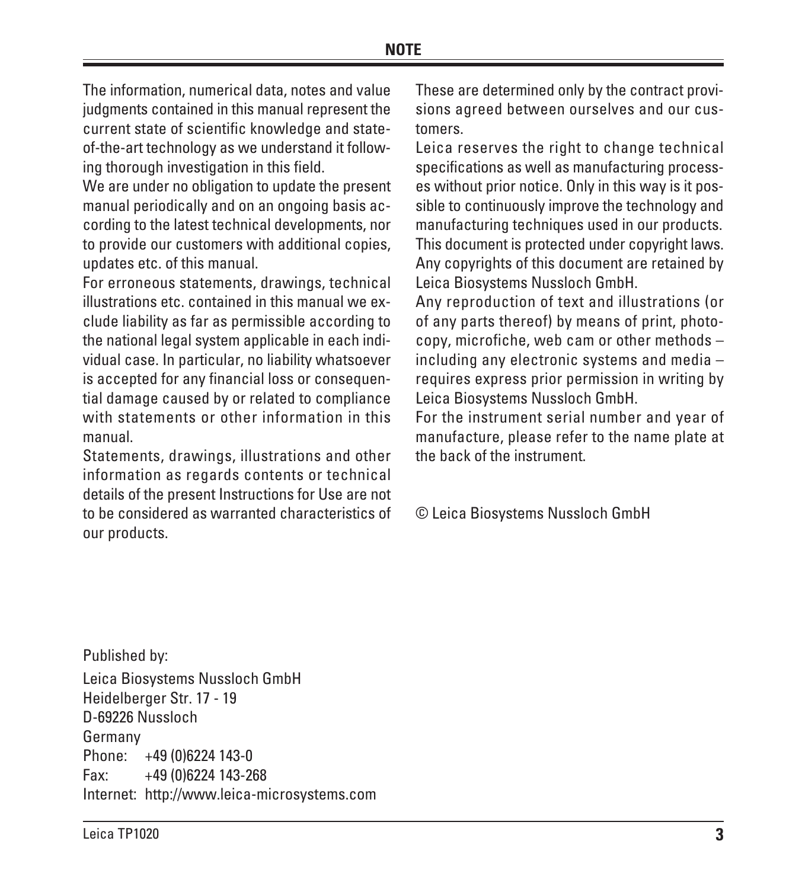## NOTE

The information, numerical data, notes and value judgments contained in this manual represent the current state of scientific knowledge and state-of-the-art technology as we understand it following thorough investigation in this field.

We are under no obligation to update the present manual periodically and on an ongoing basis according to the latest technical developments, nor to provide our customers with additional copies, updates etc. of this manual.

For erroneous statements, drawings, technical illustrations etc. contained in this manual we exclude liability as far as permissible according to the national legal system applicable in each individual case. In particular, no liability whatsoever is accepted for any financial loss or consequential damage caused by or related to compliance with statements or other information in this manual.

Statements, drawings, illustrations and other information as regards contents or technical details of the present Instructions for Use are not to be considered as warranted characteristics of our products.

These are determined only by the contract provisions agreed between ourselves and our customers.

Leica reserves the right to change technical specifications as well as manufacturing processes without prior notice. Only in this way is it possible to continuously improve the technology and manufacturing techniques used in our products.

This document is protected under copyright laws. Any copyrights of this document are retained by Leica Biosystems Nussloch GmbH.

Any reproduction of text and illustrations (or of any parts thereof) by means of print, photocopy, microfiche, web cam or other methods – including any electronic systems and media – requires express prior permission in writing by Leica Biosystems Nussloch GmbH.

For the instrument serial number and year of manufacture, please refer to the name plate at the back of the instrument.

© Leica Biosystems Nussloch GmbH

Published by:

Leica Biosystems Nussloch GmbH
Heidelberger Str. 17 - 19
D-69226 Nussloch
Germany
Phone: +49 (0)6224 143-0
Fax: +49 (0)6224 143-268
Internet: http://www.leica-microsystems.com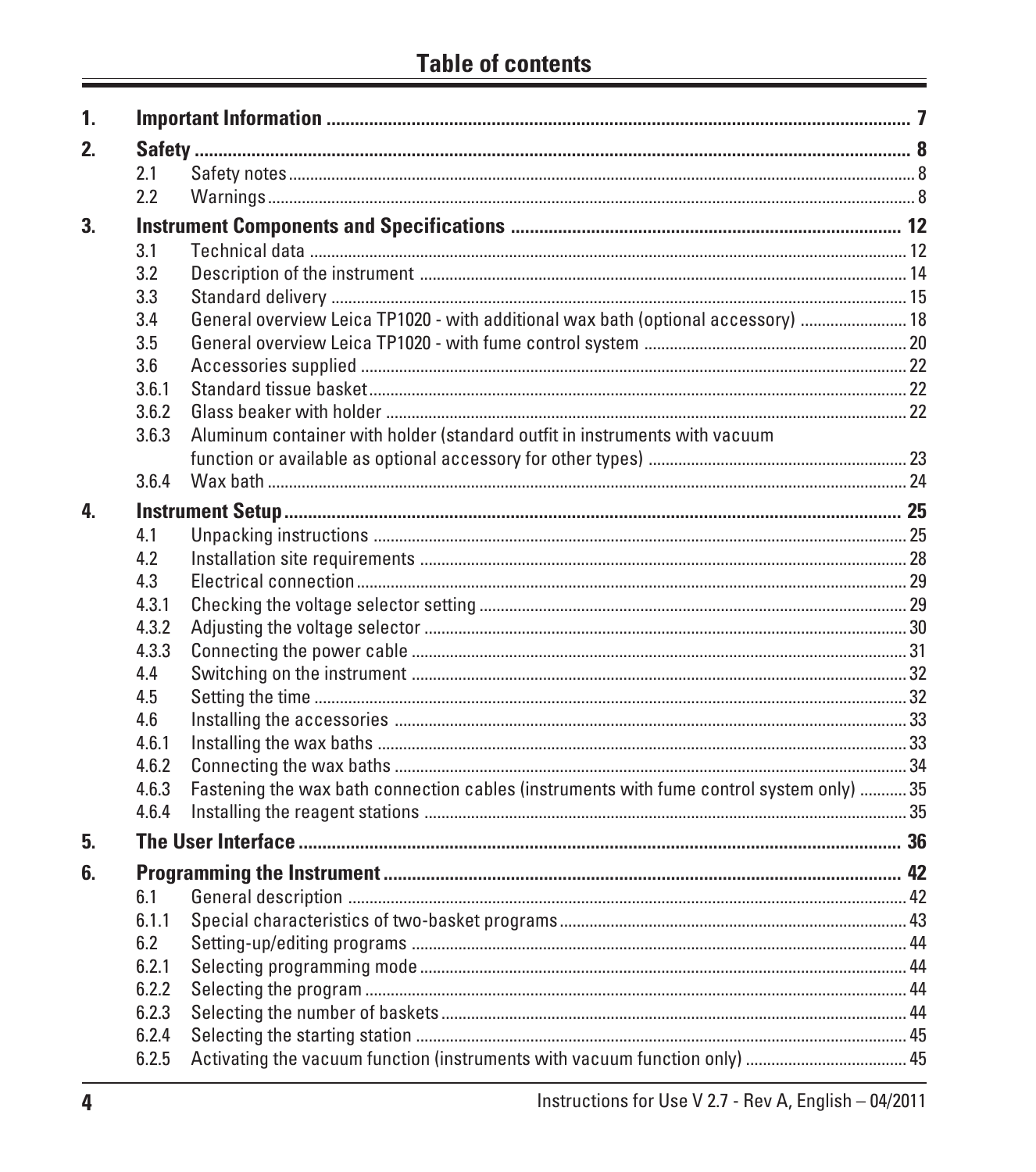# Table of contents

| | | | |
|---|---|---|---|
| **1.** | **Important Information** | | **7** |
| **2.** | **Safety** | | **8** |
| | 2.1 | Safety notes | 8 |
| | 2.2 | Warnings | 8 |
| **3.** | **Instrument Components and Specifications** | | **12** |
| | 3.1 | Technical data | 12 |
| | 3.2 | Description of the instrument | 14 |
| | 3.3 | Standard delivery | 15 |
| | 3.4 | General overview Leica TP1020 - with additional wax bath (optional accessory) | 18 |
| | 3.5 | General overview Leica TP1020 - with fume control system | 20 |
| | 3.6 | Accessories supplied | 22 |
| | 3.6.1 | Standard tissue basket | 22 |
| | 3.6.2 | Glass beaker with holder | 22 |
| | 3.6.3 | Aluminum container with holder (standard outfit in instruments with vacuum function or available as optional accessory for other types) | 23 |
| | 3.6.4 | Wax bath | 24 |
| **4.** | **Instrument Setup** | | **25** |
| | 4.1 | Unpacking instructions | 25 |
| | 4.2 | Installation site requirements | 28 |
| | 4.3 | Electrical connection | 29 |
| | 4.3.1 | Checking the voltage selector setting | 29 |
| | 4.3.2 | Adjusting the voltage selector | 30 |
| | 4.3.3 | Connecting the power cable | 31 |
| | 4.4 | Switching on the instrument | 32 |
| | 4.5 | Setting the time | 32 |
| | 4.6 | Installing the accessories | 33 |
| | 4.6.1 | Installing the wax baths | 33 |
| | 4.6.2 | Connecting the wax baths | 34 |
| | 4.6.3 | Fastening the wax bath connection cables (instruments with fume control system only) | 35 |
| | 4.6.4 | Installing the reagent stations | 35 |
| **5.** | **The User Interface** | | **36** |
| **6.** | **Programming the Instrument** | | **42** |
| | 6.1 | General description | 42 |
| | 6.1.1 | Special characteristics of two-basket programs | 43 |
| | 6.2 | Setting-up/editing programs | 44 |
| | 6.2.1 | Selecting programming mode | 44 |
| | 6.2.2 | Selecting the program | 44 |
| | 6.2.3 | Selecting the number of baskets | 44 |
| | 6.2.4 | Selecting the starting station | 45 |
| | 6.2.5 | Activating the vacuum function (instruments with vacuum function only) | 45 |

Instructions for Use V 2.7 - Rev A, English – 04/2011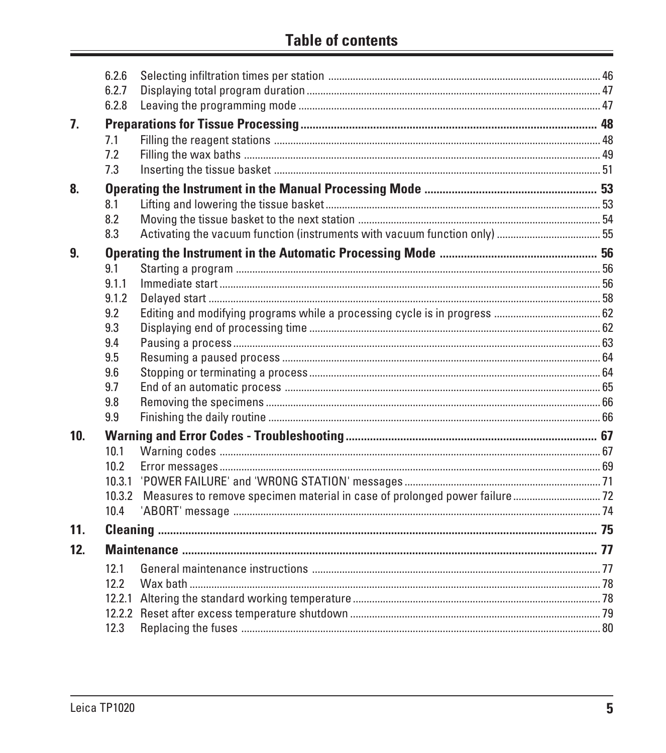# Table of contents

6.2.6 Selecting infiltration times per station ........ 46
6.2.7 Displaying total program duration ........ 47
6.2.8 Leaving the programming mode ........ 47

**7. Preparations for Tissue Processing ........ 48**
7.1 Filling the reagent stations ........ 48
7.2 Filling the wax baths ........ 49
7.3 Inserting the tissue basket ........ 51

**8. Operating the Instrument in the Manual Processing Mode ........ 53**
8.1 Lifting and lowering the tissue basket ........ 53
8.2 Moving the tissue basket to the next station ........ 54
8.3 Activating the vacuum function (instruments with vacuum function only) ........ 55

**9. Operating the Instrument in the Automatic Processing Mode ........ 56**
9.1 Starting a program ........ 56
9.1.1 Immediate start ........ 56
9.1.2 Delayed start ........ 58
9.2 Editing and modifying programs while a processing cycle is in progress ........ 62
9.3 Displaying end of processing time ........ 62
9.4 Pausing a process ........ 63
9.5 Resuming a paused process ........ 64
9.6 Stopping or terminating a process ........ 64
9.7 End of an automatic process ........ 65
9.8 Removing the specimens ........ 66
9.9 Finishing the daily routine ........ 66

**10. Warning and Error Codes - Troubleshooting ........ 67**
10.1 Warning codes ........ 67
10.2 Error messages ........ 69
10.3.1 'POWER FAILURE' and 'WRONG STATION' messages ........ 71
10.3.2 Measures to remove specimen material in case of prolonged power failure ........ 72
10.4 'ABORT' message ........ 74

**11. Cleaning ........ 75**

**12. Maintenance ........ 77**
12.1 General maintenance instructions ........ 77
12.2 Wax bath ........ 78
12.2.1 Altering the standard working temperature ........ 78
12.2.2 Reset after excess temperature shutdown ........ 79
12.3 Replacing the fuses ........ 80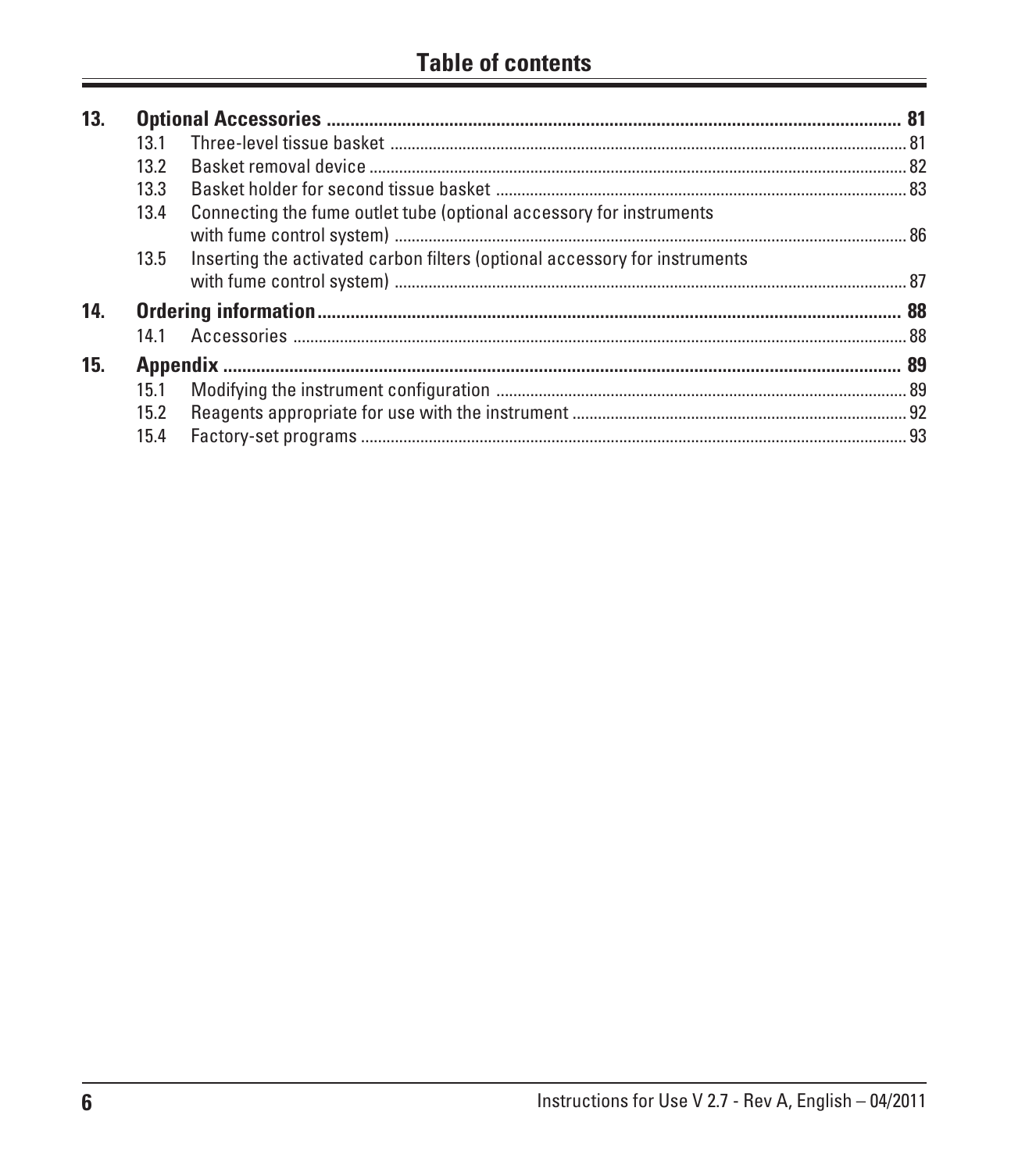## Table of contents

**13. Optional Accessories ............ 81**

- 13.1 Three-level tissue basket ............ 81
- 13.2 Basket removal device ............ 82
- 13.3 Basket holder for second tissue basket ............ 83
- 13.4 Connecting the fume outlet tube (optional accessory for instruments with fume control system) ............ 86
- 13.5 Inserting the activated carbon filters (optional accessory for instruments with fume control system) ............ 87

**14. Ordering information ............ 88**

- 14.1 Accessories ............ 88

**15. Appendix ............ 89**

- 15.1 Modifying the instrument configuration ............ 89
- 15.2 Reagents appropriate for use with the instrument ............ 92
- 15.4 Factory-set programs ............ 93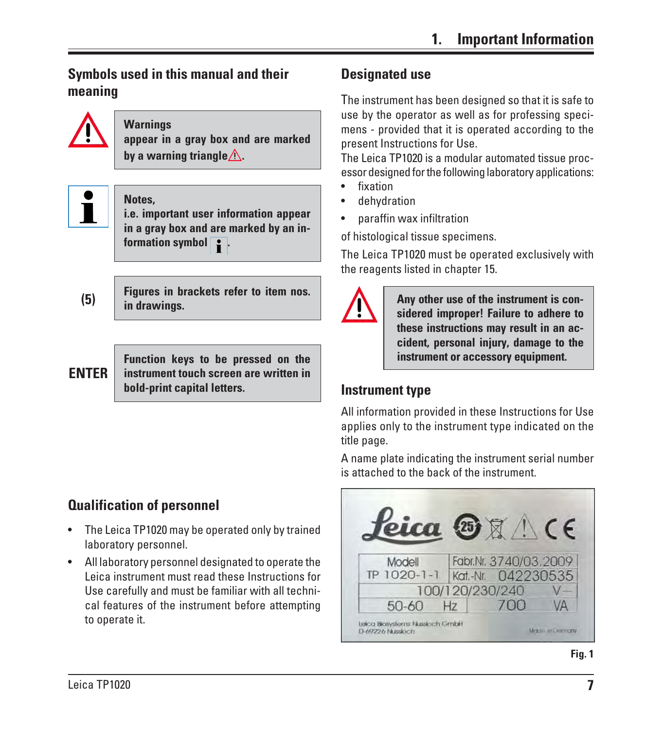## Symbols used in this manual and their meaning

**Warnings appear in a gray box and are marked by a warning triangle ⚠.**

**Notes, i.e. important user information appear in a gray box and are marked by an information symbol ℹ.**

**(5)** — **Figures in brackets refer to item nos. in drawings.**

**ENTER** — **Function keys to be pressed on the instrument touch screen are written in bold-print capital letters.**

## Qualification of personnel

- The Leica TP1020 may be operated only by trained laboratory personnel.
- All laboratory personnel designated to operate the Leica instrument must read these Instructions for Use carefully and must be familiar with all technical features of the instrument before attempting to operate it.

## Designated use

The instrument has been designed so that it is safe to use by the operator as well as for professing specimens - provided that it is operated according to the present Instructions for Use.

The Leica TP1020 is a modular automated tissue processor designed for the following laboratory applications:

- fixation
- dehydration
- paraffin wax infiltration

of histological tissue specimens.

The Leica TP1020 must be operated exclusively with the reagents listed in chapter 15.

**Any other use of the instrument is considered improper! Failure to adhere to these instructions may result in an accident, personal injury, damage to the instrument or accessory equipment.**

## Instrument type

All information provided in these Instructions for Use applies only to the instrument type indicated on the title page.

A name plate indicating the instrument serial number is attached to the back of the instrument.

| Modell TP 1020-1-1 | Fabr.Nr. 3740/03.2009 | |
|---|---|---|
| | Kat.-Nr. 042230535 | |
| 100/120/230/240 | | V~ |
| 50-60 Hz | 700 | VA |

Leica Biosystems Nussloch GmbH
D-69226 Nussloch
Made in Germany

**Fig. 1**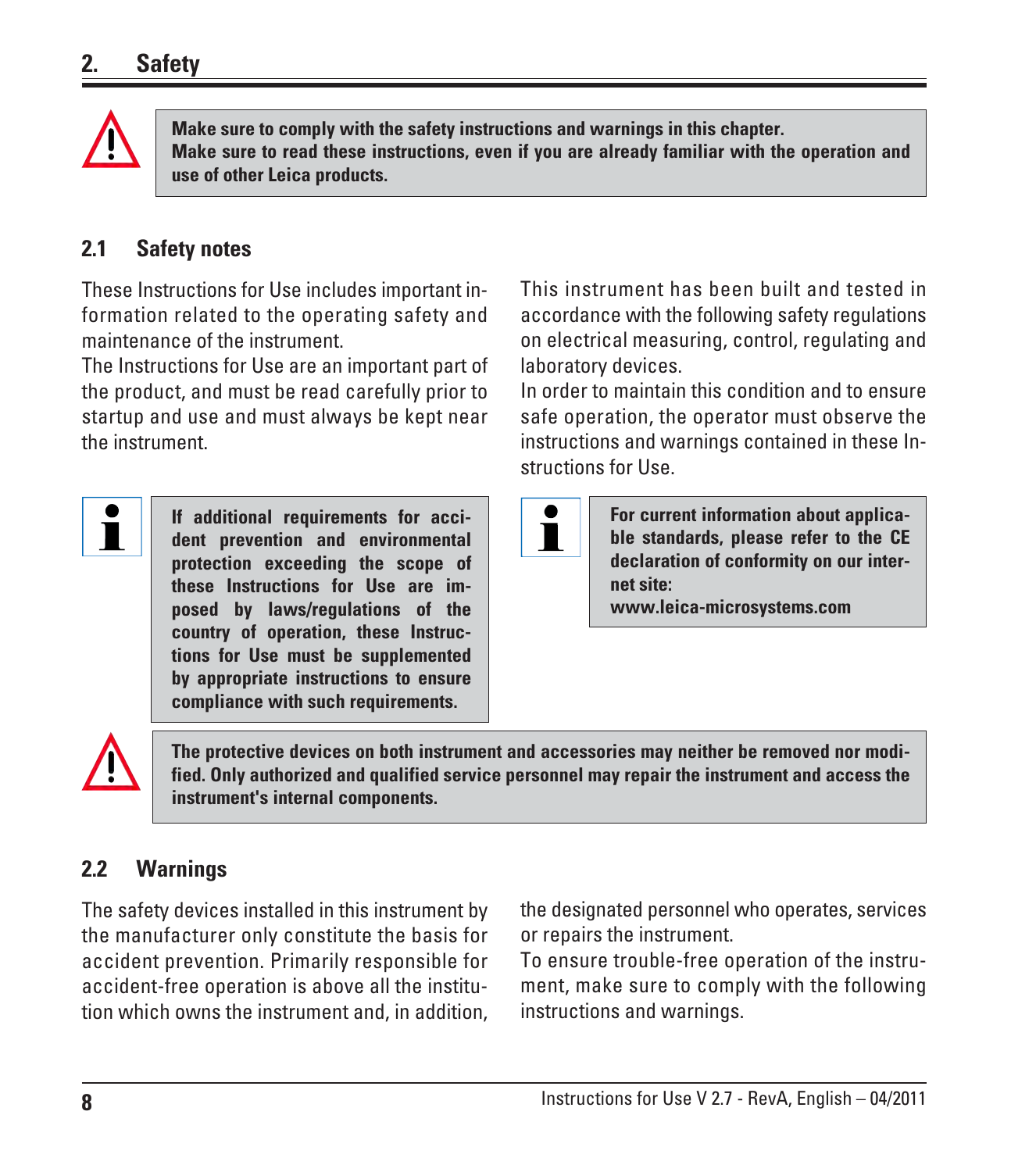# 2. Safety

**Make sure to comply with the safety instructions and warnings in this chapter.**
**Make sure to read these instructions, even if you are already familiar with the operation and use of other Leica products.**

## 2.1 Safety notes

These Instructions for Use includes important information related to the operating safety and maintenance of the instrument.
The Instructions for Use are an important part of the product, and must be read carefully prior to startup and use and must always be kept near the instrument.

**If additional requirements for accident prevention and environmental protection exceeding the scope of these Instructions for Use are imposed by laws/regulations of the country of operation, these Instructions for Use must be supplemented by appropriate instructions to ensure compliance with such requirements.**

This instrument has been built and tested in accordance with the following safety regulations on electrical measuring, control, regulating and laboratory devices.
In order to maintain this condition and to ensure safe operation, the operator must observe the instructions and warnings contained in these Instructions for Use.

**For current information about applicable standards, please refer to the CE declaration of conformity on our internet site:**
**www.leica-microsystems.com**

**The protective devices on both instrument and accessories may neither be removed nor modified. Only authorized and qualified service personnel may repair the instrument and access the instrument's internal components.**

## 2.2 Warnings

The safety devices installed in this instrument by the manufacturer only constitute the basis for accident prevention. Primarily responsible for accident-free operation is above all the institution which owns the instrument and, in addition, the designated personnel who operates, services or repairs the instrument.
To ensure trouble-free operation of the instrument, make sure to comply with the following instructions and warnings.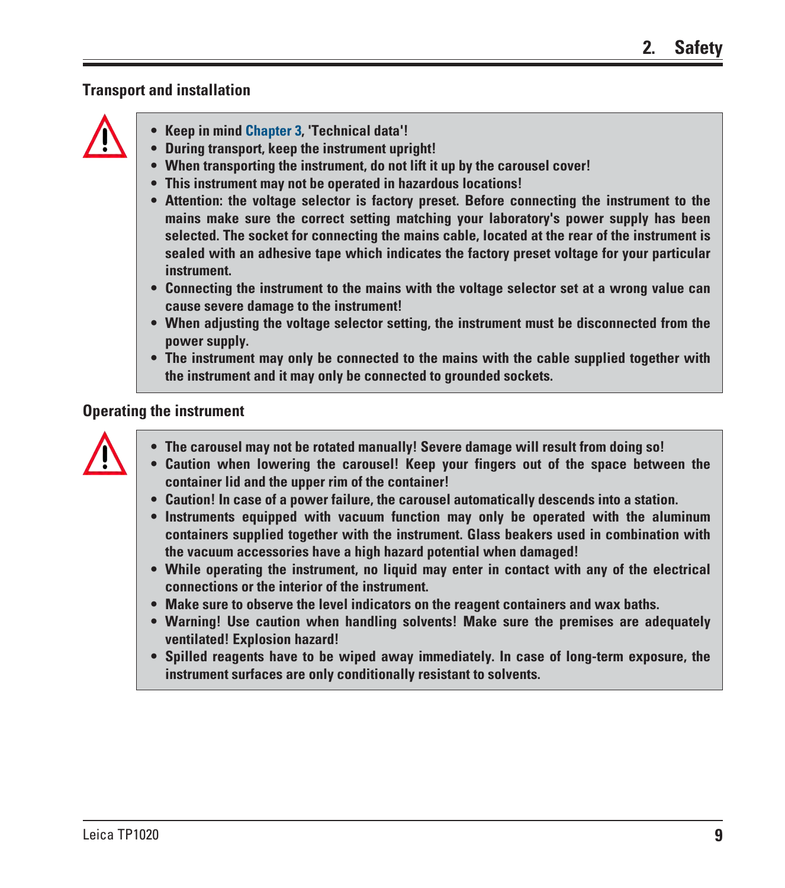### Transport and installation

- **Keep in mind Chapter 3, 'Technical data'!**
- **During transport, keep the instrument upright!**
- **When transporting the instrument, do not lift it up by the carousel cover!**
- **This instrument may not be operated in hazardous locations!**
- **Attention: the voltage selector is factory preset. Before connecting the instrument to the mains make sure the correct setting matching your laboratory's power supply has been selected. The socket for connecting the mains cable, located at the rear of the instrument is sealed with an adhesive tape which indicates the factory preset voltage for your particular instrument.**
- **Connecting the instrument to the mains with the voltage selector set at a wrong value can cause severe damage to the instrument!**
- **When adjusting the voltage selector setting, the instrument must be disconnected from the power supply.**
- **The instrument may only be connected to the mains with the cable supplied together with the instrument and it may only be connected to grounded sockets.**

### Operating the instrument

- **The carousel may not be rotated manually! Severe damage will result from doing so!**
- **Caution when lowering the carousel! Keep your fingers out of the space between the container lid and the upper rim of the container!**
- **Caution! In case of a power failure, the carousel automatically descends into a station.**
- **Instruments equipped with vacuum function may only be operated with the aluminum containers supplied together with the instrument. Glass beakers used in combination with the vacuum accessories have a high hazard potential when damaged!**
- **While operating the instrument, no liquid may enter in contact with any of the electrical connections or the interior of the instrument.**
- **Make sure to observe the level indicators on the reagent containers and wax baths.**
- **Warning! Use caution when handling solvents! Make sure the premises are adequately ventilated! Explosion hazard!**
- **Spilled reagents have to be wiped away immediately. In case of long-term exposure, the instrument surfaces are only conditionally resistant to solvents.**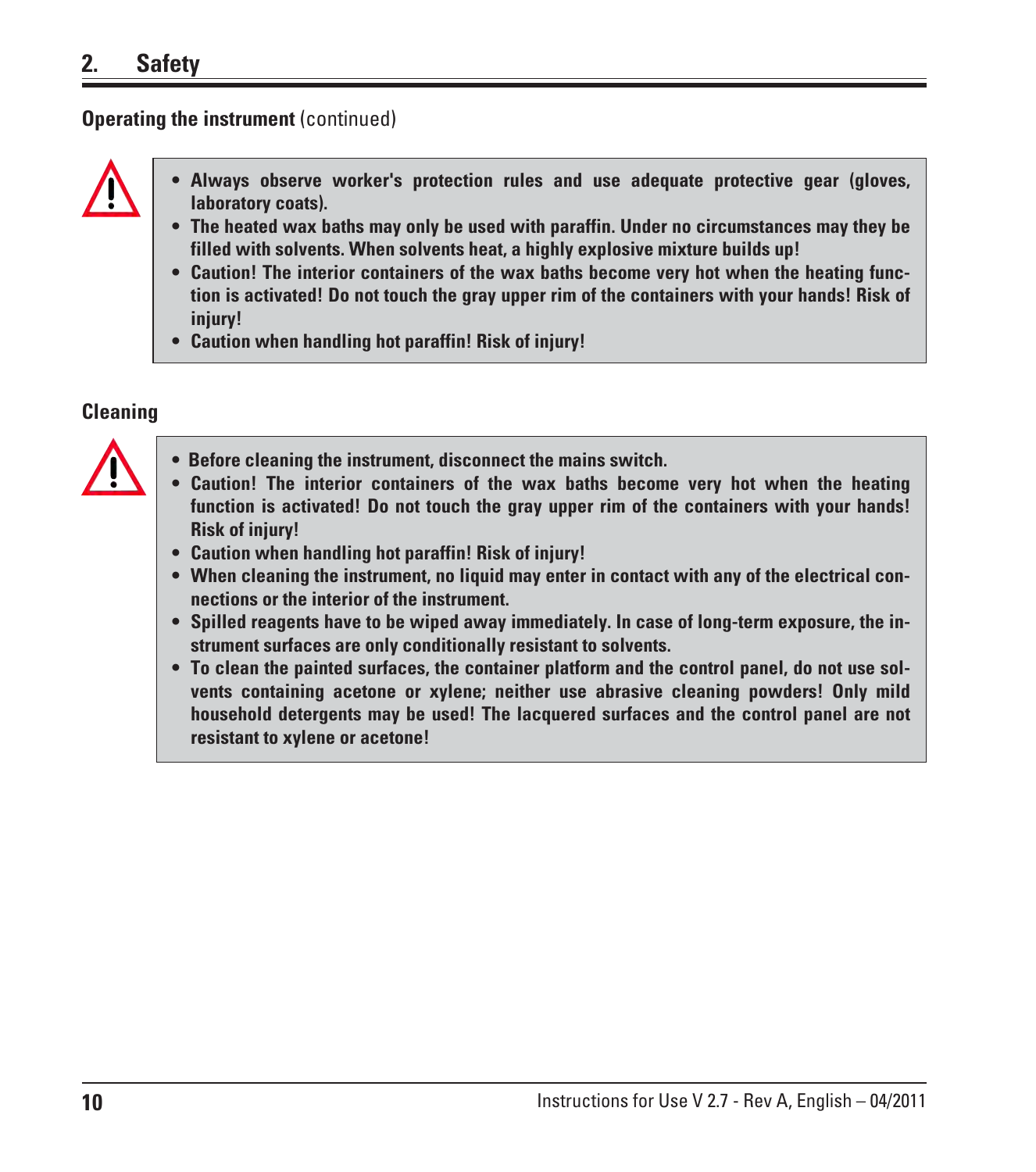## 2. Safety

**Operating the instrument** (continued)

- **Always observe worker's protection rules and use adequate protective gear (gloves, laboratory coats).**
- **The heated wax baths may only be used with paraffin. Under no circumstances may they be filled with solvents. When solvents heat, a highly explosive mixture builds up!**
- **Caution! The interior containers of the wax baths become very hot when the heating function is activated! Do not touch the gray upper rim of the containers with your hands! Risk of injury!**
- **Caution when handling hot paraffin! Risk of injury!**

**Cleaning**

- **Before cleaning the instrument, disconnect the mains switch.**
- **Caution! The interior containers of the wax baths become very hot when the heating function is activated! Do not touch the gray upper rim of the containers with your hands! Risk of injury!**
- **Caution when handling hot paraffin! Risk of injury!**
- **When cleaning the instrument, no liquid may enter in contact with any of the electrical connections or the interior of the instrument.**
- **Spilled reagents have to be wiped away immediately. In case of long-term exposure, the instrument surfaces are only conditionally resistant to solvents.**
- **To clean the painted surfaces, the container platform and the control panel, do not use solvents containing acetone or xylene; neither use abrasive cleaning powders! Only mild household detergents may be used! The lacquered surfaces and the control panel are not resistant to xylene or acetone!**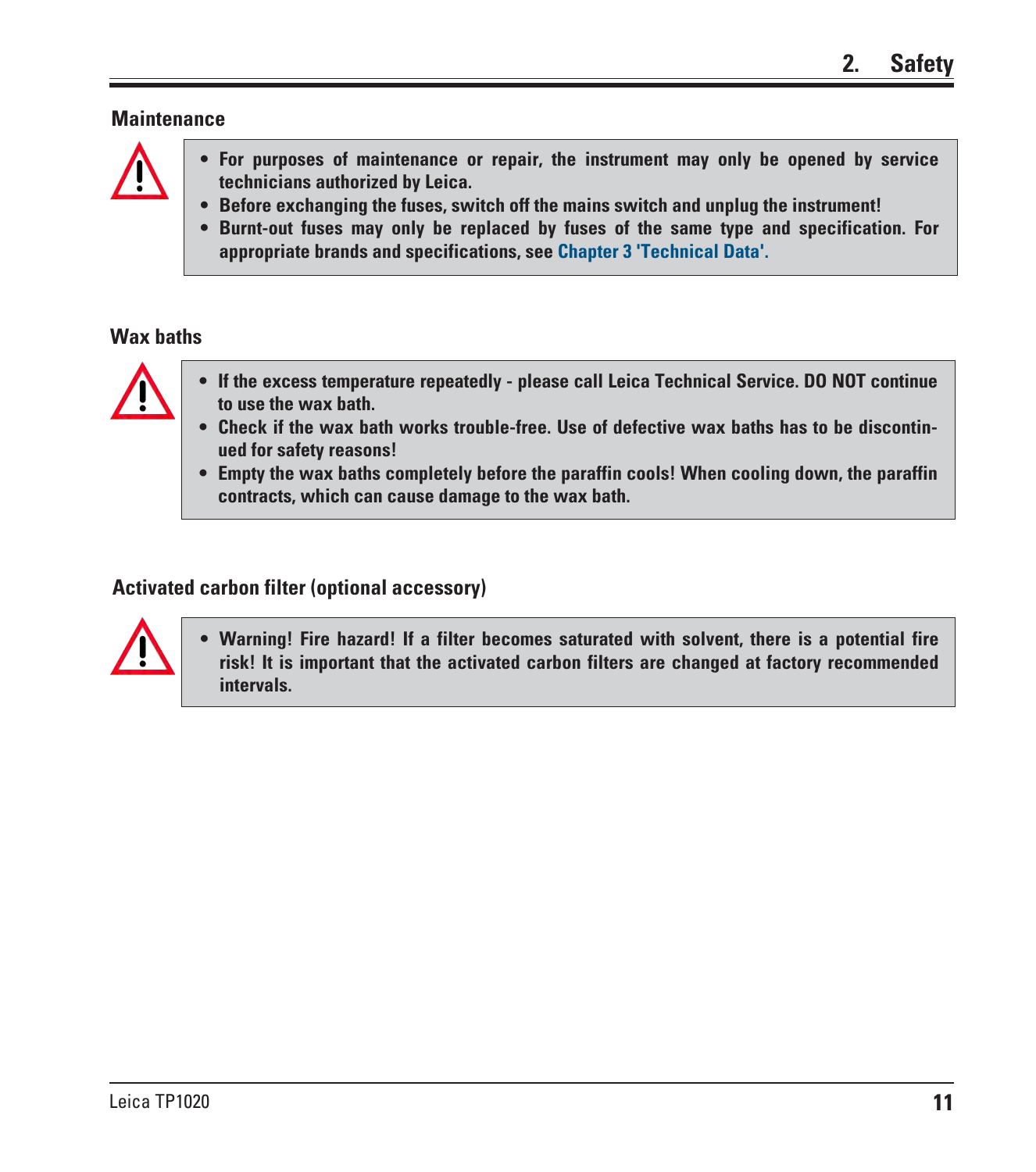### Maintenance

- **For purposes of maintenance or repair, the instrument may only be opened by service technicians authorized by Leica.**
- **Before exchanging the fuses, switch off the mains switch and unplug the instrument!**
- **Burnt-out fuses may only be replaced by fuses of the same type and specification. For appropriate brands and specifications, see Chapter 3 'Technical Data'.**

### Wax baths

- **If the excess temperature repeatedly - please call Leica Technical Service. DO NOT continue to use the wax bath.**
- **Check if the wax bath works trouble-free. Use of defective wax baths has to be discontinued for safety reasons!**
- **Empty the wax baths completely before the paraffin cools! When cooling down, the paraffin contracts, which can cause damage to the wax bath.**

### Activated carbon filter (optional accessory)

- **Warning! Fire hazard! If a filter becomes saturated with solvent, there is a potential fire risk! It is important that the activated carbon filters are changed at factory recommended intervals.**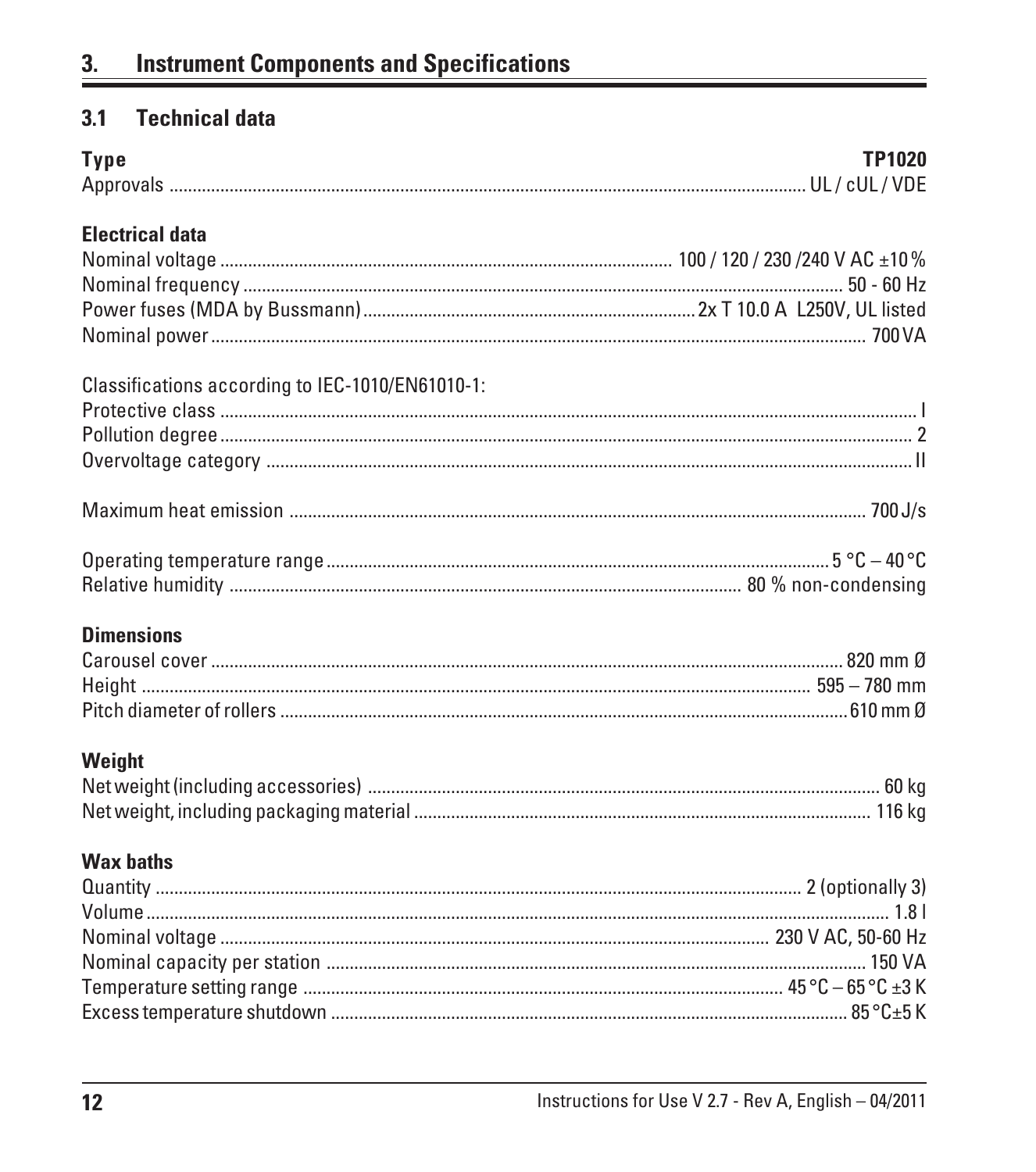## 3. Instrument Components and Specifications

### 3.1 Technical data

| **Type** | **TP1020** |
|---|---|
| Approvals | UL / cUL / VDE |

**Electrical data**

| | |
|---|---|
| Nominal voltage | 100 / 120 / 230 /240 V AC ±10 % |
| Nominal frequency | 50 - 60 Hz |
| Power fuses (MDA by Bussmann) | 2x T 10.0 A L250V, UL listed |
| Nominal power | 700 VA |

Classifications according to IEC-1010/EN61010-1:

| | |
|---|---|
| Protective class | I |
| Pollution degree | 2 |
| Overvoltage category | II |
| Maximum heat emission | 700 J/s |
| Operating temperature range | 5 °C – 40 °C |
| Relative humidity | 80 % non-condensing |

**Dimensions**

| | |
|---|---|
| Carousel cover | 820 mm Ø |
| Height | 595 – 780 mm |
| Pitch diameter of rollers | 610 mm Ø |

**Weight**

| | |
|---|---|
| Net weight (including accessories) | 60 kg |
| Net weight, including packaging material | 116 kg |

**Wax baths**

| | |
|---|---|
| Quantity | 2 (optionally 3) |
| Volume | 1.8 l |
| Nominal voltage | 230 V AC, 50-60 Hz |
| Nominal capacity per station | 150 VA |
| Temperature setting range | 45 °C – 65 °C ±3 K |
| Excess temperature shutdown | 85 °C±5 K |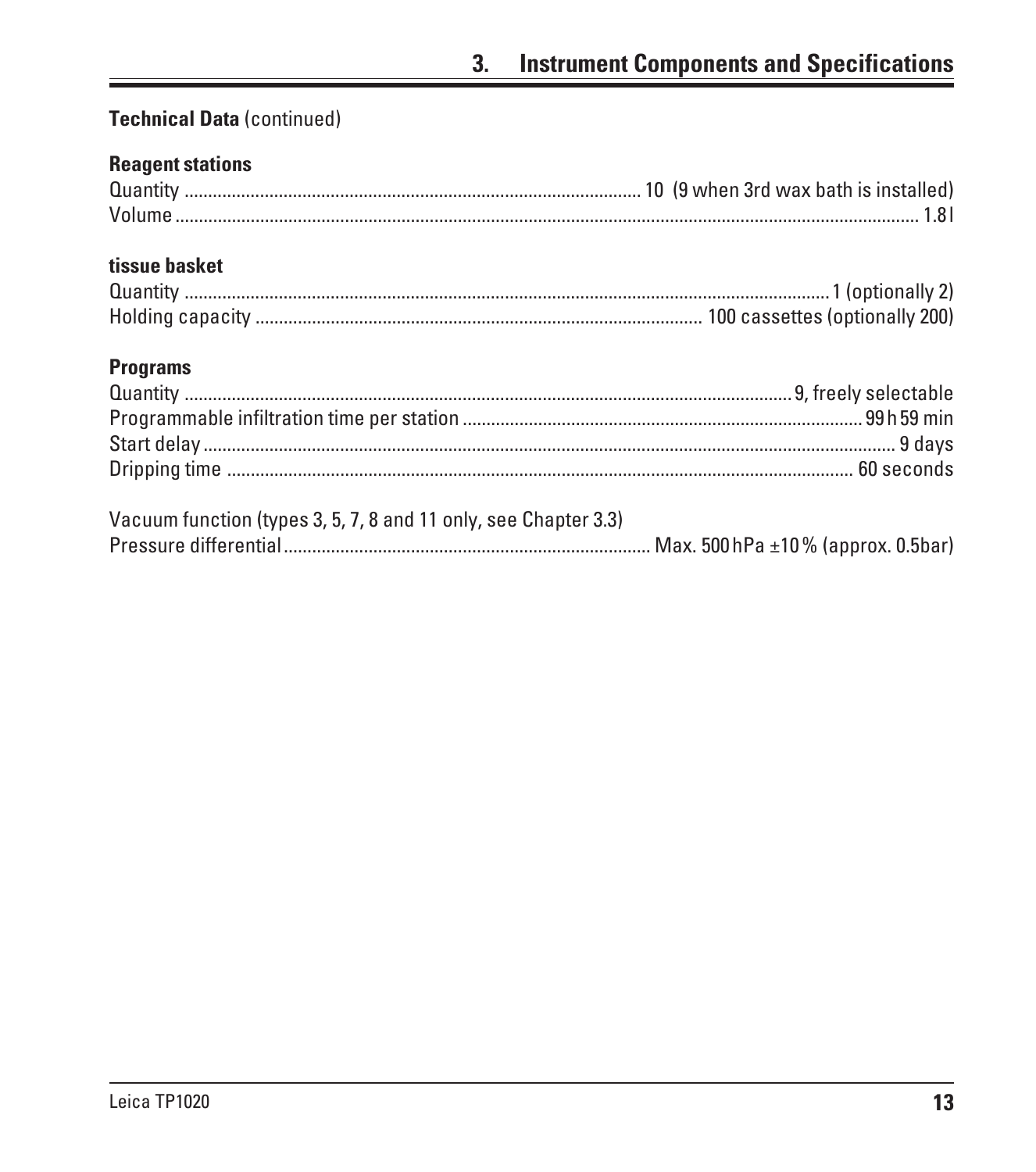**Technical Data** (continued)

**Reagent stations**

Quantity ........................................ 10 (9 when 3rd wax bath is installed)
Volume ........................................ 1.8 l

**tissue basket**

Quantity ........................................ 1 (optionally 2)
Holding capacity ........................................ 100 cassettes (optionally 200)

**Programs**

Quantity ........................................ 9, freely selectable
Programmable infiltration time per station ........................................ 99 h 59 min
Start delay ........................................ 9 days
Dripping time ........................................ 60 seconds

Vacuum function (types 3, 5, 7, 8 and 11 only, see Chapter 3.3)
Pressure differential ........................................ Max. 500 hPa ±10 % (approx. 0.5bar)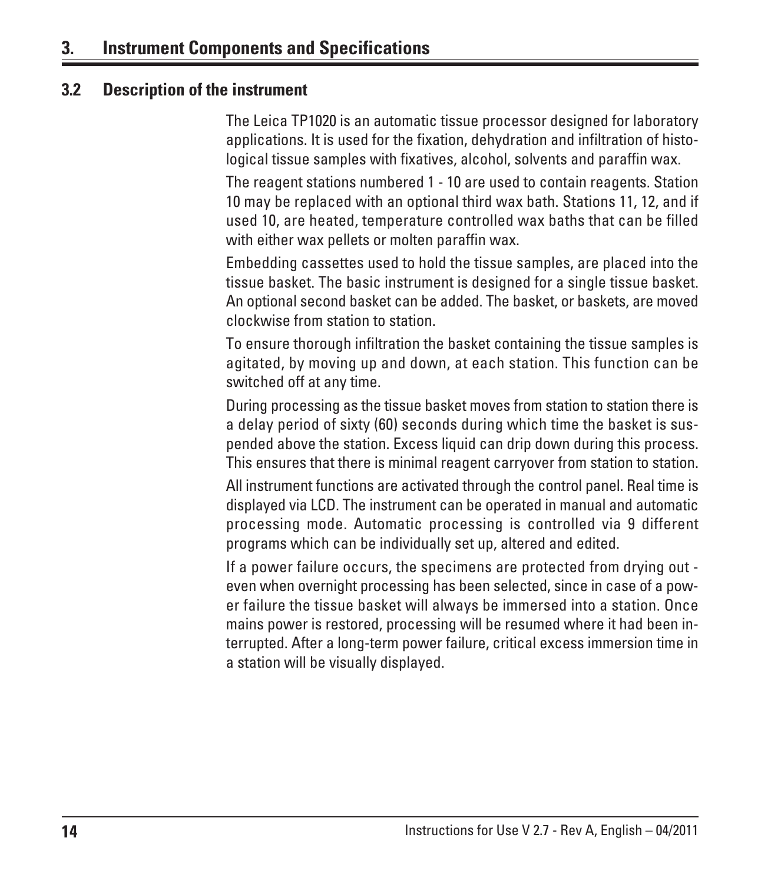# 3. Instrument Components and Specifications

## 3.2 Description of the instrument

The Leica TP1020 is an automatic tissue processor designed for laboratory applications. It is used for the fixation, dehydration and infiltration of histological tissue samples with fixatives, alcohol, solvents and paraffin wax.

The reagent stations numbered 1 - 10 are used to contain reagents. Station 10 may be replaced with an optional third wax bath. Stations 11, 12, and if used 10, are heated, temperature controlled wax baths that can be filled with either wax pellets or molten paraffin wax.

Embedding cassettes used to hold the tissue samples, are placed into the tissue basket. The basic instrument is designed for a single tissue basket. An optional second basket can be added. The basket, or baskets, are moved clockwise from station to station.

To ensure thorough infiltration the basket containing the tissue samples is agitated, by moving up and down, at each station. This function can be switched off at any time.

During processing as the tissue basket moves from station to station there is a delay period of sixty (60) seconds during which time the basket is suspended above the station. Excess liquid can drip down during this process. This ensures that there is minimal reagent carryover from station to station.

All instrument functions are activated through the control panel. Real time is displayed via LCD. The instrument can be operated in manual and automatic processing mode. Automatic processing is controlled via 9 different programs which can be individually set up, altered and edited.

If a power failure occurs, the specimens are protected from drying out - even when overnight processing has been selected, since in case of a power failure the tissue basket will always be immersed into a station. Once mains power is restored, processing will be resumed where it had been interrupted. After a long-term power failure, critical excess immersion time in a station will be visually displayed.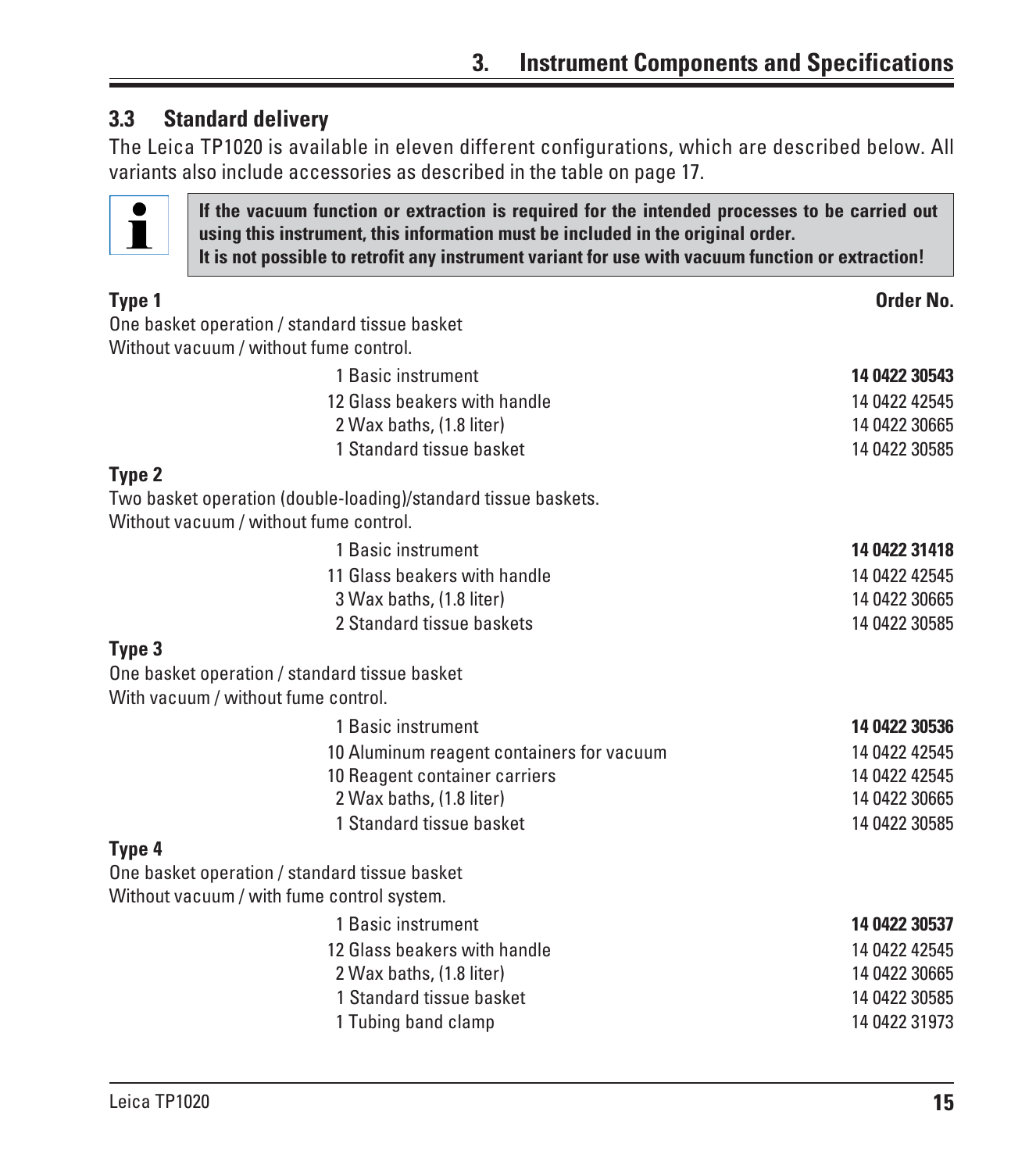## 3.3 Standard delivery

The Leica TP1020 is available in eleven different configurations, which are described below. All variants also include accessories as described in the table on page 17.

> **If the vacuum function or extraction is required for the intended processes to be carried out using this instrument, this information must be included in the original order.**
> **It is not possible to retrofit any instrument variant for use with vacuum function or extraction!**

**Type 1** — **Order No.**

One basket operation / standard tissue basket
Without vacuum / without fume control.

| Item | Order No. |
|---|---|
| 1 Basic instrument | **14 0422 30543** |
| 12 Glass beakers with handle | 14 0422 42545 |
| 2 Wax baths, (1.8 liter) | 14 0422 30665 |
| 1 Standard tissue basket | 14 0422 30585 |

**Type 2**

Two basket operation (double-loading)/standard tissue baskets.
Without vacuum / without fume control.

| Item | Order No. |
|---|---|
| 1 Basic instrument | **14 0422 31418** |
| 11 Glass beakers with handle | 14 0422 42545 |
| 3 Wax baths, (1.8 liter) | 14 0422 30665 |
| 2 Standard tissue baskets | 14 0422 30585 |

**Type 3**

One basket operation / standard tissue basket
With vacuum / without fume control.

| Item | Order No. |
|---|---|
| 1 Basic instrument | **14 0422 30536** |
| 10 Aluminum reagent containers for vacuum | 14 0422 42545 |
| 10 Reagent container carriers | 14 0422 42545 |
| 2 Wax baths, (1.8 liter) | 14 0422 30665 |
| 1 Standard tissue basket | 14 0422 30585 |

**Type 4**

One basket operation / standard tissue basket
Without vacuum / with fume control system.

| Item | Order No. |
|---|---|
| 1 Basic instrument | **14 0422 30537** |
| 12 Glass beakers with handle | 14 0422 42545 |
| 2 Wax baths, (1.8 liter) | 14 0422 30665 |
| 1 Standard tissue basket | 14 0422 30585 |
| 1 Tubing band clamp | 14 0422 31973 |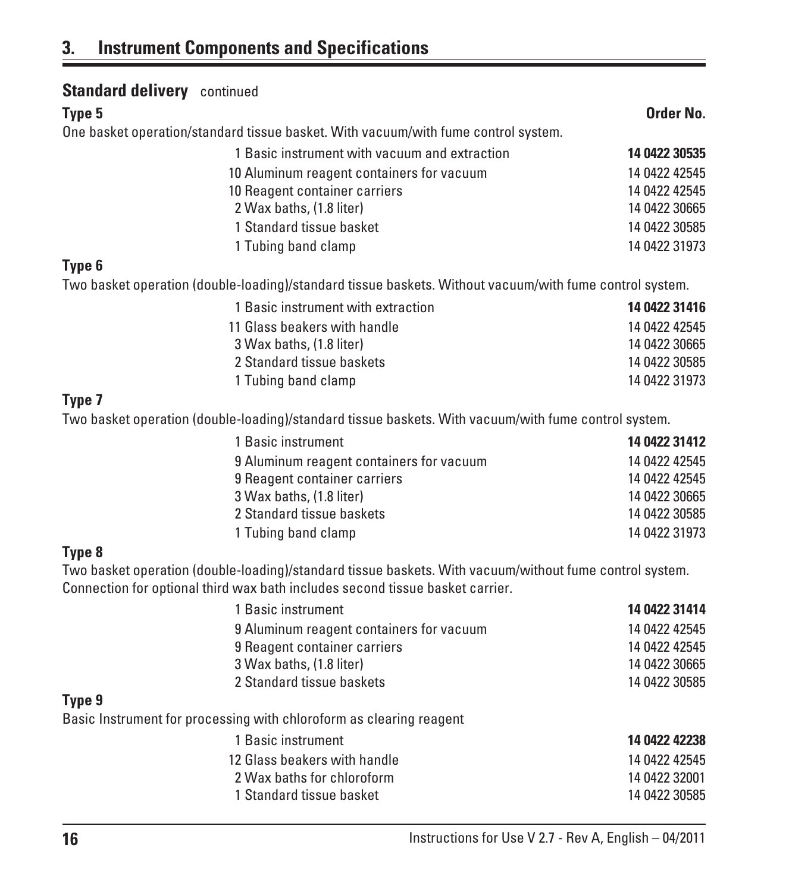## 3. Instrument Components and Specifications

### Standard delivery continued

**Type 5** **Order No.**

One basket operation/standard tissue basket. With vacuum/with fume control system.

| Item | Order No. |
|---|---|
| 1 Basic instrument with vacuum and extraction | **14 0422 30535** |
| 10 Aluminum reagent containers for vacuum | 14 0422 42545 |
| 10 Reagent container carriers | 14 0422 42545 |
| 2 Wax baths, (1.8 liter) | 14 0422 30665 |
| 1 Standard tissue basket | 14 0422 30585 |
| 1 Tubing band clamp | 14 0422 31973 |

**Type 6**

Two basket operation (double-loading)/standard tissue baskets. Without vacuum/with fume control system.

| Item | Order No. |
|---|---|
| 1 Basic instrument with extraction | **14 0422 31416** |
| 11 Glass beakers with handle | 14 0422 42545 |
| 3 Wax baths, (1.8 liter) | 14 0422 30665 |
| 2 Standard tissue baskets | 14 0422 30585 |
| 1 Tubing band clamp | 14 0422 31973 |

**Type 7**

Two basket operation (double-loading)/standard tissue baskets. With vacuum/with fume control system.

| Item | Order No. |
|---|---|
| 1 Basic instrument | **14 0422 31412** |
| 9 Aluminum reagent containers for vacuum | 14 0422 42545 |
| 9 Reagent container carriers | 14 0422 42545 |
| 3 Wax baths, (1.8 liter) | 14 0422 30665 |
| 2 Standard tissue baskets | 14 0422 30585 |
| 1 Tubing band clamp | 14 0422 31973 |

**Type 8**

Two basket operation (double-loading)/standard tissue baskets. With vacuum/without fume control system. Connection for optional third wax bath includes second tissue basket carrier.

| Item | Order No. |
|---|---|
| 1 Basic instrument | **14 0422 31414** |
| 9 Aluminum reagent containers for vacuum | 14 0422 42545 |
| 9 Reagent container carriers | 14 0422 42545 |
| 3 Wax baths, (1.8 liter) | 14 0422 30665 |
| 2 Standard tissue baskets | 14 0422 30585 |

**Type 9**

Basic Instrument for processing with chloroform as clearing reagent

| Item | Order No. |
|---|---|
| 1 Basic instrument | **14 0422 42238** |
| 12 Glass beakers with handle | 14 0422 42545 |
| 2 Wax baths for chloroform | 14 0422 32001 |
| 1 Standard tissue basket | 14 0422 30585 |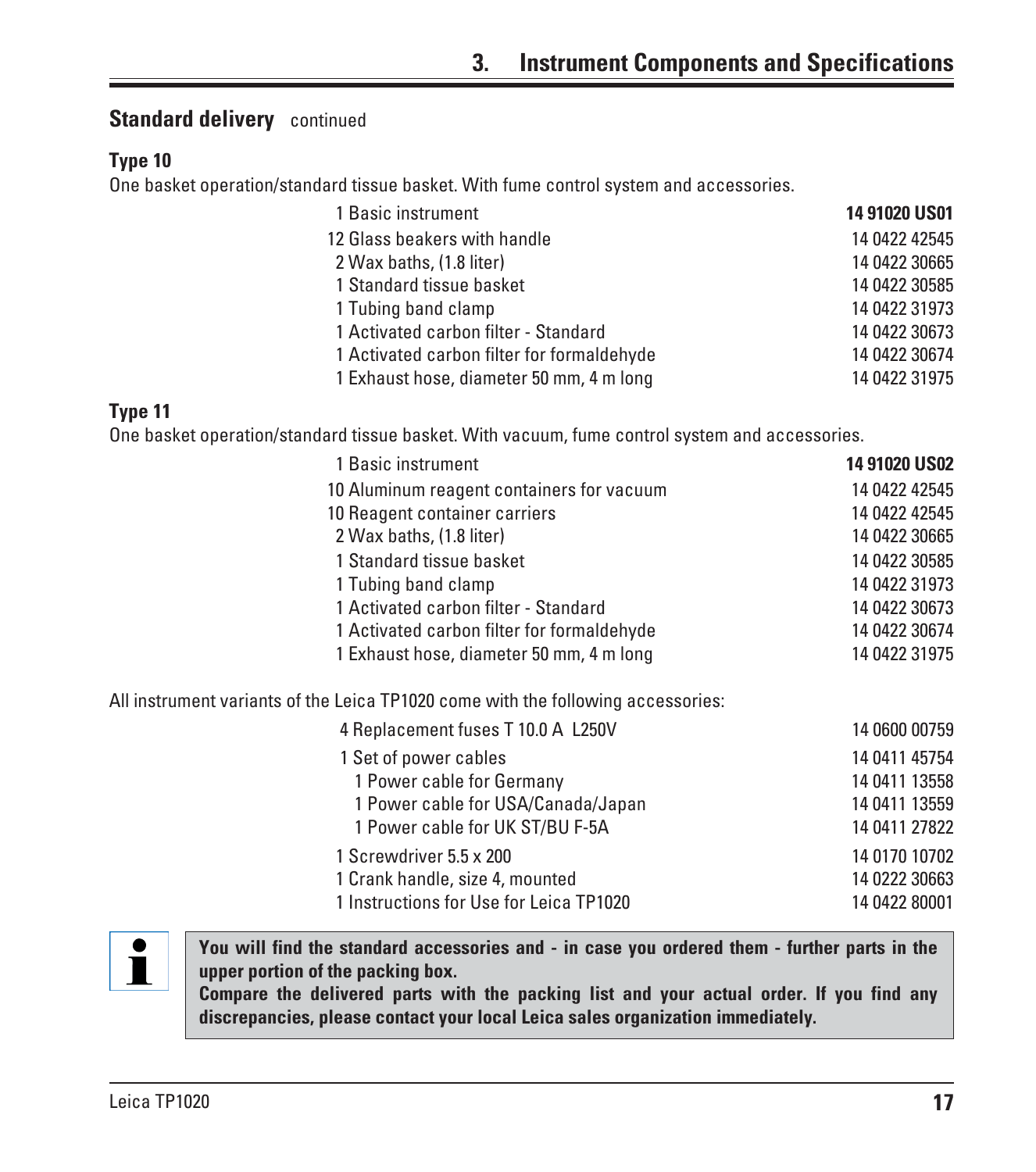## Standard delivery continued

### Type 10

One basket operation/standard tissue basket. With fume control system and accessories.

| Item | Order No. |
|---|---|
| 1 Basic instrument | **14 91020 US01** |
| 12 Glass beakers with handle | 14 0422 42545 |
| 2 Wax baths, (1.8 liter) | 14 0422 30665 |
| 1 Standard tissue basket | 14 0422 30585 |
| 1 Tubing band clamp | 14 0422 31973 |
| 1 Activated carbon filter - Standard | 14 0422 30673 |
| 1 Activated carbon filter for formaldehyde | 14 0422 30674 |
| 1 Exhaust hose, diameter 50 mm, 4 m long | 14 0422 31975 |

### Type 11

One basket operation/standard tissue basket. With vacuum, fume control system and accessories.

| Item | Order No. |
|---|---|
| 1 Basic instrument | **14 91020 US02** |
| 10 Aluminum reagent containers for vacuum | 14 0422 42545 |
| 10 Reagent container carriers | 14 0422 42545 |
| 2 Wax baths, (1.8 liter) | 14 0422 30665 |
| 1 Standard tissue basket | 14 0422 30585 |
| 1 Tubing band clamp | 14 0422 31973 |
| 1 Activated carbon filter - Standard | 14 0422 30673 |
| 1 Activated carbon filter for formaldehyde | 14 0422 30674 |
| 1 Exhaust hose, diameter 50 mm, 4 m long | 14 0422 31975 |

All instrument variants of the Leica TP1020 come with the following accessories:

| Item | Order No. |
|---|---|
| 4 Replacement fuses T 10.0 A L250V | 14 0600 00759 |
| 1 Set of power cables | 14 0411 45754 |
| 1 Power cable for Germany | 14 0411 13558 |
| 1 Power cable for USA/Canada/Japan | 14 0411 13559 |
| 1 Power cable for UK ST/BU F-5A | 14 0411 27822 |
| 1 Screwdriver 5.5 x 200 | 14 0170 10702 |
| 1 Crank handle, size 4, mounted | 14 0222 30663 |
| 1 Instructions for Use for Leica TP1020 | 14 0422 80001 |

**You will find the standard accessories and - in case you ordered them - further parts in the upper portion of the packing box.**
**Compare the delivered parts with the packing list and your actual order. If you find any discrepancies, please contact your local Leica sales organization immediately.**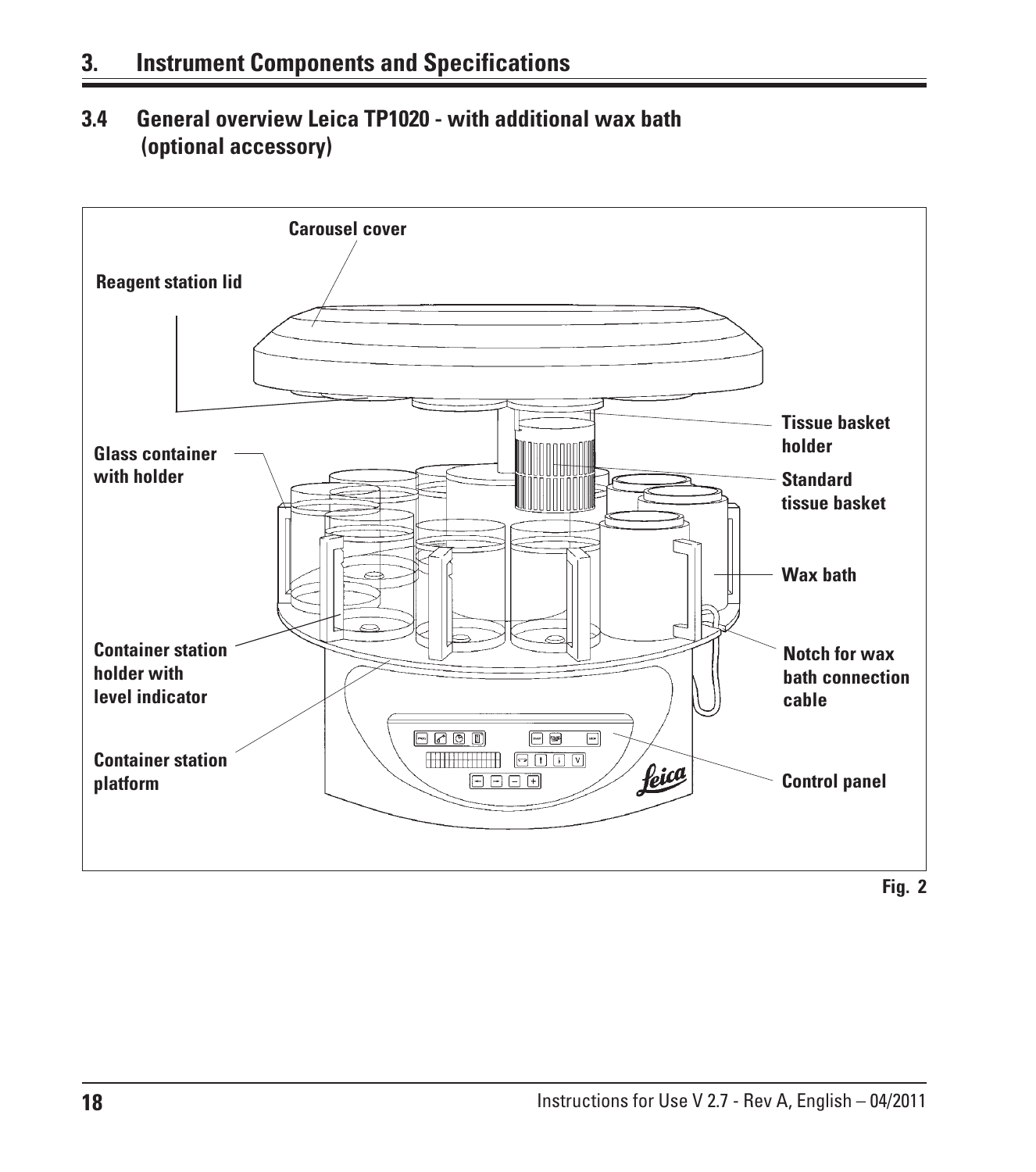## 3.4 General overview Leica TP1020 - with additional wax bath (optional accessory)

Carousel cover

Reagent station lid

Tissue basket holder

Glass container with holder

Standard tissue basket

Wax bath

Container station holder with level indicator

Notch for wax bath connection cable

Container station platform

Control panel

Fig. 2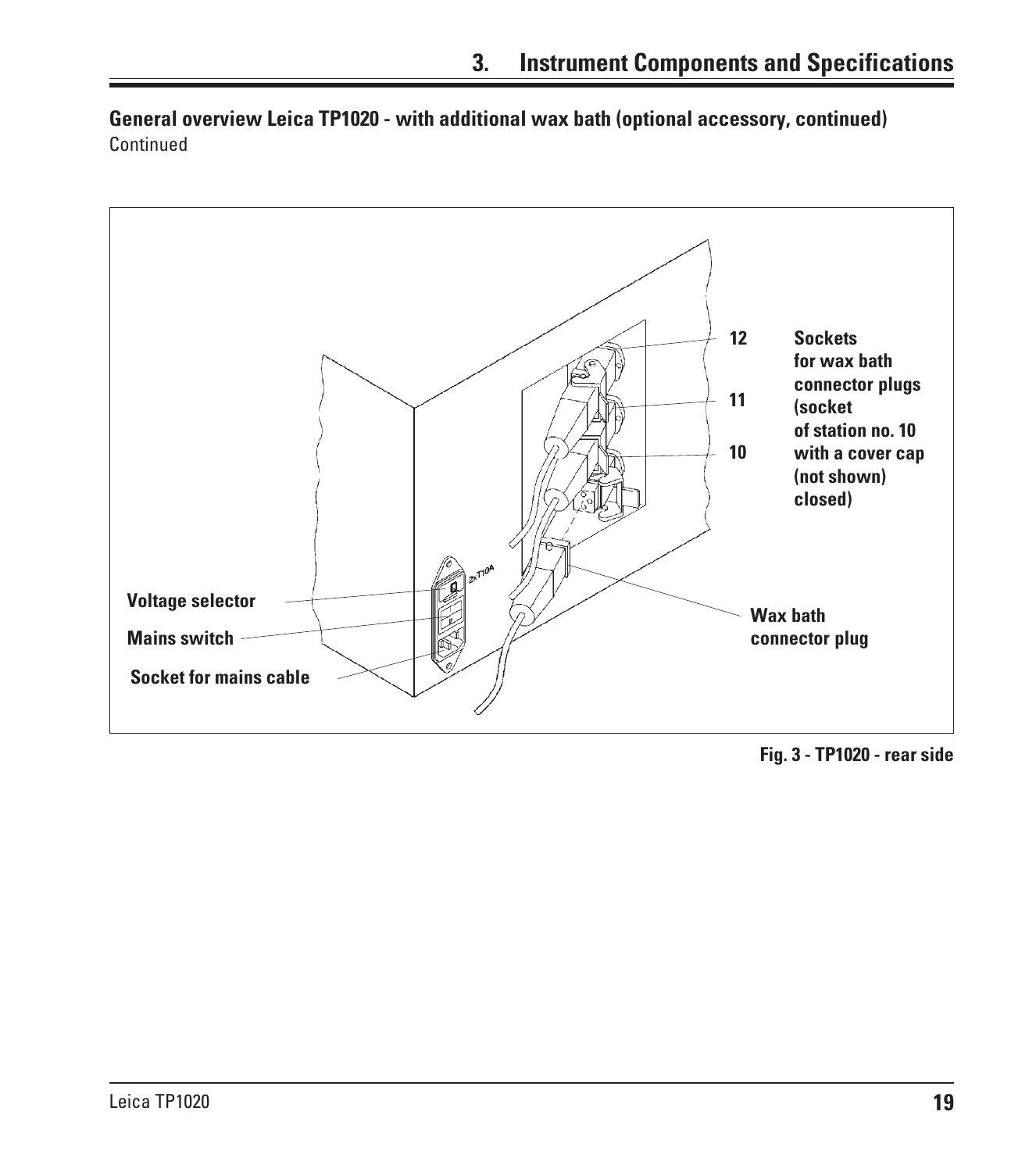**General overview Leica TP1020 - with additional wax bath (optional accessory, continued)**
Continued

12 **Sockets for wax bath connector plugs (socket of station no. 10 with a cover cap (not shown) closed)**

11

10

**Voltage selector**

**Mains switch**

**Socket for mains cable**

**Wax bath connector plug**

**Fig. 3 - TP1020 - rear side**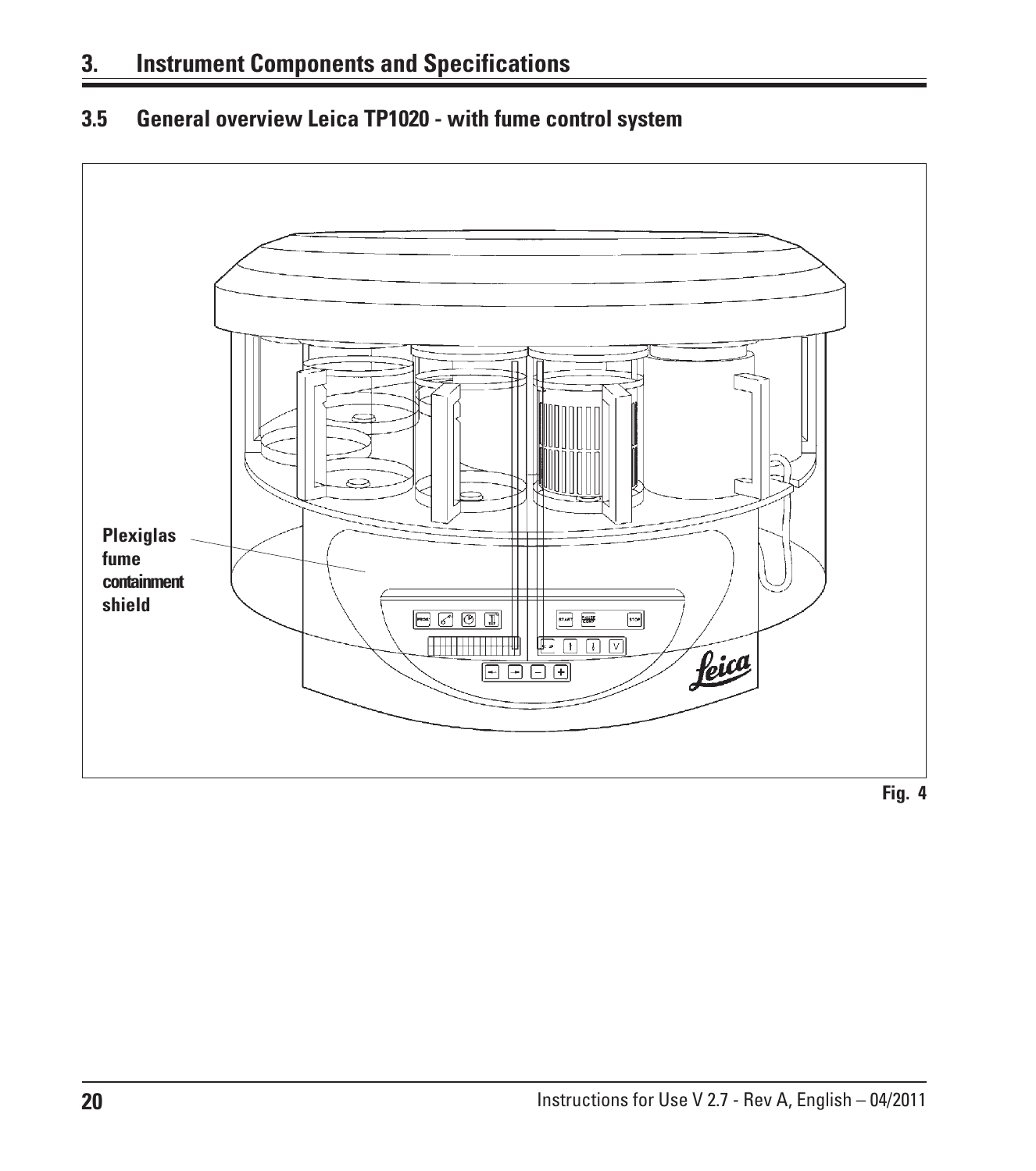### 3.5 General overview Leica TP1020 - with fume control system

Plexiglas fume containment shield

Fig. 4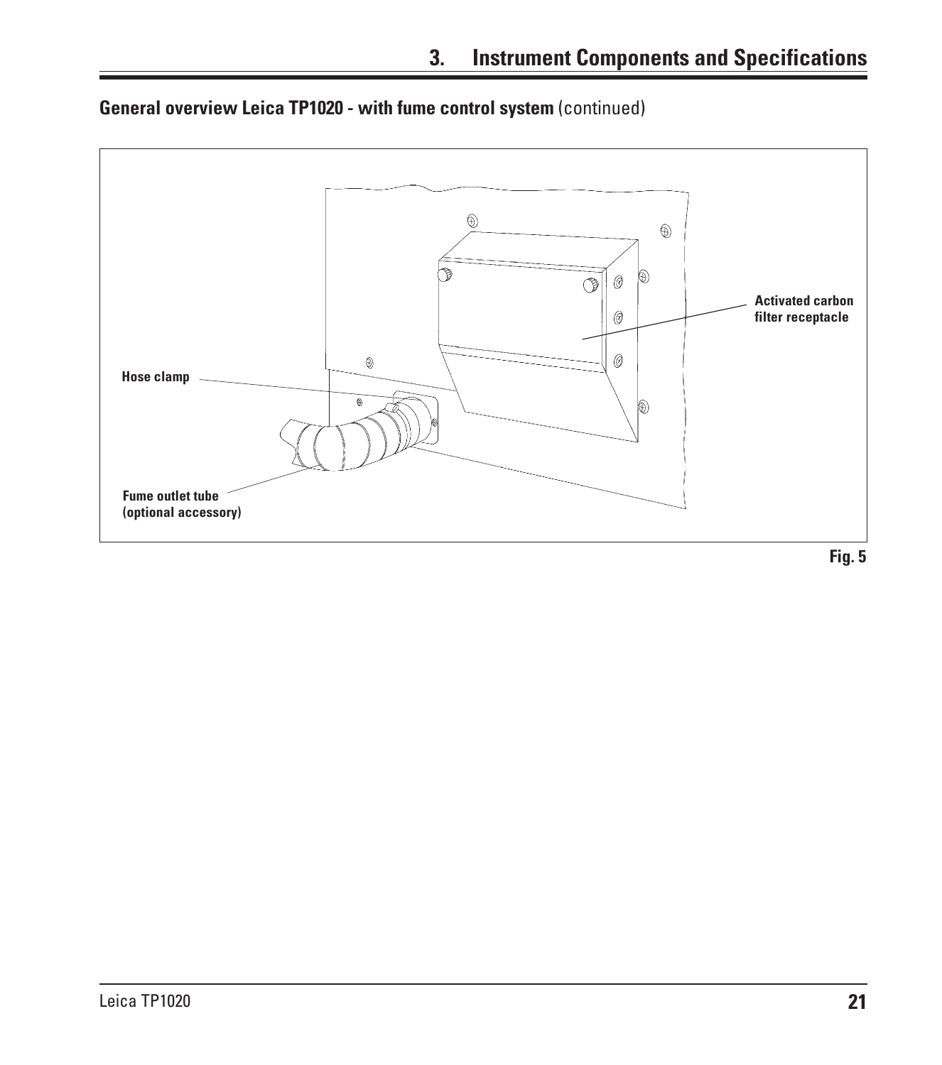## General overview Leica TP1020 - with fume control system (continued)

Activated carbon filter receptacle

Hose clamp

Fume outlet tube (optional accessory)

Fig. 5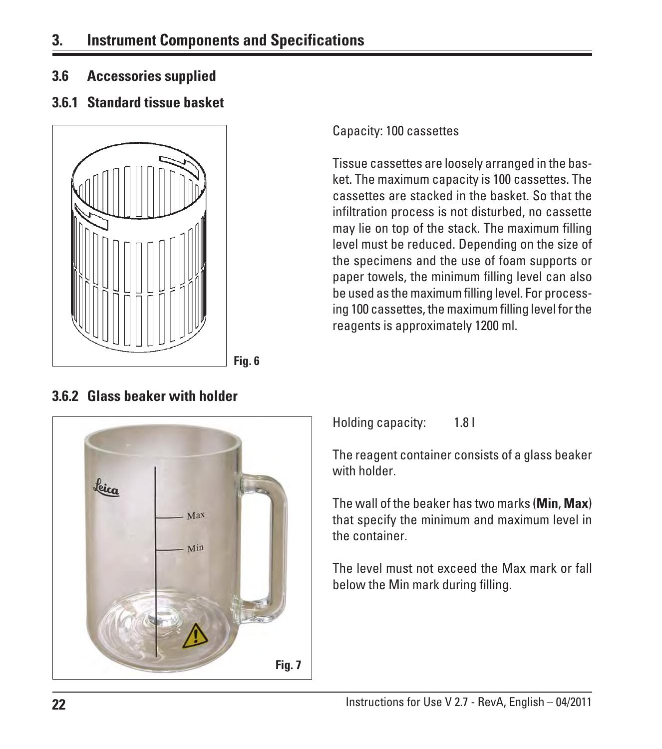## 3.6 Accessories supplied

### 3.6.1 Standard tissue basket

Fig. 6

Capacity: 100 cassettes

Tissue cassettes are loosely arranged in the basket. The maximum capacity is 100 cassettes. The cassettes are stacked in the basket. So that the infiltration process is not disturbed, no cassette may lie on top of the stack. The maximum filling level must be reduced. Depending on the size of the specimens and the use of foam supports or paper towels, the minimum filling level can also be used as the maximum filling level. For processing 100 cassettes, the maximum filling level for the reagents is approximately 1200 ml.

### 3.6.2 Glass beaker with holder

Fig. 7

Holding capacity: 1.8 l

The reagent container consists of a glass beaker with holder.

The wall of the beaker has two marks (**Min**, **Max**) that specify the minimum and maximum level in the container.

The level must not exceed the Max mark or fall below the Min mark during filling.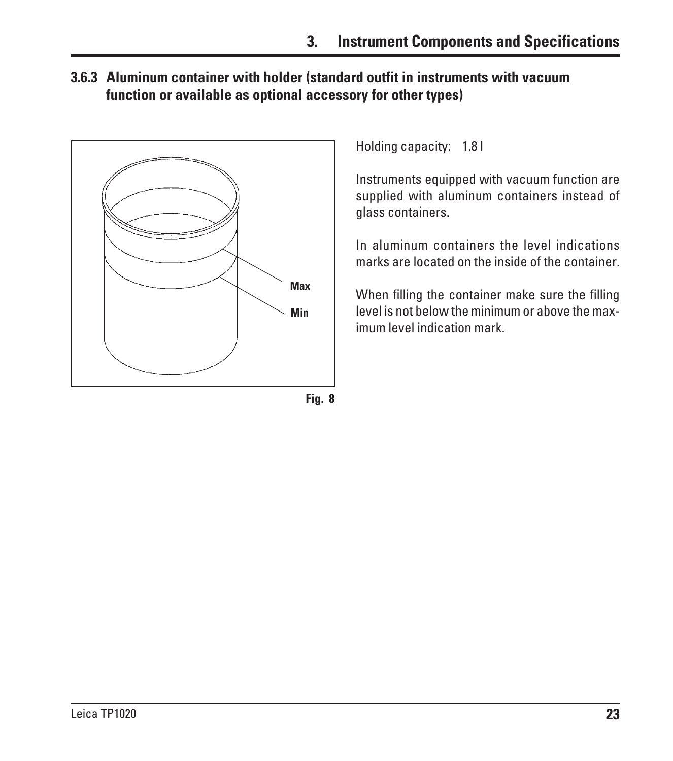### 3.6.3 Aluminum container with holder (standard outfit in instruments with vacuum function or available as optional accessory for other types)

Max

Min

Fig. 8

Holding capacity: 1.8 l

Instruments equipped with vacuum function are supplied with aluminum containers instead of glass containers.

In aluminum containers the level indications marks are located on the inside of the container.

When filling the container make sure the filling level is not below the minimum or above the maximum level indication mark.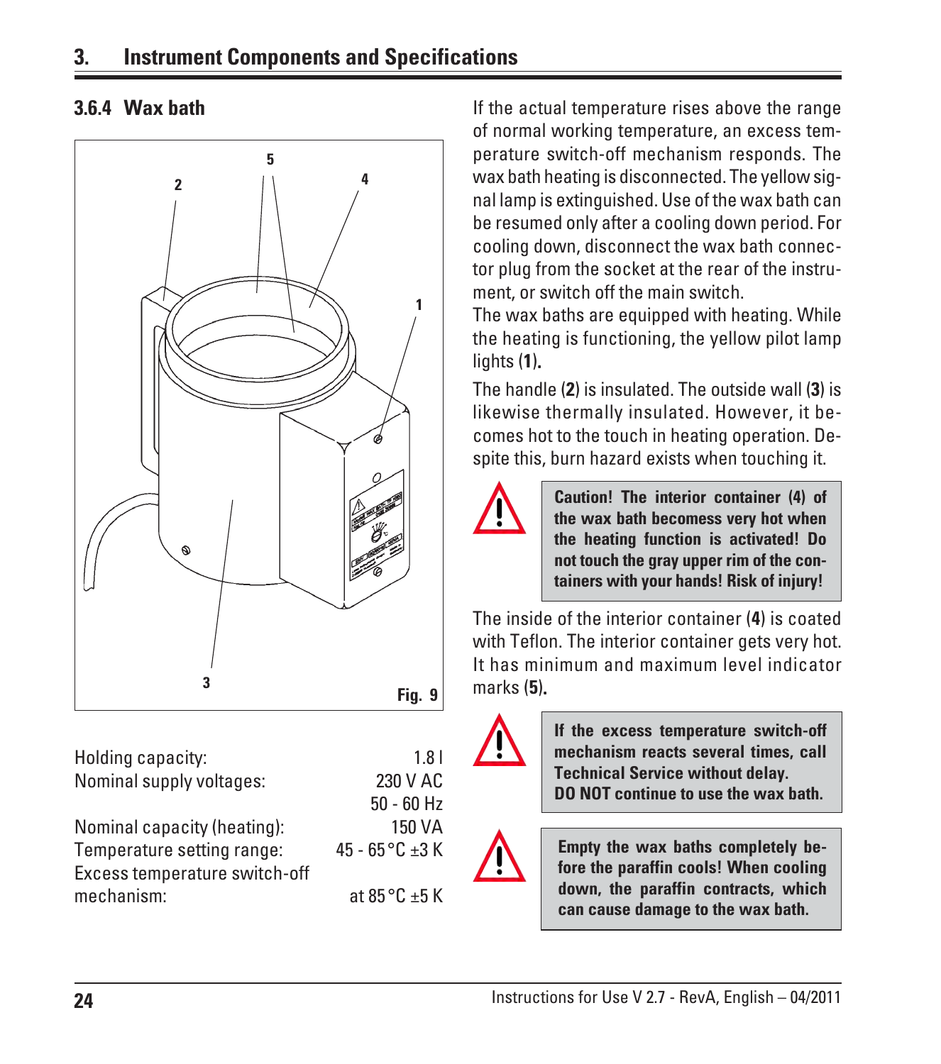### 3.6.4 Wax bath

Fig. 9

| | |
|---|---|
| Holding capacity: | 1.8 l |
| Nominal supply voltages: | 230 V AC |
| | 50 - 60 Hz |
| Nominal capacity (heating): | 150 VA |
| Temperature setting range: | 45 - 65 °C ±3 K |
| Excess temperature switch-off mechanism: | at 85 °C ±5 K |

If the actual temperature rises above the range of normal working temperature, an excess temperature switch-off mechanism responds. The wax bath heating is disconnected. The yellow signal lamp is extinguished. Use of the wax bath can be resumed only after a cooling down period. For cooling down, disconnect the wax bath connector plug from the socket at the rear of the instrument, or switch off the main switch.

The wax baths are equipped with heating. While the heating is functioning, the yellow pilot lamp lights (**1**).

The handle (**2**) is insulated. The outside wall (**3**) is likewise thermally insulated. However, it becomes hot to the touch in heating operation. Despite this, burn hazard exists when touching it.

**Caution! The interior container (4) of the wax bath becomess very hot when the heating function is activated! Do not touch the gray upper rim of the containers with your hands! Risk of injury!**

The inside of the interior container (**4**) is coated with Teflon. The interior container gets very hot. It has minimum and maximum level indicator marks (**5**).

**If the excess temperature switch-off mechanism reacts several times, call Technical Service without delay.**
**DO NOT continue to use the wax bath.**

**Empty the wax baths completely before the paraffin cools! When cooling down, the paraffin contracts, which can cause damage to the wax bath.**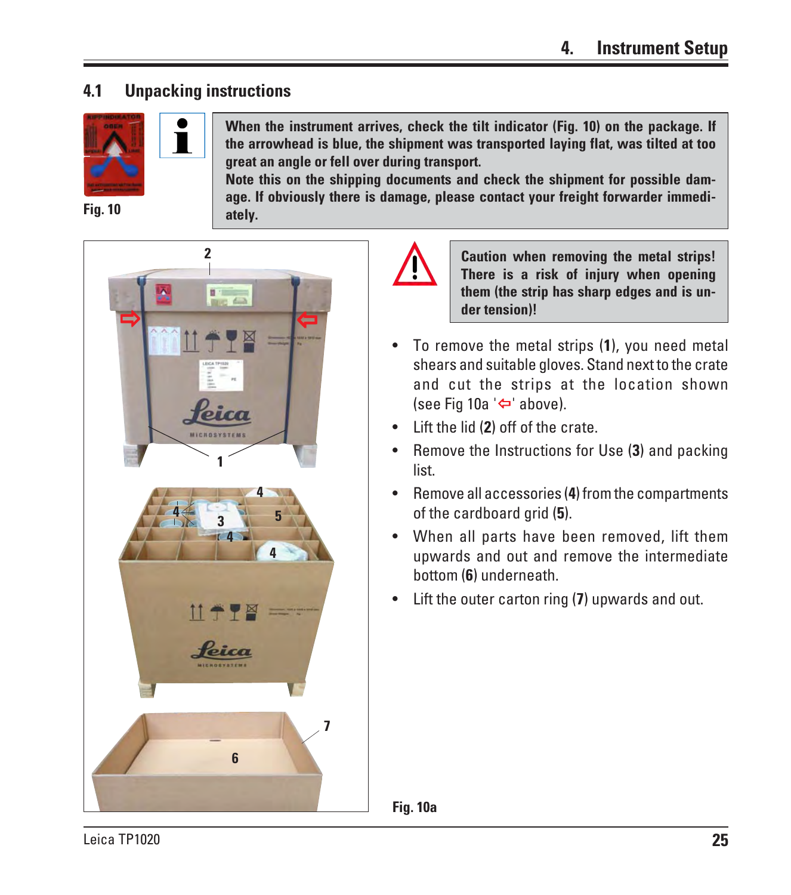## 4.1 Unpacking instructions

Fig. 10

**When the instrument arrives, check the tilt indicator (Fig. 10) on the package. If the arrowhead is blue, the shipment was transported laying flat, was tilted at too great an angle or fell over during transport.**
**Note this on the shipping documents and check the shipment for possible damage. If obviously there is damage, please contact your freight forwarder immediately.**

**Caution when removing the metal strips! There is a risk of injury when opening them (the strip has sharp edges and is under tension)!**

- To remove the metal strips (**1**), you need metal shears and suitable gloves. Stand next to the crate and cut the strips at the location shown (see Fig 10a '⇦' above).
- Lift the lid (**2**) off of the crate.
- Remove the Instructions for Use (**3**) and packing list.
- Remove all accessories (**4**) from the compartments of the cardboard grid (**5**).
- When all parts have been removed, lift them upwards and out and remove the intermediate bottom (**6**) underneath.
- Lift the outer carton ring (**7**) upwards and out.

Fig. 10a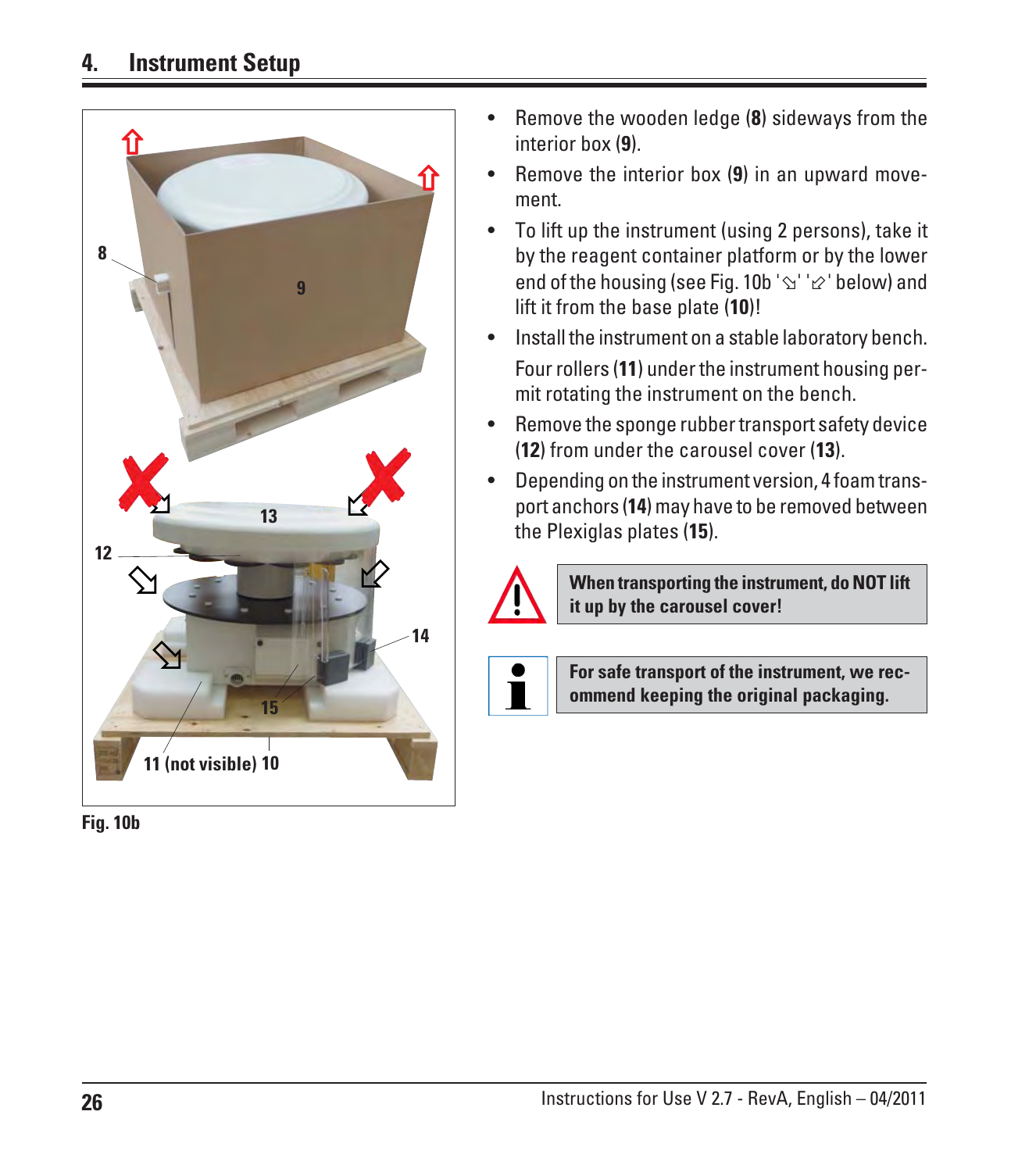## 4. Instrument Setup

Fig. 10b

- Remove the wooden ledge (**8**) sideways from the interior box (**9**).
- Remove the interior box (**9**) in an upward movement.
- To lift up the instrument (using 2 persons), take it by the reagent container platform or by the lower end of the housing (see Fig. 10b '⇘' '⇙' below) and lift it from the base plate (**10**)!
- Install the instrument on a stable laboratory bench.

  Four rollers (**11**) under the instrument housing permit rotating the instrument on the bench.
- Remove the sponge rubber transport safety device (**12**) from under the carousel cover (**13**).
- Depending on the instrument version, 4 foam transport anchors (**14**) may have to be removed between the Plexiglas plates (**15**).

**When transporting the instrument, do NOT lift it up by the carousel cover!**

**For safe transport of the instrument, we recommend keeping the original packaging.**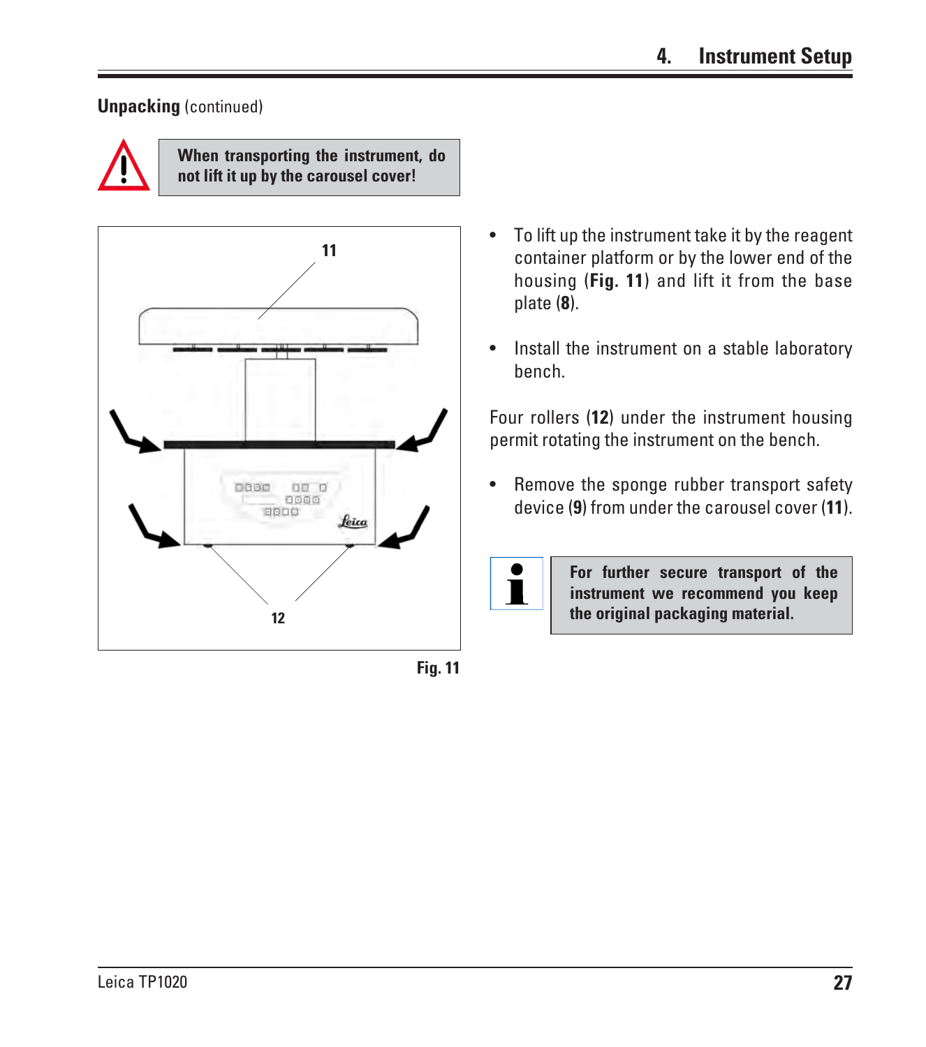**Unpacking** (continued)

**When transporting the instrument, do not lift it up by the carousel cover!**

Fig. 11

- To lift up the instrument take it by the reagent container platform or by the lower end of the housing (**Fig. 11**) and lift it from the base plate (**8**).
- Install the instrument on a stable laboratory bench.

Four rollers (**12**) under the instrument housing permit rotating the instrument on the bench.

- Remove the sponge rubber transport safety device (**9**) from under the carousel cover (**11**).

**For further secure transport of the instrument we recommend you keep the original packaging material.**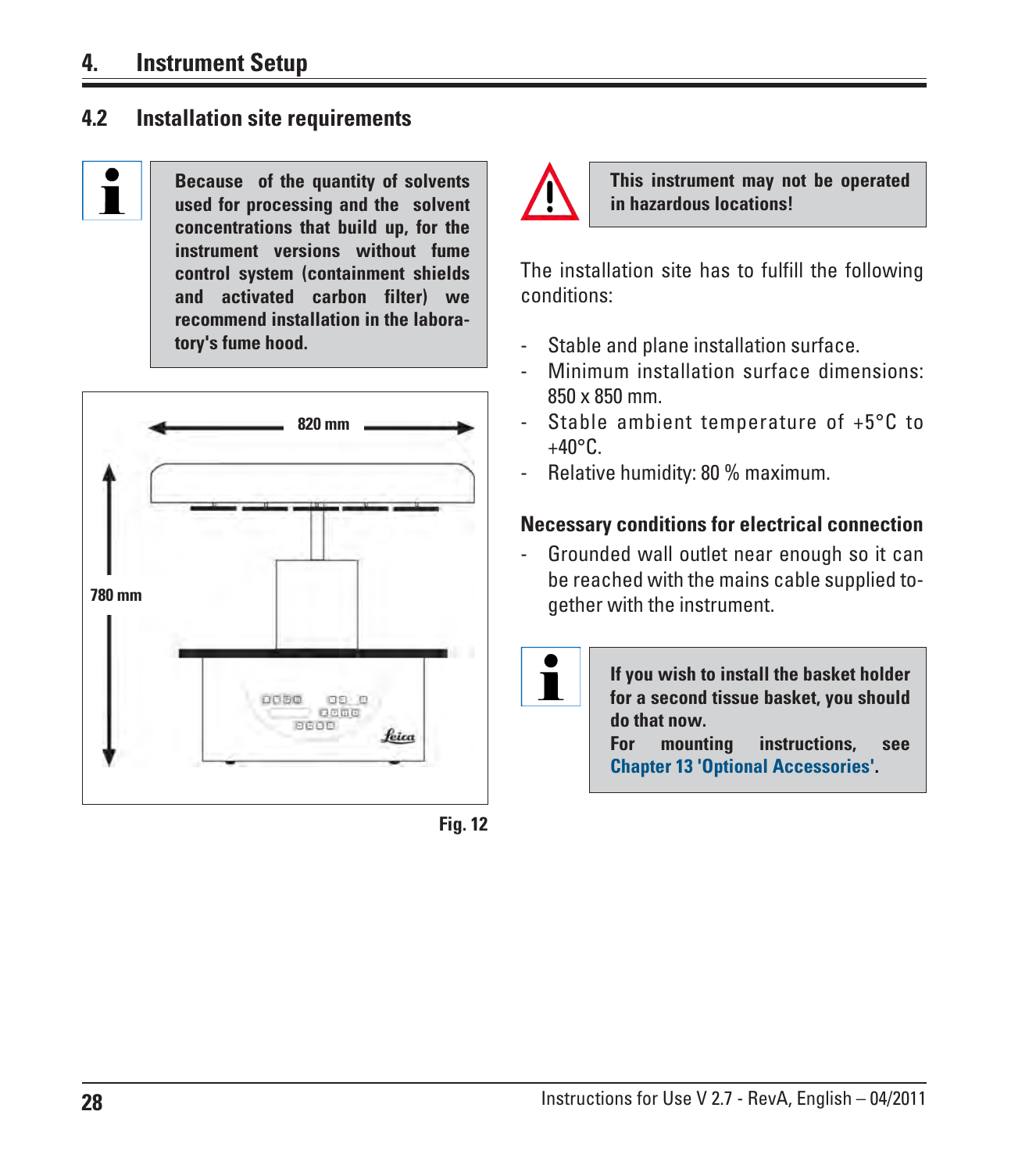# 4. Instrument Setup

## 4.2 Installation site requirements

**Because of the quantity of solvents used for processing and the solvent concentrations that build up, for the instrument versions without fume control system (containment shields and activated carbon filter) we recommend installation in the laboratory's fume hood.**

820 mm

780 mm

Fig. 12

**This instrument may not be operated in hazardous locations!**

The installation site has to fulfill the following conditions:

- Stable and plane installation surface.
- Minimum installation surface dimensions: 850 x 850 mm.
- Stable ambient temperature of +5°C to +40°C.
- Relative humidity: 80 % maximum.

### Necessary conditions for electrical connection

- Grounded wall outlet near enough so it can be reached with the mains cable supplied together with the instrument.

**If you wish to install the basket holder for a second tissue basket, you should do that now.**
**For mounting instructions, see Chapter 13 'Optional Accessories'.**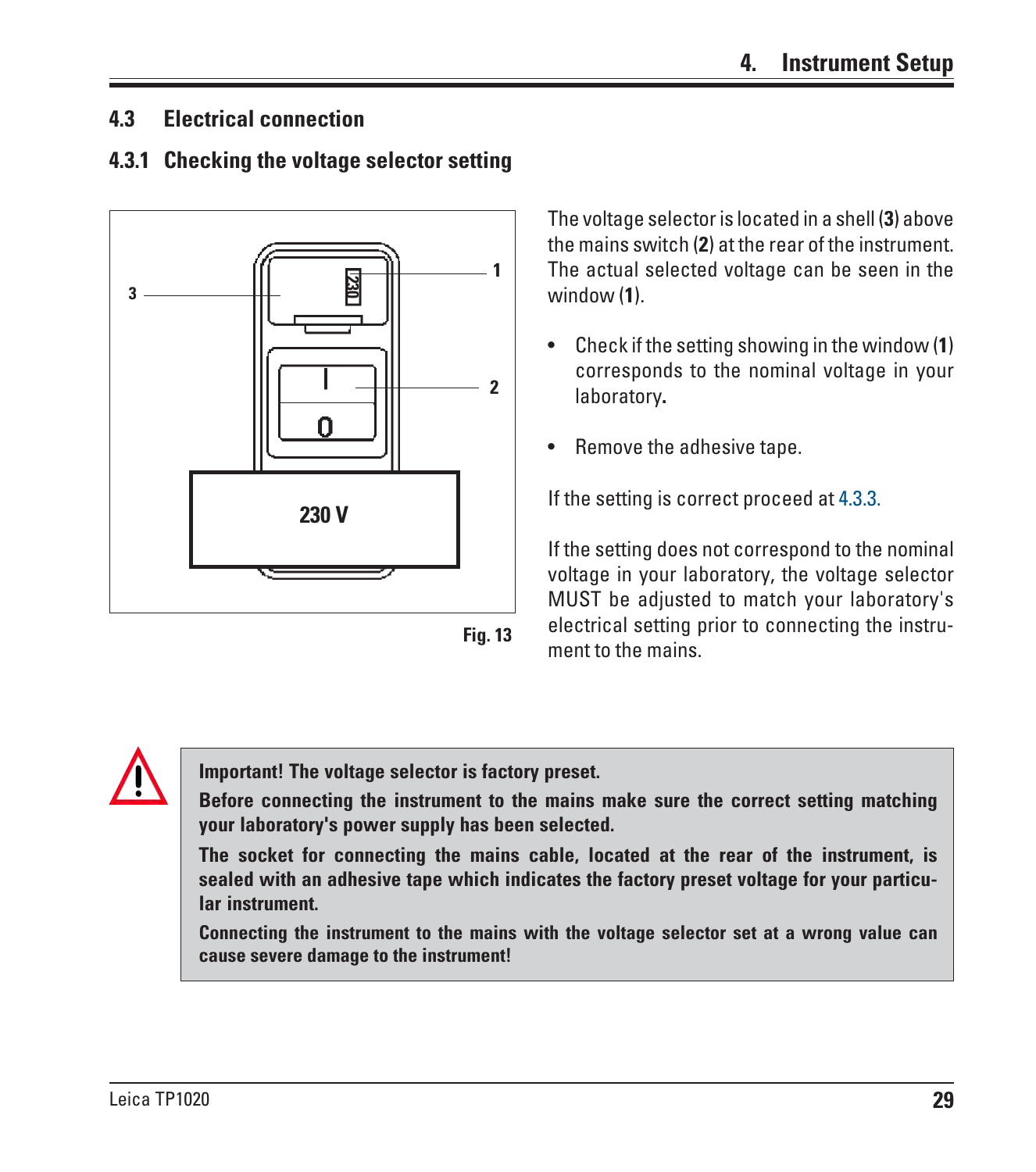## 4.3 Electrical connection

### 4.3.1 Checking the voltage selector setting

Fig. 13

The voltage selector is located in a shell (**3**) above the mains switch (**2**) at the rear of the instrument. The actual selected voltage can be seen in the window (**1**).

- Check if the setting showing in the window (**1**) corresponds to the nominal voltage in your laboratory.
- Remove the adhesive tape.

If the setting is correct proceed at 4.3.3.

If the setting does not correspond to the nominal voltage in your laboratory, the voltage selector MUST be adjusted to match your laboratory's electrical setting prior to connecting the instrument to the mains.

**Important! The voltage selector is factory preset.**

**Before connecting the instrument to the mains make sure the correct setting matching your laboratory's power supply has been selected.**

**The socket for connecting the mains cable, located at the rear of the instrument, is sealed with an adhesive tape which indicates the factory preset voltage for your particular instrument.**

**Connecting the instrument to the mains with the voltage selector set at a wrong value can cause severe damage to the instrument!**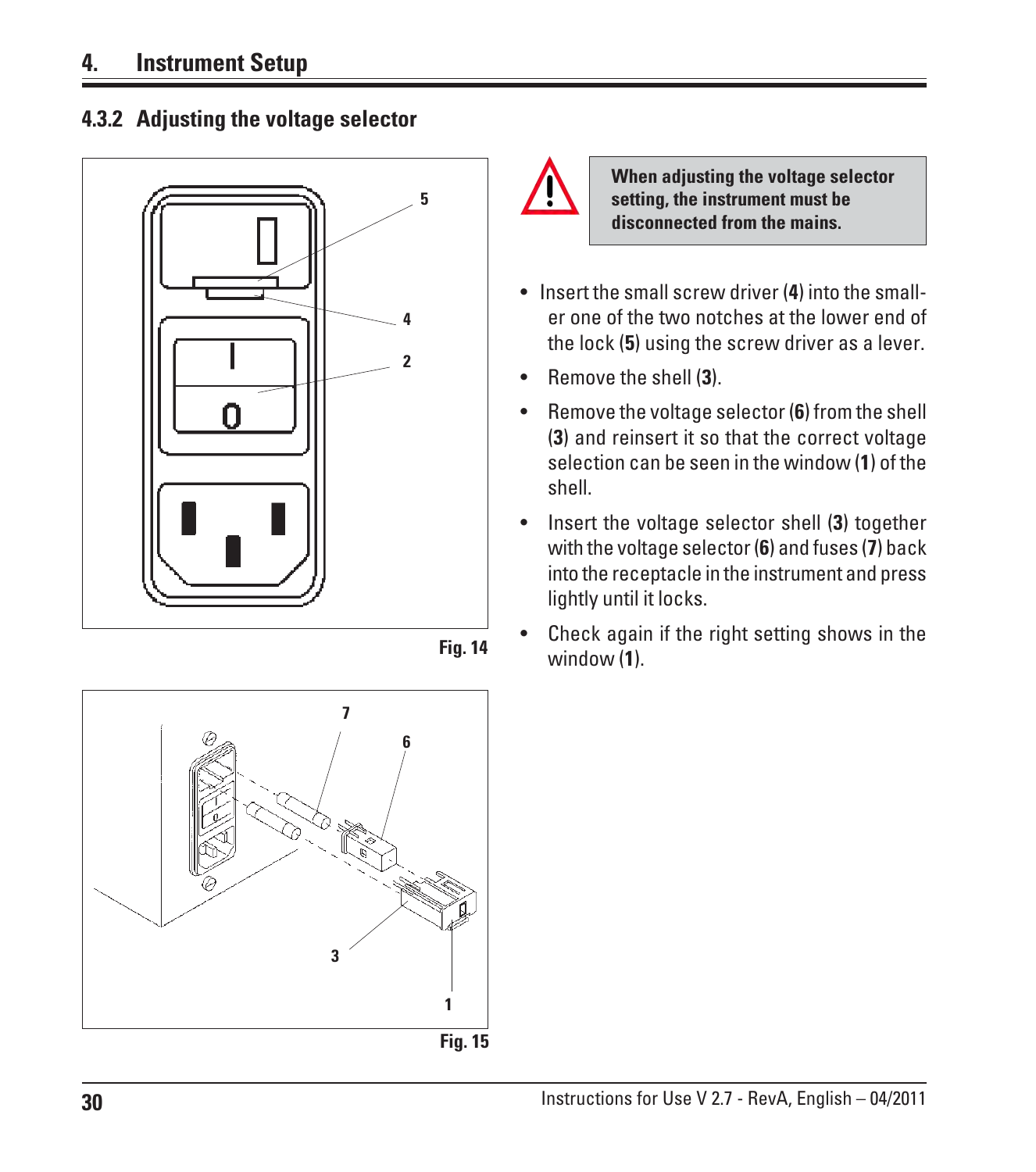## 4.3.2 Adjusting the voltage selector

Fig. 14

Fig. 15

**When adjusting the voltage selector setting, the instrument must be disconnected from the mains.**

- Insert the small screw driver (**4**) into the smaller one of the two notches at the lower end of the lock (**5**) using the screw driver as a lever.
- Remove the shell (**3**).
- Remove the voltage selector (**6**) from the shell (**3**) and reinsert it so that the correct voltage selection can be seen in the window (**1**) of the shell.
- Insert the voltage selector shell (**3**) together with the voltage selector (**6**) and fuses (**7**) back into the receptacle in the instrument and press lightly until it locks.
- Check again if the right setting shows in the window (**1**).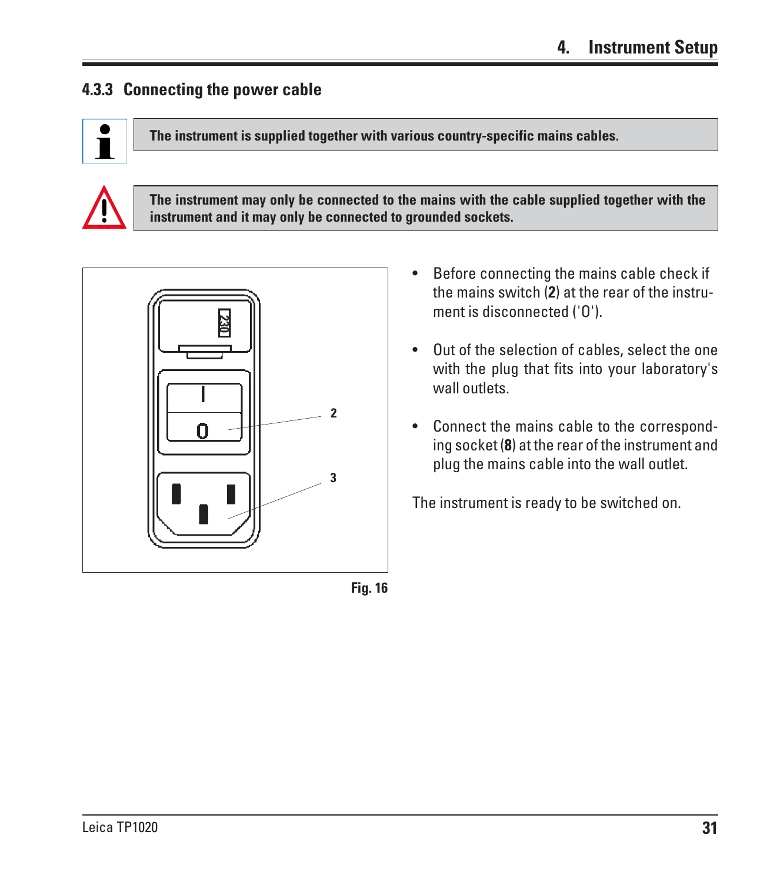### 4.3.3 Connecting the power cable

**The instrument is supplied together with various country-specific mains cables.**

**The instrument may only be connected to the mains with the cable supplied together with the instrument and it may only be connected to grounded sockets.**

Fig. 16

- Before connecting the mains cable check if the mains switch (**2**) at the rear of the instrument is disconnected ('0').
- Out of the selection of cables, select the one with the plug that fits into your laboratory's wall outlets.
- Connect the mains cable to the corresponding socket (**8**) at the rear of the instrument and plug the mains cable into the wall outlet.

The instrument is ready to be switched on.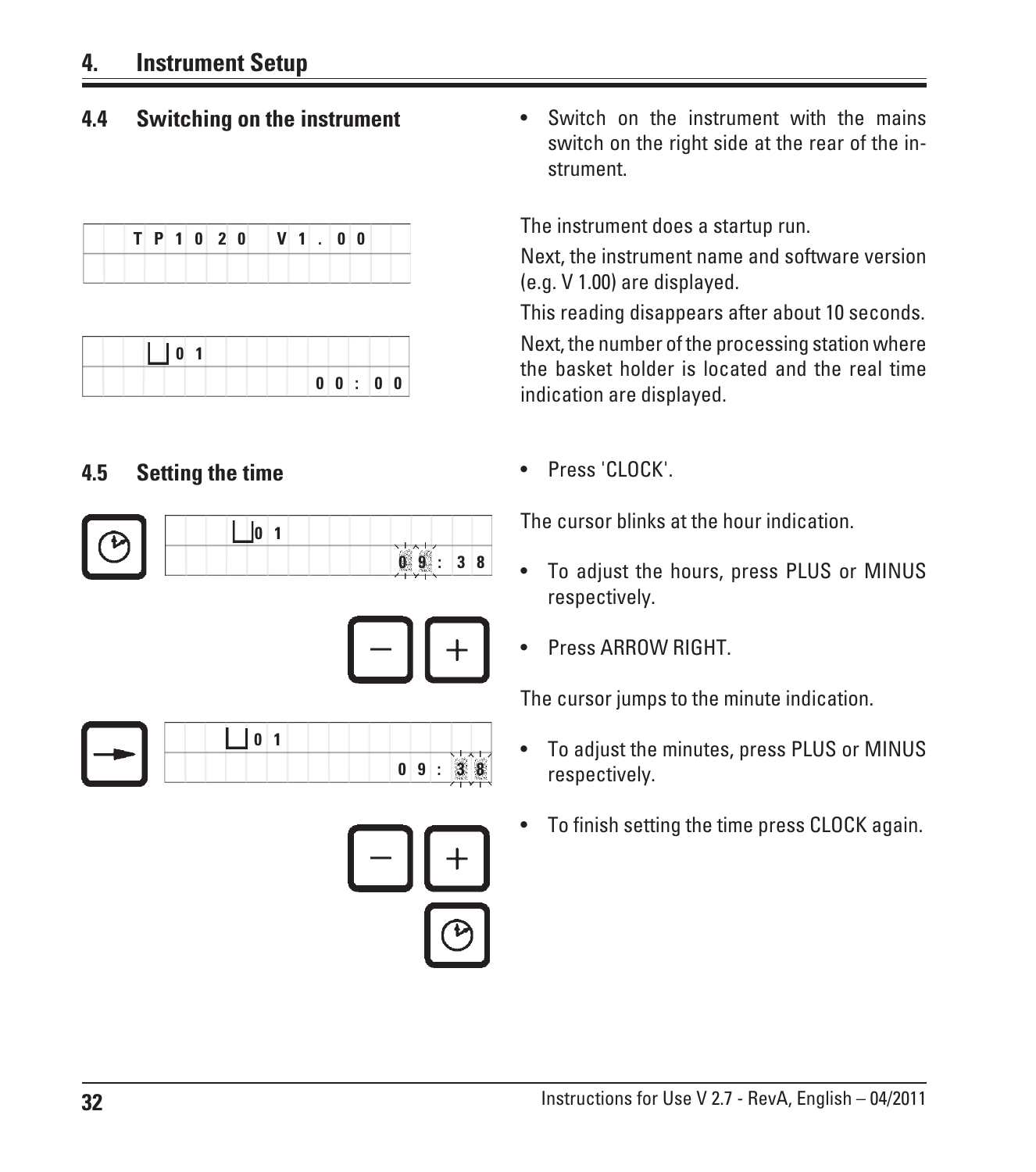## 4. Instrument Setup

### 4.4 Switching on the instrument

- Switch on the instrument with the mains switch on the right side at the rear of the instrument.

| TP1020 V1.00 |
|---|
| |

The instrument does a startup run.

Next, the instrument name and software version (e.g. V 1.00) are displayed.

This reading disappears after about 10 seconds.

| ⎣⎦01 |
|---|
| 00:00 |

Next, the number of the processing station where the basket holder is located and the real time indication are displayed.

### 4.5 Setting the time

- Press 'CLOCK'.

| ⎣⎦01 |
|---|
| 09:38 |

The cursor blinks at the hour indication.

- To adjust the hours, press PLUS or MINUS respectively.
- Press ARROW RIGHT.

| ⎣⎦01 |
|---|
| 09:38 |

The cursor jumps to the minute indication.

- To adjust the minutes, press PLUS or MINUS respectively.
- To finish setting the time press CLOCK again.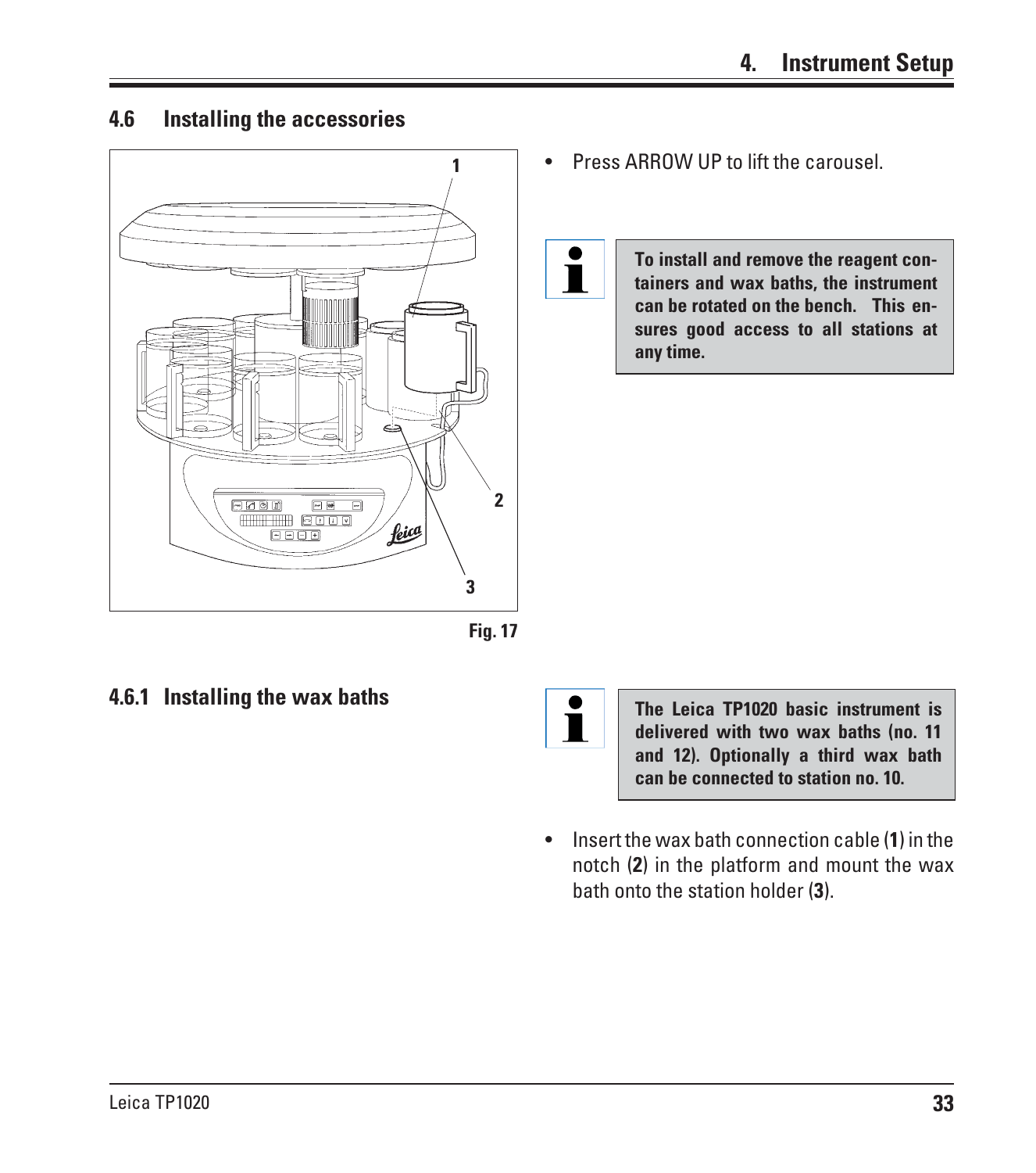## 4.6 Installing the accessories

Fig. 17

- Press ARROW UP to lift the carousel.

> **To install and remove the reagent containers and wax baths, the instrument can be rotated on the bench. This ensures good access to all stations at any time.**

### 4.6.1 Installing the wax baths

> **The Leica TP1020 basic instrument is delivered with two wax baths (no. 11 and 12). Optionally a third wax bath can be connected to station no. 10.**

- Insert the wax bath connection cable (**1**) in the notch (**2**) in the platform and mount the wax bath onto the station holder (**3**).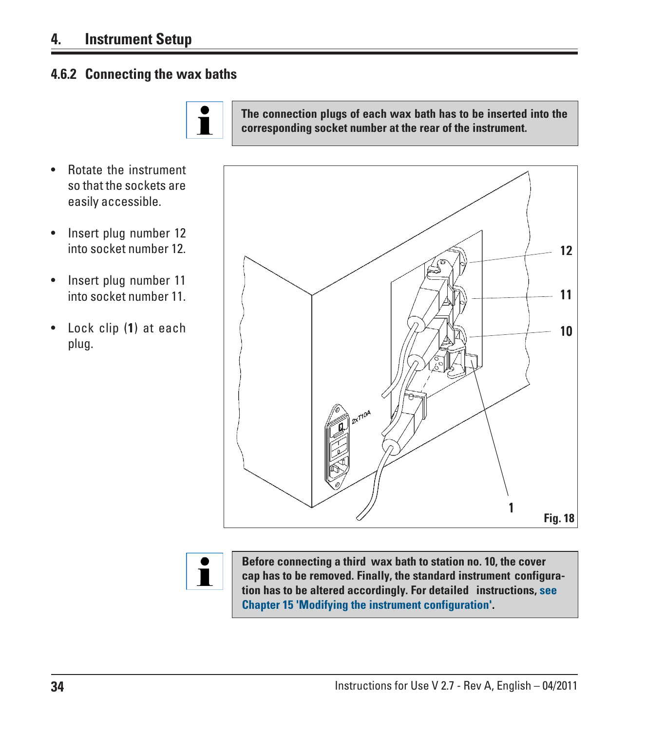### 4.6.2 Connecting the wax baths

**The connection plugs of each wax bath has to be inserted into the corresponding socket number at the rear of the instrument.**

- Rotate the instrument so that the sockets are easily accessible.
- Insert plug number 12 into socket number 12.
- Insert plug number 11 into socket number 11.
- Lock clip (**1**) at each plug.

Fig. 18

**Before connecting a third wax bath to station no. 10, the cover cap has to be removed. Finally, the standard instrument configuration has to be altered accordingly. For detailed instructions, see Chapter 15 'Modifying the instrument configuration'.**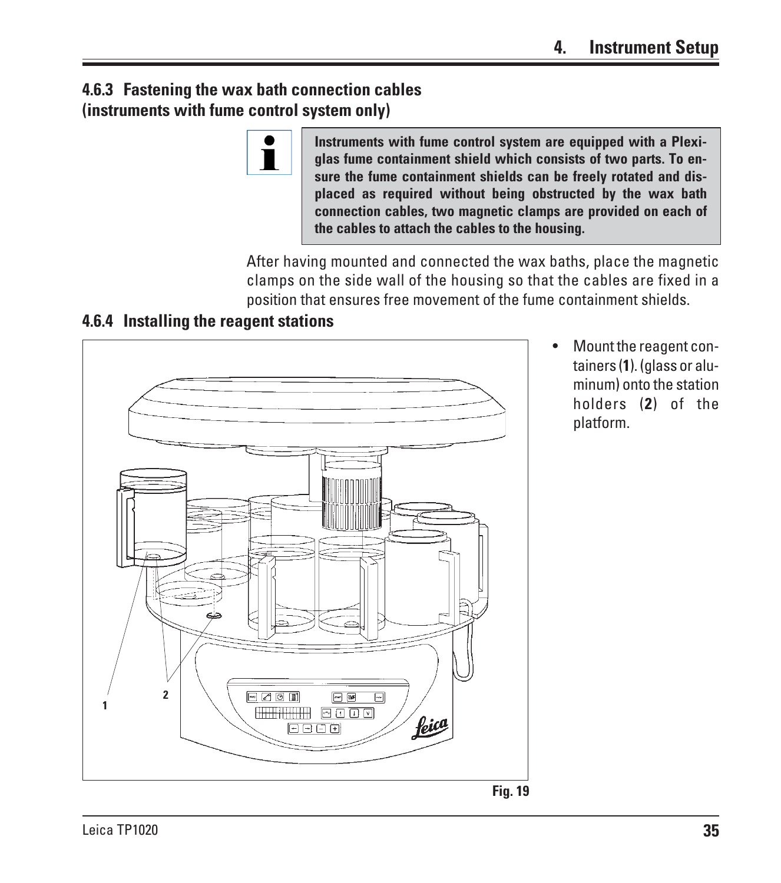### 4.6.3 Fastening the wax bath connection cables (instruments with fume control system only)

**Instruments with fume control system are equipped with a Plexiglas fume containment shield which consists of two parts. To ensure the fume containment shields can be freely rotated and displaced as required without being obstructed by the wax bath connection cables, two magnetic clamps are provided on each of the cables to attach the cables to the housing.**

After having mounted and connected the wax baths, place the magnetic clamps on the side wall of the housing so that the cables are fixed in a position that ensures free movement of the fume containment shields.

### 4.6.4 Installing the reagent stations

- Mount the reagent containers (**1**). (glass or aluminum) onto the station holders (**2**) of the platform.

**Fig. 19**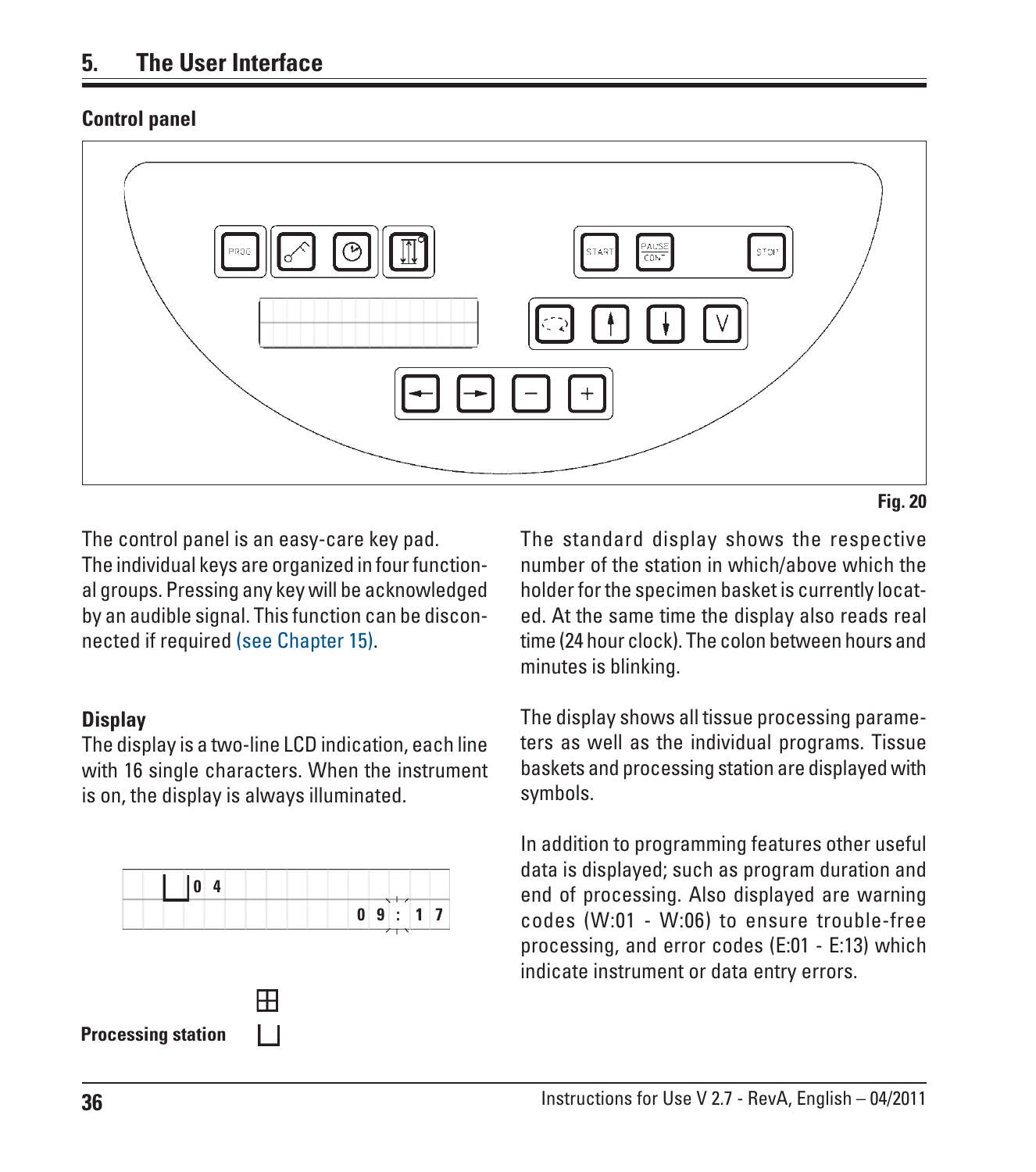## 5. The User Interface

### Control panel

Fig. 20

The control panel is an easy-care key pad. The individual keys are organized in four functional groups. Pressing any key will be acknowledged by an audible signal. This function can be disconnected if required (see Chapter 15).

### Display

The display is a two-line LCD indication, each line with 16 single characters. When the instrument is on, the display is always illuminated.

**Processing station**

The standard display shows the respective number of the station in which/above which the holder for the specimen basket is currently located. At the same time the display also reads real time (24 hour clock). The colon between hours and minutes is blinking.

The display shows all tissue processing parameters as well as the individual programs. Tissue baskets and processing station are displayed with symbols.

In addition to programming features other useful data is displayed; such as program duration and end of processing. Also displayed are warning codes (W:01 - W:06) to ensure trouble-free processing, and error codes (E:01 - E:13) which indicate instrument or data entry errors.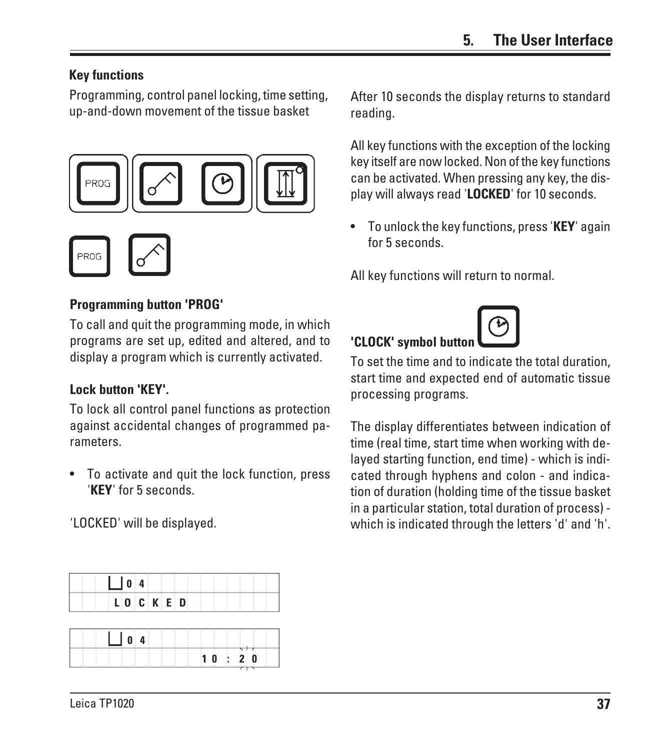### Key functions

Programming, control panel locking, time setting, up-and-down movement of the tissue basket

#### Programming button 'PROG'

To call and quit the programming mode, in which programs are set up, edited and altered, and to display a program which is currently activated.

#### Lock button 'KEY'.

To lock all control panel functions as protection against accidental changes of programmed parameters.

- To activate and quit the lock function, press '**KEY**' for 5 seconds.

'LOCKED' will be displayed.

```
   04
   LOCKED
```

```
   04
             10 : 20
```

After 10 seconds the display returns to standard reading.

All key functions with the exception of the locking key itself are now locked. Non of the key functions can be activated. When pressing any key, the display will always read '**LOCKED**' for 10 seconds.

- To unlock the key functions, press '**KEY**' again for 5 seconds.

All key functions will return to normal.

#### 'CLOCK' symbol button

To set the time and to indicate the total duration, start time and expected end of automatic tissue processing programs.

The display differentiates between indication of time (real time, start time when working with delayed starting function, end time) - which is indicated through hyphens and colon - and indication of duration (holding time of the tissue basket in a particular station, total duration of process) - which is indicated through the letters 'd' and 'h'.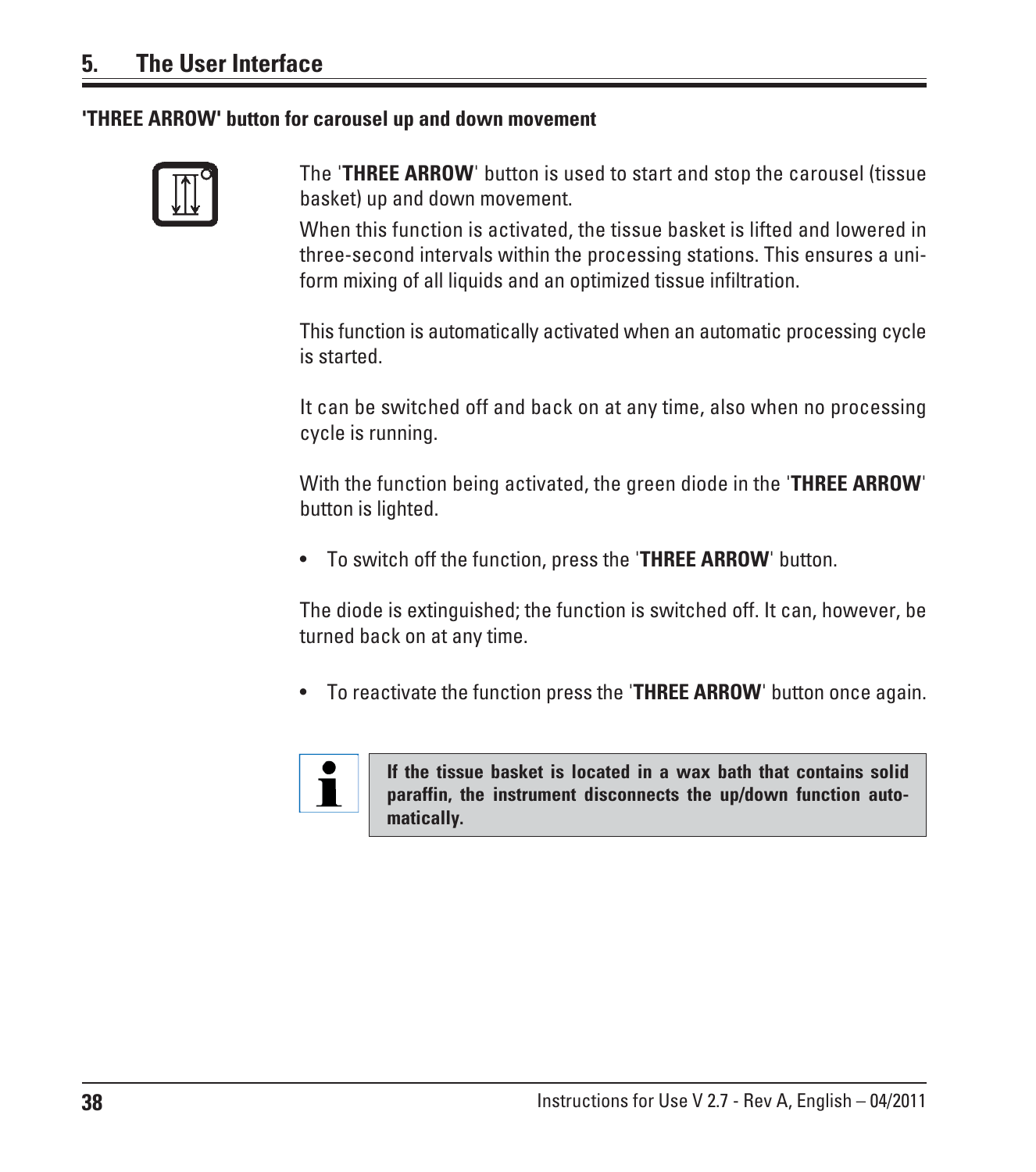## 'THREE ARROW' button for carousel up and down movement

The '**THREE ARROW**' button is used to start and stop the carousel (tissue basket) up and down movement.

When this function is activated, the tissue basket is lifted and lowered in three-second intervals within the processing stations. This ensures a uniform mixing of all liquids and an optimized tissue infiltration.

This function is automatically activated when an automatic processing cycle is started.

It can be switched off and back on at any time, also when no processing cycle is running.

With the function being activated, the green diode in the '**THREE ARROW**' button is lighted.

- To switch off the function, press the '**THREE ARROW**' button.

The diode is extinguished; the function is switched off. It can, however, be turned back on at any time.

- To reactivate the function press the '**THREE ARROW**' button once again.

**If the tissue basket is located in a wax bath that contains solid paraffin, the instrument disconnects the up/down function automatically.**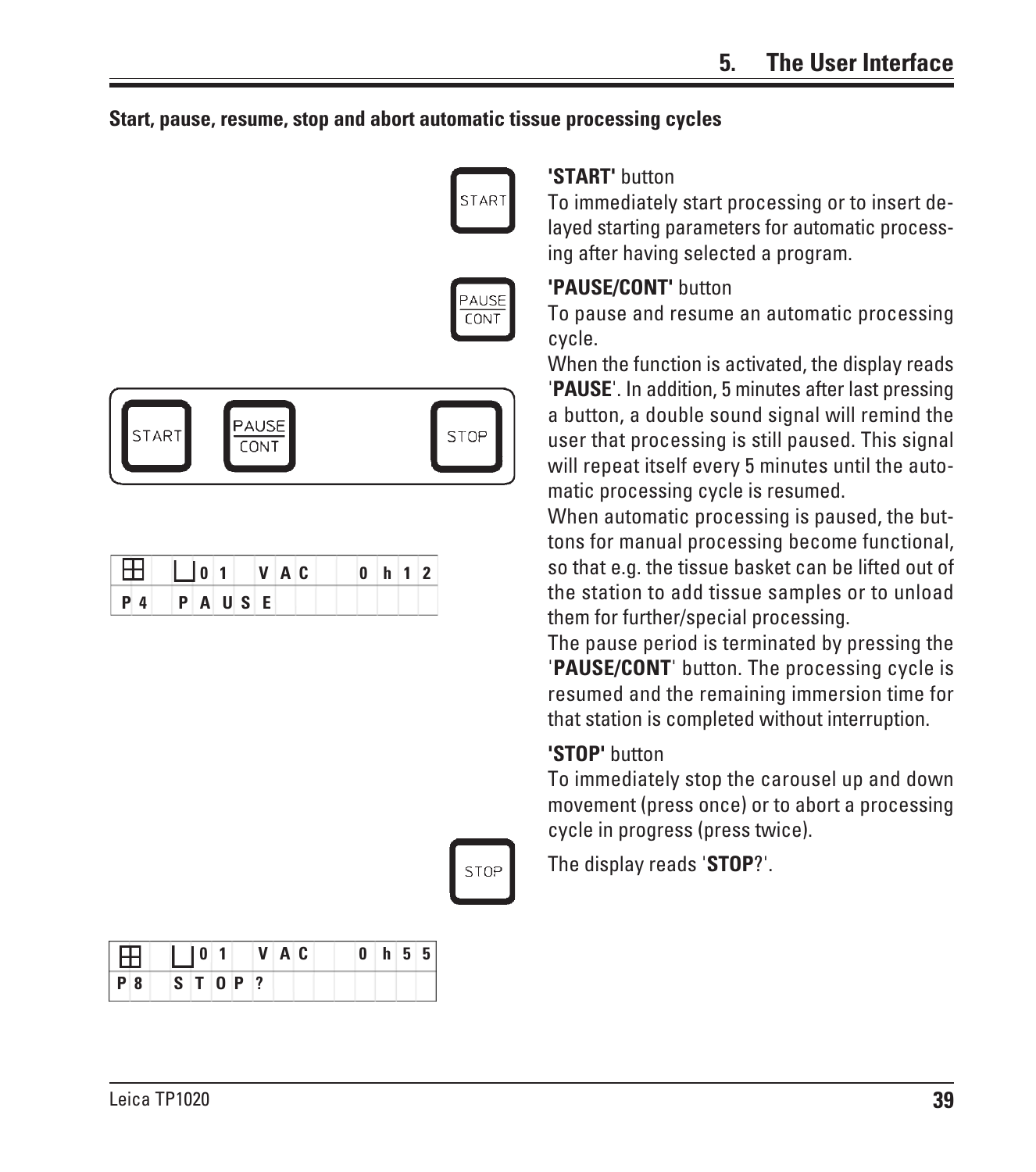**Start, pause, resume, stop and abort automatic tissue processing cycles**

START

PAUSE/CONT

START PAUSE/CONT STOP

| ⊞ | ⊔ 0 1 | V A C | 0 h 1 2 |
|---|---|---|---|
| P 4 | P A U S E | | |

**'START'** button

To immediately start processing or to insert delayed starting parameters for automatic processing after having selected a program.

**'PAUSE/CONT'** button

To pause and resume an automatic processing cycle.

When the function is activated, the display reads '**PAUSE**'. In addition, 5 minutes after last pressing a button, a double sound signal will remind the user that processing is still paused. This signal will repeat itself every 5 minutes until the automatic processing cycle is resumed.

When automatic processing is paused, the buttons for manual processing become functional, so that e.g. the tissue basket can be lifted out of the station to add tissue samples or to unload them for further/special processing.

The pause period is terminated by pressing the '**PAUSE/CONT**' button. The processing cycle is resumed and the remaining immersion time for that station is completed without interruption.

**'STOP'** button

To immediately stop the carousel up and down movement (press once) or to abort a processing cycle in progress (press twice).

STOP

The display reads '**STOP**?'.

| ⊞ | ⊔ 0 1 | V A C | 0 h 5 5 |
|---|---|---|---|
| P 8 | S T O P ? | | |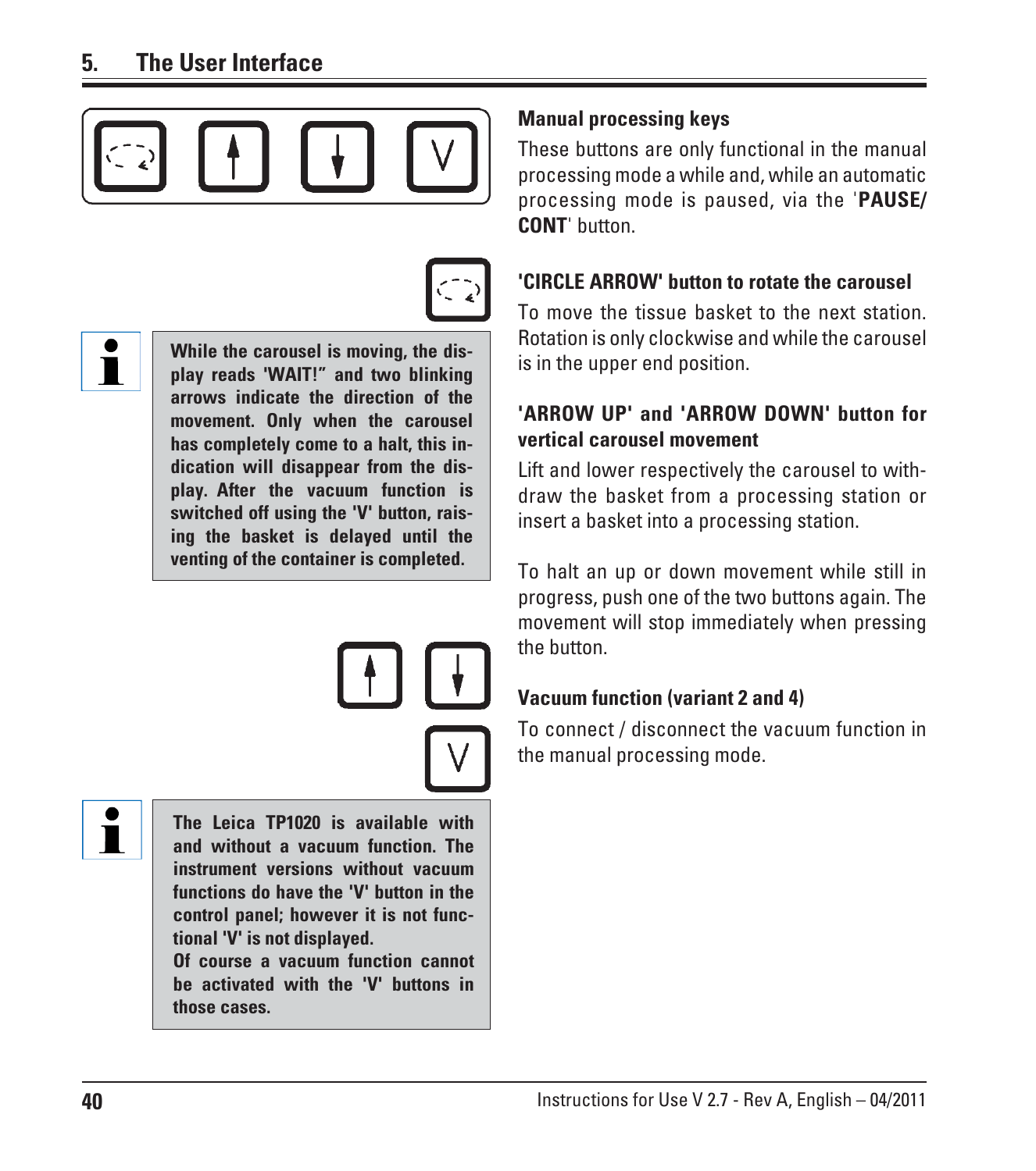## 5. The User Interface

### Manual processing keys

These buttons are only functional in the manual processing mode a while and, while an automatic processing mode is paused, via the '**PAUSE/ CONT**' button.

### 'CIRCLE ARROW' button to rotate the carousel

To move the tissue basket to the next station. Rotation is only clockwise and while the carousel is in the upper end position.

**While the carousel is moving, the display reads 'WAIT!" and two blinking arrows indicate the direction of the movement. Only when the carousel has completely come to a halt, this indication will disappear from the display. After the vacuum function is switched off using the 'V' button, raising the basket is delayed until the venting of the container is completed.**

### 'ARROW UP' and 'ARROW DOWN' button for vertical carousel movement

Lift and lower respectively the carousel to withdraw the basket from a processing station or insert a basket into a processing station.

To halt an up or down movement while still in progress, push one of the two buttons again. The movement will stop immediately when pressing the button.

### Vacuum function (variant 2 and 4)

To connect / disconnect the vacuum function in the manual processing mode.

**The Leica TP1020 is available with and without a vacuum function. The instrument versions without vacuum functions do have the 'V' button in the control panel; however it is not functional 'V' is not displayed.**
**Of course a vacuum function cannot be activated with the 'V' buttons in those cases.**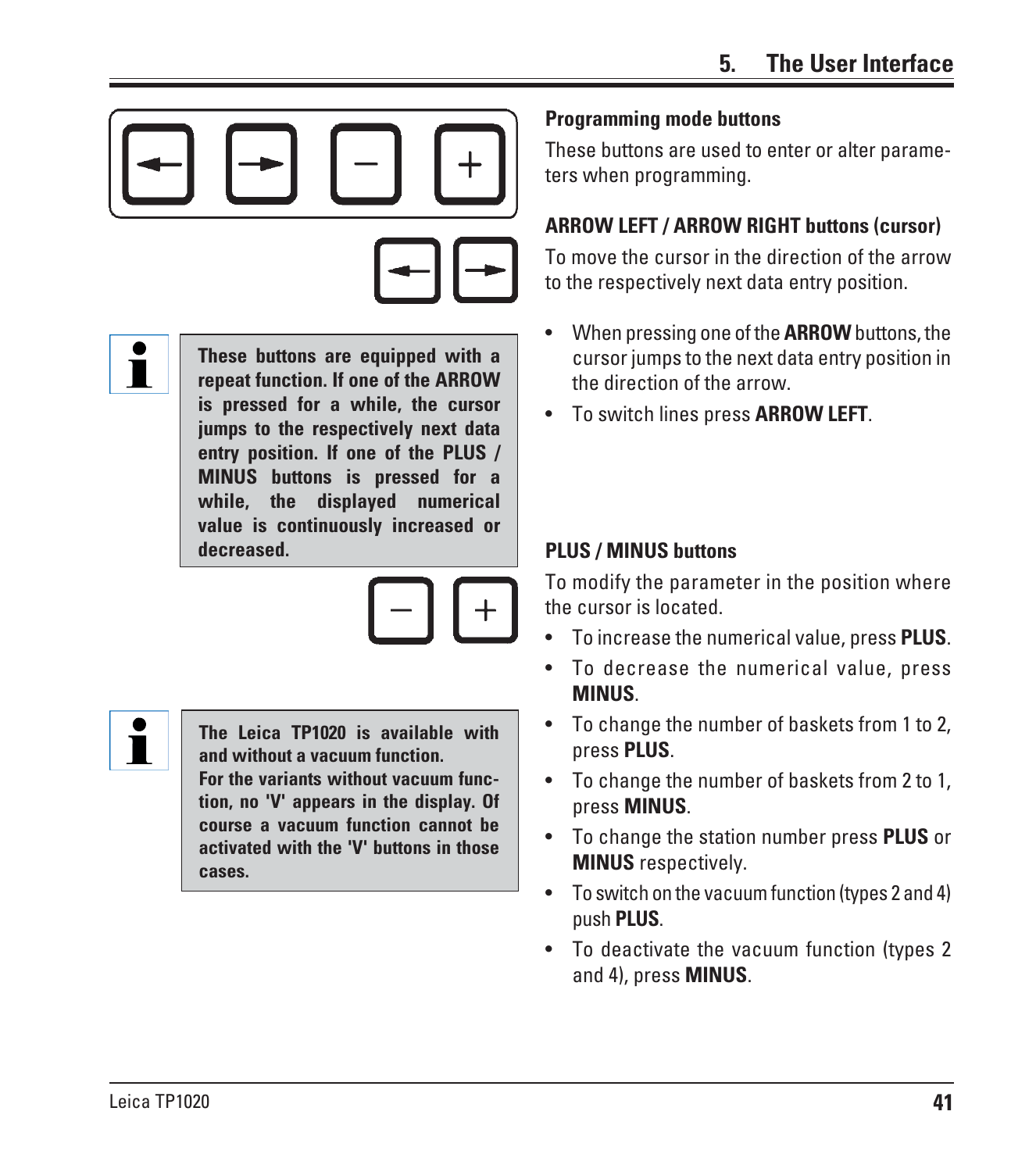**Programming mode buttons**

These buttons are used to enter or alter parameters when programming.

**ARROW LEFT / ARROW RIGHT buttons (cursor)**

To move the cursor in the direction of the arrow to the respectively next data entry position.

- When pressing one of the **ARROW** buttons, the cursor jumps to the next data entry position in the direction of the arrow.
- To switch lines press **ARROW LEFT**.

**These buttons are equipped with a repeat function. If one of the ARROW is pressed for a while, the cursor jumps to the respectively next data entry position. If one of the PLUS / MINUS buttons is pressed for a while, the displayed numerical value is continuously increased or decreased.**

**PLUS / MINUS buttons**

To modify the parameter in the position where the cursor is located.

- To increase the numerical value, press **PLUS**.
- To decrease the numerical value, press **MINUS**.
- To change the number of baskets from 1 to 2, press **PLUS**.
- To change the number of baskets from 2 to 1, press **MINUS**.
- To change the station number press **PLUS** or **MINUS** respectively.
- To switch on the vacuum function (types 2 and 4) push **PLUS**.
- To deactivate the vacuum function (types 2 and 4), press **MINUS**.

**The Leica TP1020 is available with and without a vacuum function.**
**For the variants without vacuum function, no 'V' appears in the display. Of course a vacuum function cannot be activated with the 'V' buttons in those cases.**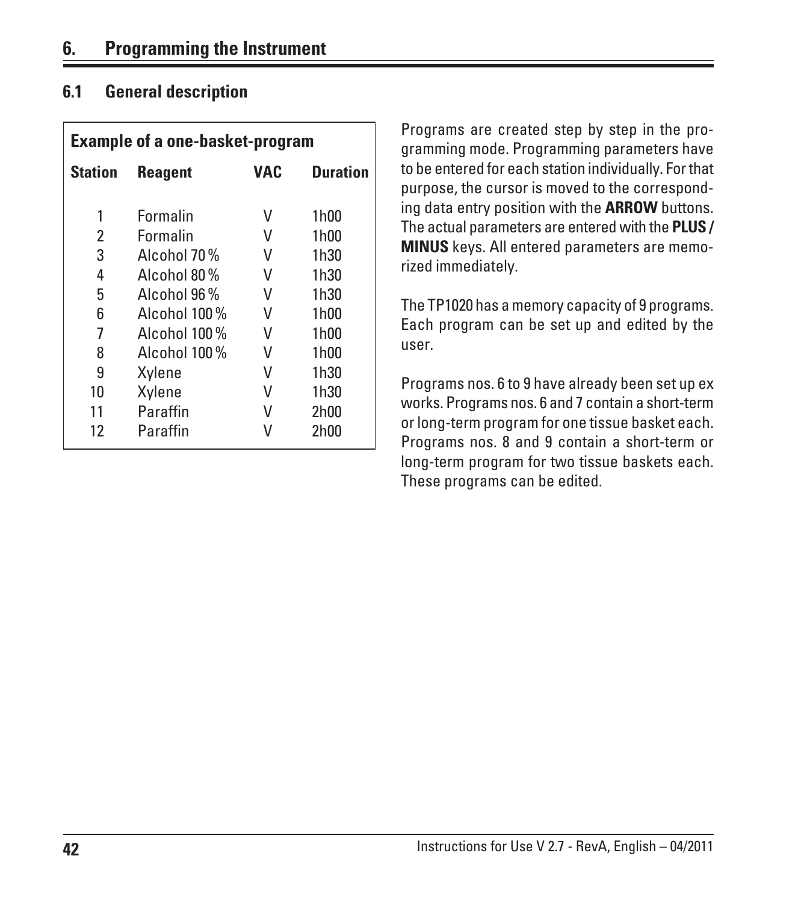# 6. Programming the Instrument

## 6.1 General description

**Example of a one-basket-program**

| Station | Reagent | VAC | Duration |
|---|---|---|---|
| 1 | Formalin | V | 1h00 |
| 2 | Formalin | V | 1h00 |
| 3 | Alcohol 70 % | V | 1h30 |
| 4 | Alcohol 80 % | V | 1h30 |
| 5 | Alcohol 96 % | V | 1h30 |
| 6 | Alcohol 100 % | V | 1h00 |
| 7 | Alcohol 100 % | V | 1h00 |
| 8 | Alcohol 100 % | V | 1h00 |
| 9 | Xylene | V | 1h30 |
| 10 | Xylene | V | 1h30 |
| 11 | Paraffin | V | 2h00 |
| 12 | Paraffin | V | 2h00 |

Programs are created step by step in the programming mode. Programming parameters have to be entered for each station individually. For that purpose, the cursor is moved to the corresponding data entry position with the **ARROW** buttons. The actual parameters are entered with the **PLUS / MINUS** keys. All entered parameters are memorized immediately.

The TP1020 has a memory capacity of 9 programs. Each program can be set up and edited by the user.

Programs nos. 6 to 9 have already been set up ex works. Programs nos. 6 and 7 contain a short-term or long-term program for one tissue basket each. Programs nos. 8 and 9 contain a short-term or long-term program for two tissue baskets each. These programs can be edited.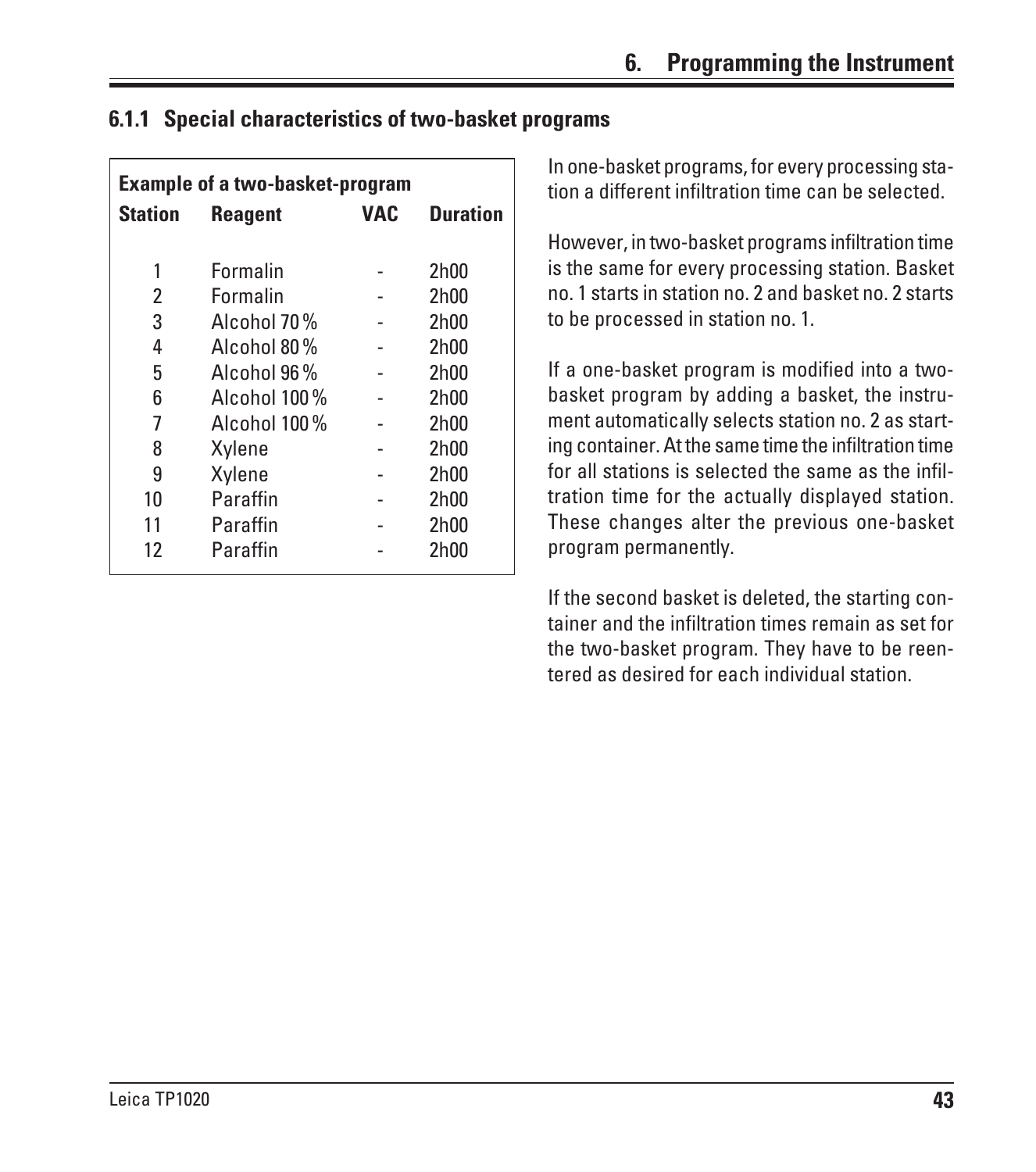### 6.1.1 Special characteristics of two-basket programs

**Example of a two-basket-program**

| Station | Reagent | VAC | Duration |
|---|---|---|---|
| 1 | Formalin | - | 2h00 |
| 2 | Formalin | - | 2h00 |
| 3 | Alcohol 70 % | - | 2h00 |
| 4 | Alcohol 80 % | - | 2h00 |
| 5 | Alcohol 96 % | - | 2h00 |
| 6 | Alcohol 100 % | - | 2h00 |
| 7 | Alcohol 100 % | - | 2h00 |
| 8 | Xylene | - | 2h00 |
| 9 | Xylene | - | 2h00 |
| 10 | Paraffin | - | 2h00 |
| 11 | Paraffin | - | 2h00 |
| 12 | Paraffin | - | 2h00 |

In one-basket programs, for every processing station a different infiltration time can be selected.

However, in two-basket programs infiltration time is the same for every processing station. Basket no. 1 starts in station no. 2 and basket no. 2 starts to be processed in station no. 1.

If a one-basket program is modified into a two-basket program by adding a basket, the instrument automatically selects station no. 2 as starting container. At the same time the infiltration time for all stations is selected the same as the infiltration time for the actually displayed station. These changes alter the previous one-basket program permanently.

If the second basket is deleted, the starting container and the infiltration times remain as set for the two-basket program. They have to be reentered as desired for each individual station.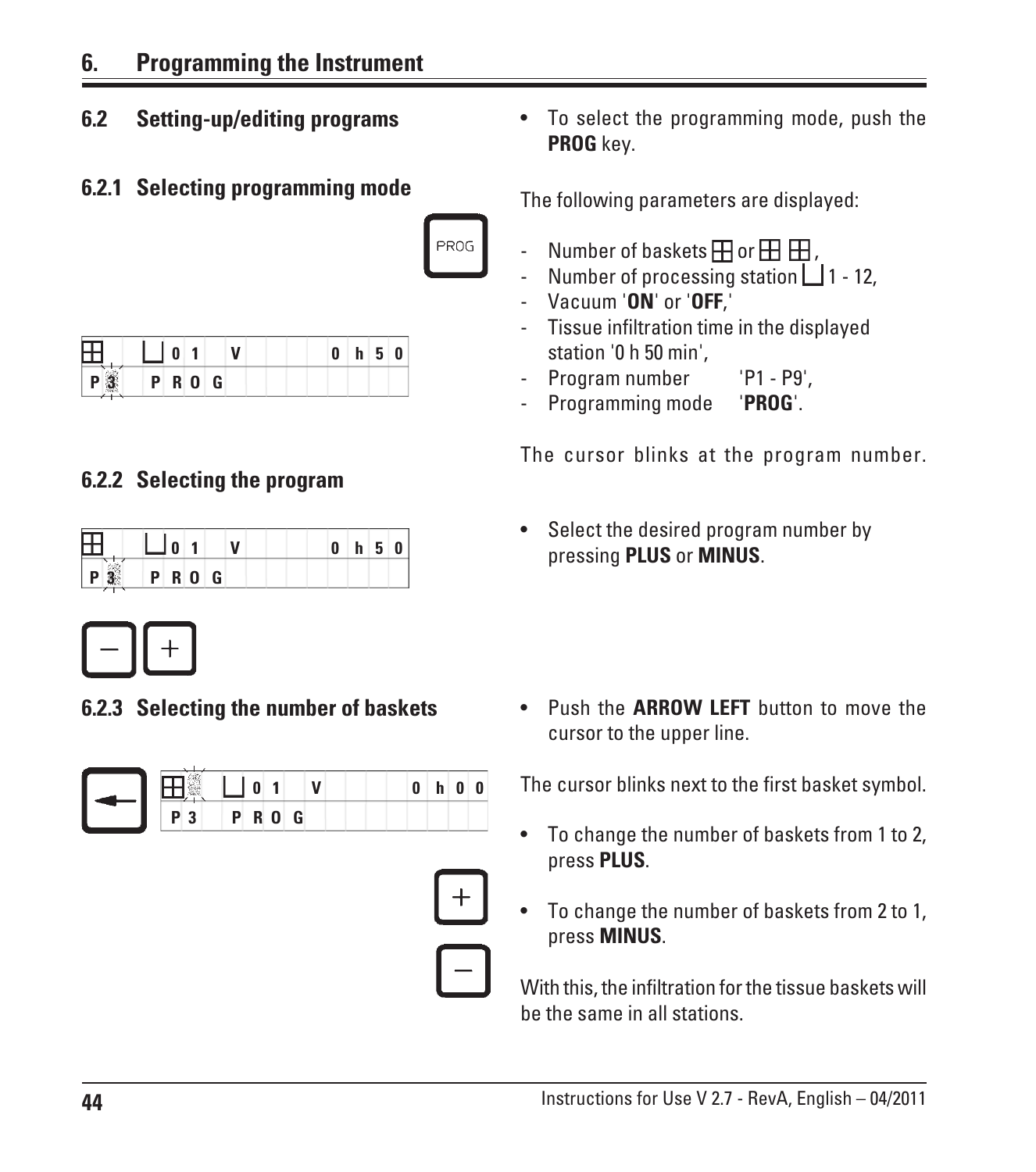# 6. Programming the Instrument

## 6.2 Setting-up/editing programs

### 6.2.1 Selecting programming mode

- To select the programming mode, push the **PROG** key.

The following parameters are displayed:

- Number of baskets ⊞ or ⊞ ⊞,
- Number of processing station ⌴ 1 - 12,
- Vacuum '**ON**' or '**OFF**,'
- Tissue infiltration time in the displayed station '0 h 50 min',
- Program number 'P1 - P9',
- Programming mode '**PROG**'.

The cursor blinks at the program number.

### 6.2.2 Selecting the program

- Select the desired program number by pressing **PLUS** or **MINUS**.

### 6.2.3 Selecting the number of baskets

- Push the **ARROW LEFT** button to move the cursor to the upper line.

The cursor blinks next to the first basket symbol.

- To change the number of baskets from 1 to 2, press **PLUS**.
- To change the number of baskets from 2 to 1, press **MINUS**.

With this, the infiltration for the tissue baskets will be the same in all stations.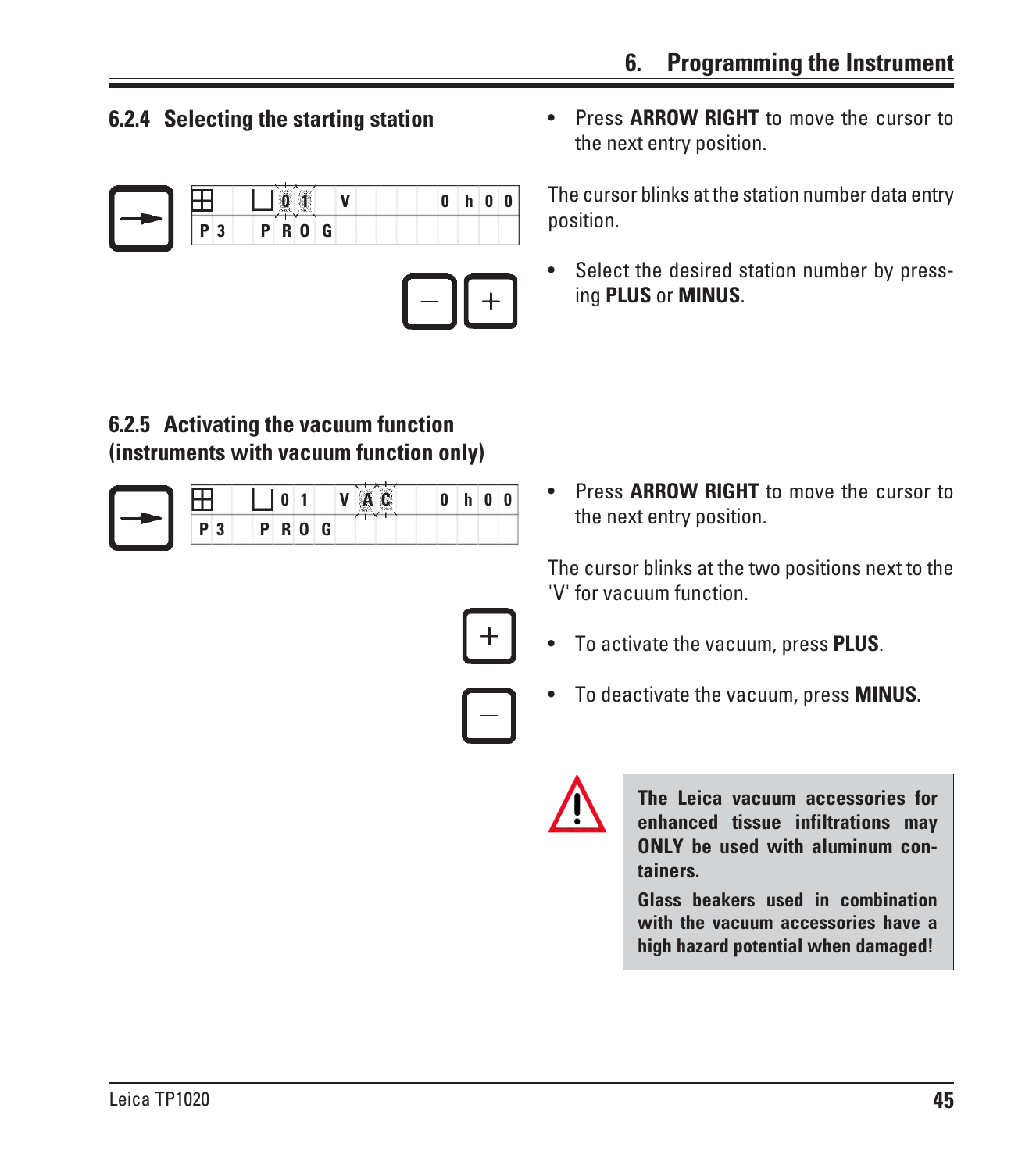### 6.2.4 Selecting the starting station

- Press **ARROW RIGHT** to move the cursor to the next entry position.

The cursor blinks at the station number data entry position.

- Select the desired station number by pressing **PLUS** or **MINUS**.

### 6.2.5 Activating the vacuum function (instruments with vacuum function only)

- Press **ARROW RIGHT** to move the cursor to the next entry position.

The cursor blinks at the two positions next to the 'V' for vacuum function.

- To activate the vacuum, press **PLUS**.
- To deactivate the vacuum, press **MINUS.**

**The Leica vacuum accessories for enhanced tissue infiltrations may ONLY be used with aluminum containers.**

**Glass beakers used in combination with the vacuum accessories have a high hazard potential when damaged!**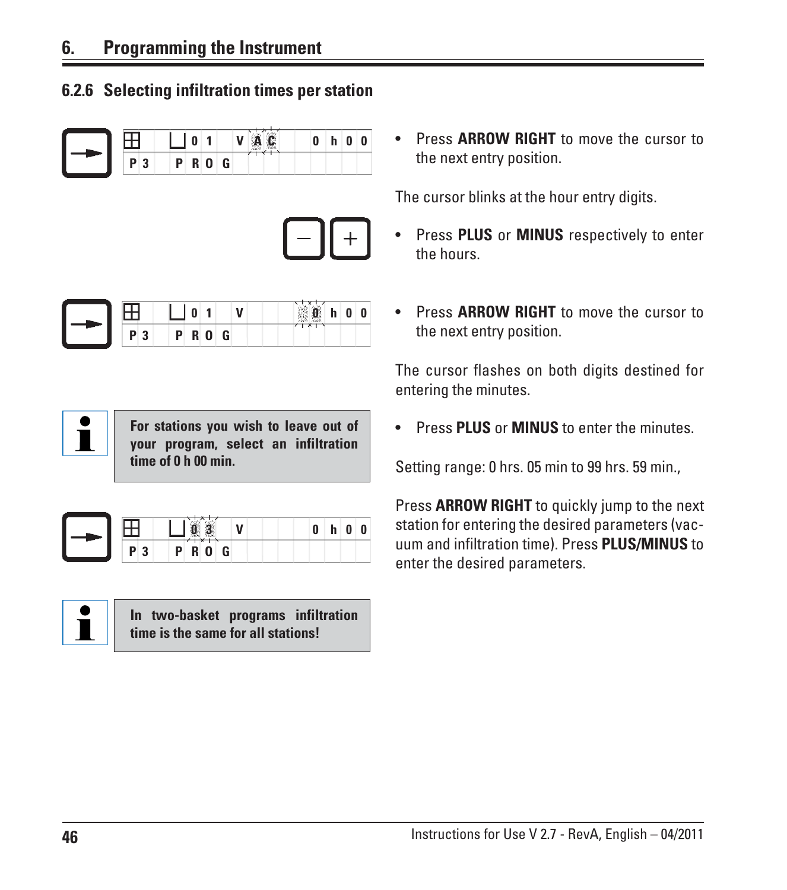## 6.2.6 Selecting infiltration times per station

| ⊞ | ⌴ 0 1 | V A C | 0 h 0 0 |
|---|---|---|---|
| P 3 | P R O G | | |

- Press **ARROW RIGHT** to move the cursor to the next entry position.

The cursor blinks at the hour entry digits.

- Press **PLUS** or **MINUS** respectively to enter the hours.

| ⊞ | ⌴ 0 1 | V | 0 0 h 0 0 |
|---|---|---|---|
| P 3 | P R O G | | |

- Press **ARROW RIGHT** to move the cursor to the next entry position.

The cursor flashes on both digits destined for entering the minutes.

> **For stations you wish to leave out of your program, select an infiltration time of 0 h 00 min.**

- Press **PLUS** or **MINUS** to enter the minutes.

Setting range: 0 hrs. 05 min to 99 hrs. 59 min.,

| ⊞ | ⌴ 0 3 | V | 0 h 0 0 |
|---|---|---|---|
| P 3 | P R O G | | |

Press **ARROW RIGHT** to quickly jump to the next station for entering the desired parameters (vacuum and infiltration time). Press **PLUS/MINUS** to enter the desired parameters.

> **In two-basket programs infiltration time is the same for all stations!**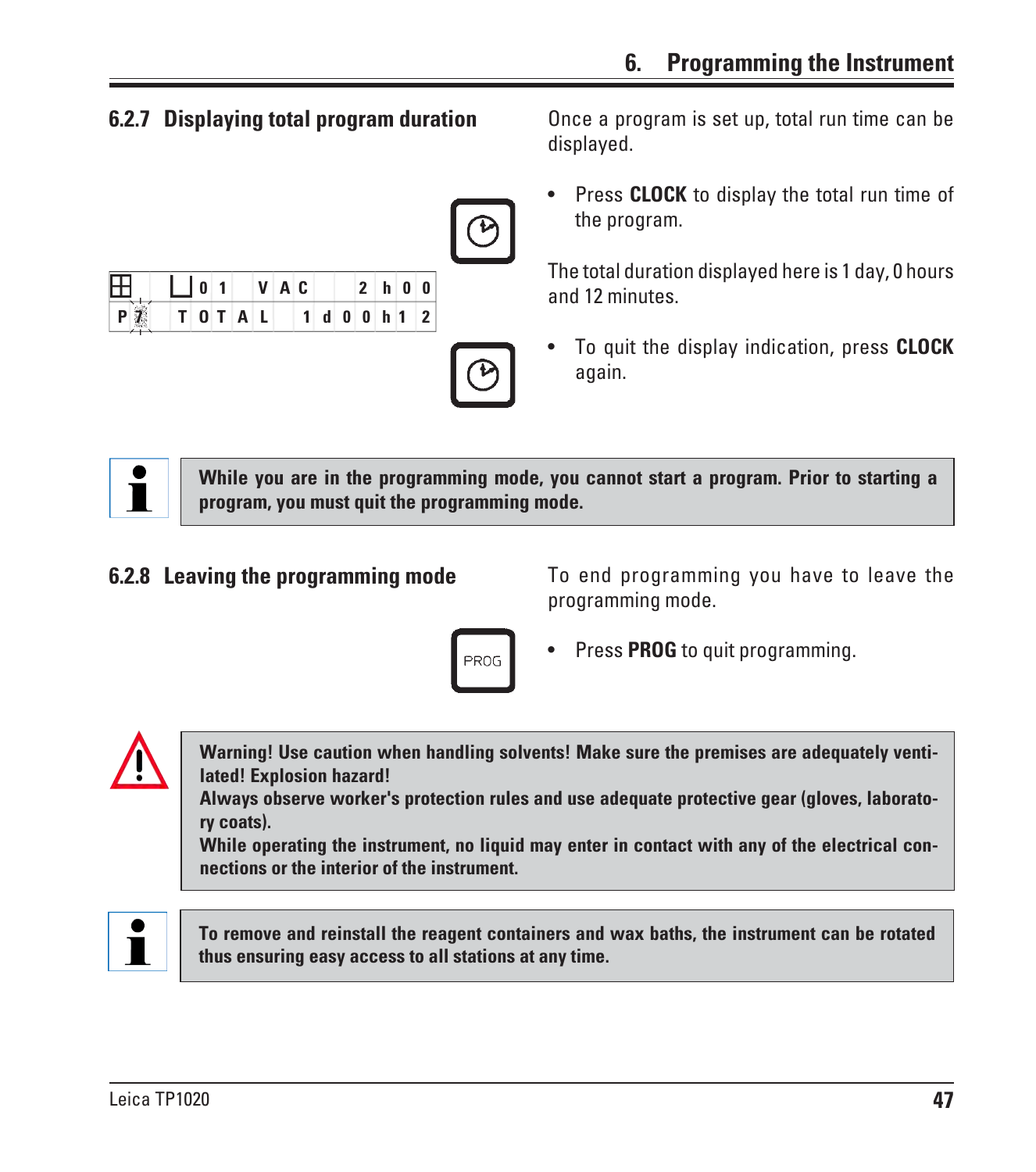### 6.2.7 Displaying total program duration

Once a program is set up, total run time can be displayed.

| ⊞ | 01 | VAC | 2h00 |
|---|---|---|---|
| P7 | TOTAL | | 1d00h12 |

- Press **CLOCK** to display the total run time of the program.

The total duration displayed here is 1 day, 0 hours and 12 minutes.

- To quit the display indication, press **CLOCK** again.

> **While you are in the programming mode, you cannot start a program. Prior to starting a program, you must quit the programming mode.**

### 6.2.8 Leaving the programming mode

To end programming you have to leave the programming mode.

PROG

- Press **PROG** to quit programming.

> **Warning! Use caution when handling solvents! Make sure the premises are adequately ventilated! Explosion hazard!**
> **Always observe worker's protection rules and use adequate protective gear (gloves, laboratory coats).**
> **While operating the instrument, no liquid may enter in contact with any of the electrical connections or the interior of the instrument.**

> **To remove and reinstall the reagent containers and wax baths, the instrument can be rotated thus ensuring easy access to all stations at any time.**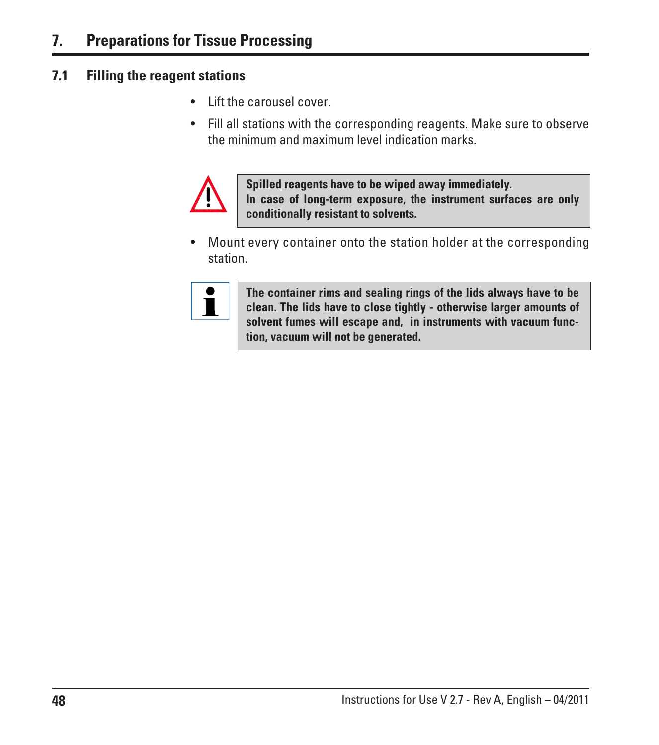# 7. Preparations for Tissue Processing

## 7.1 Filling the reagent stations

- Lift the carousel cover.
- Fill all stations with the corresponding reagents. Make sure to observe the minimum and maximum level indication marks.

> **Spilled reagents have to be wiped away immediately.**
> **In case of long-term exposure, the instrument surfaces are only conditionally resistant to solvents.**

- Mount every container onto the station holder at the corresponding station.

> **The container rims and sealing rings of the lids always have to be clean. The lids have to close tightly - otherwise larger amounts of solvent fumes will escape and, in instruments with vacuum function, vacuum will not be generated.**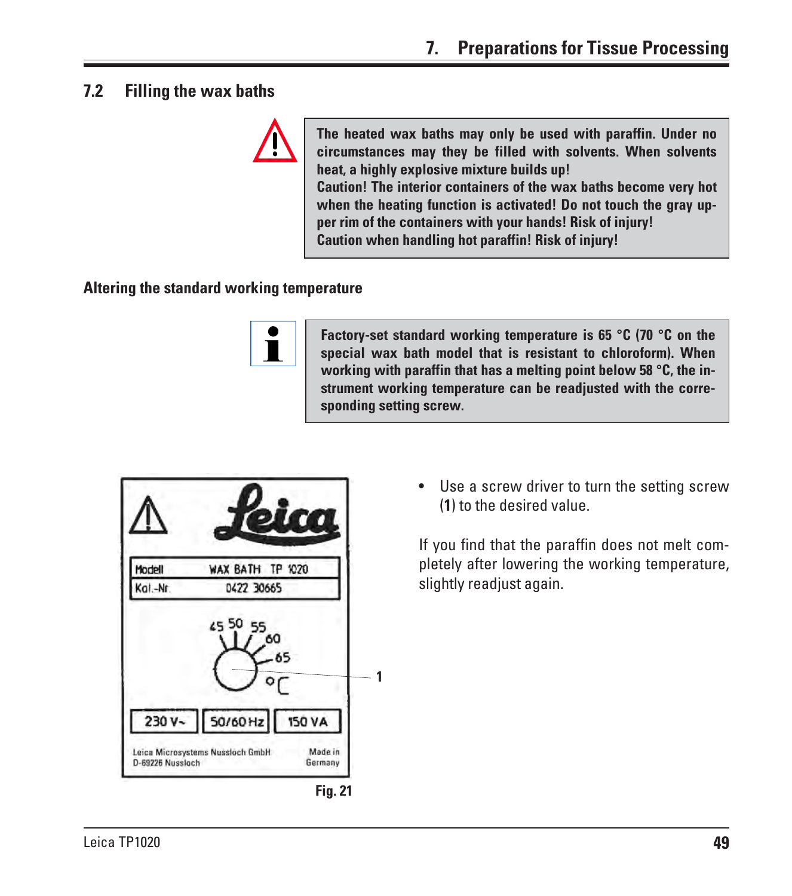## 7.2 Filling the wax baths

**The heated wax baths may only be used with paraffin. Under no circumstances may they be filled with solvents. When solvents heat, a highly explosive mixture builds up!**
**Caution! The interior containers of the wax baths become very hot when the heating function is activated! Do not touch the gray upper rim of the containers with your hands! Risk of injury!**
**Caution when handling hot paraffin! Risk of injury!**

### Altering the standard working temperature

**Factory-set standard working temperature is 65 °C (70 °C on the special wax bath model that is resistant to chloroform). When working with paraffin that has a melting point below 58 °C, the instrument working temperature can be readjusted with the corresponding setting screw.**

Fig. 21

- Use a screw driver to turn the setting screw (**1**) to the desired value.

If you find that the paraffin does not melt completely after lowering the working temperature, slightly readjust again.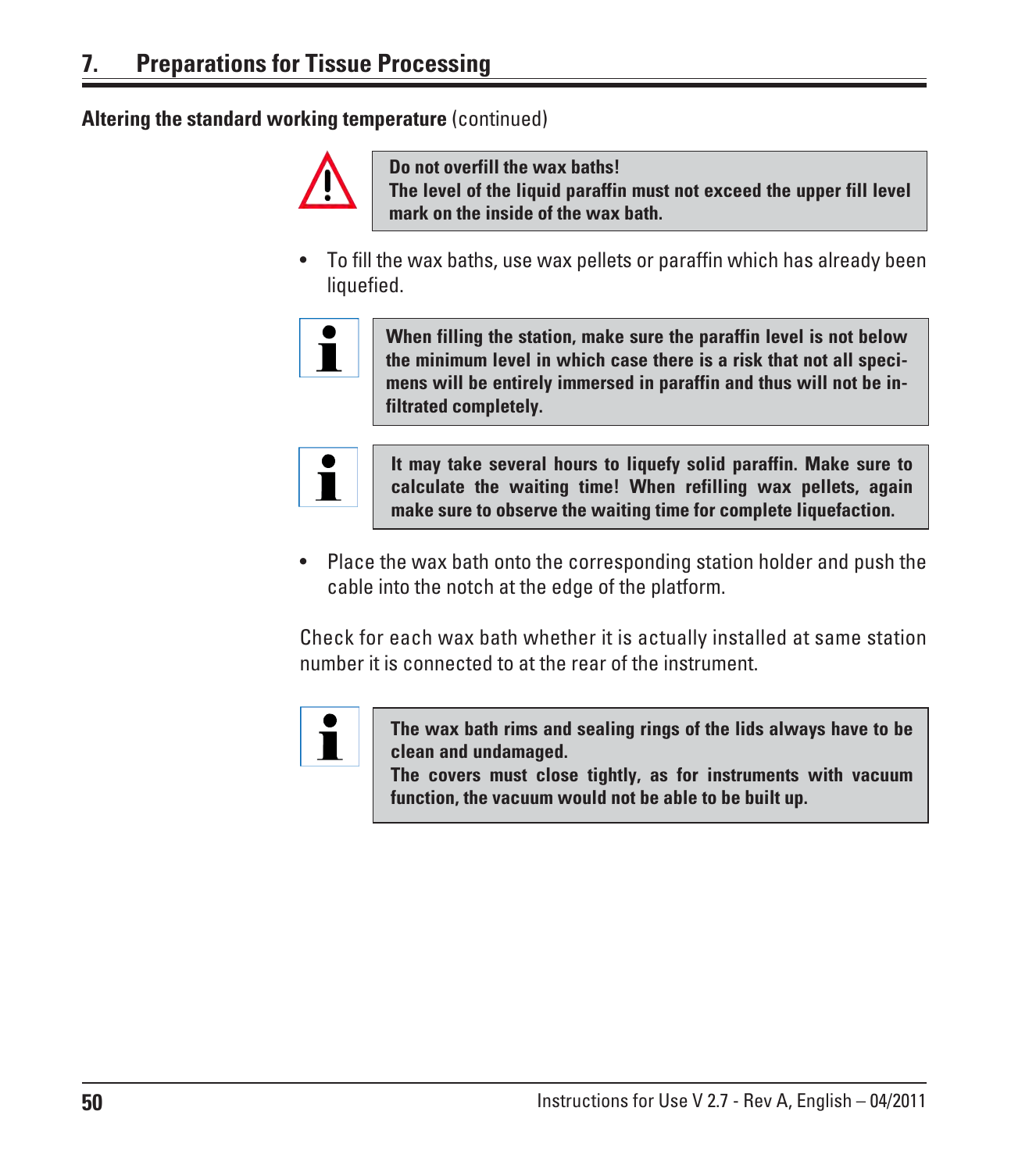# 7. Preparations for Tissue Processing

**Altering the standard working temperature** (continued)

> **Do not overfill the wax baths!**
> **The level of the liquid paraffin must not exceed the upper fill level mark on the inside of the wax bath.**

- To fill the wax baths, use wax pellets or paraffin which has already been liquefied.

> **When filling the station, make sure the paraffin level is not below the minimum level in which case there is a risk that not all specimens will be entirely immersed in paraffin and thus will not be infiltrated completely.**

> **It may take several hours to liquefy solid paraffin. Make sure to calculate the waiting time! When refilling wax pellets, again make sure to observe the waiting time for complete liquefaction.**

- Place the wax bath onto the corresponding station holder and push the cable into the notch at the edge of the platform.

Check for each wax bath whether it is actually installed at same station number it is connected to at the rear of the instrument.

> **The wax bath rims and sealing rings of the lids always have to be clean and undamaged.**
> **The covers must close tightly, as for instruments with vacuum function, the vacuum would not be able to be built up.**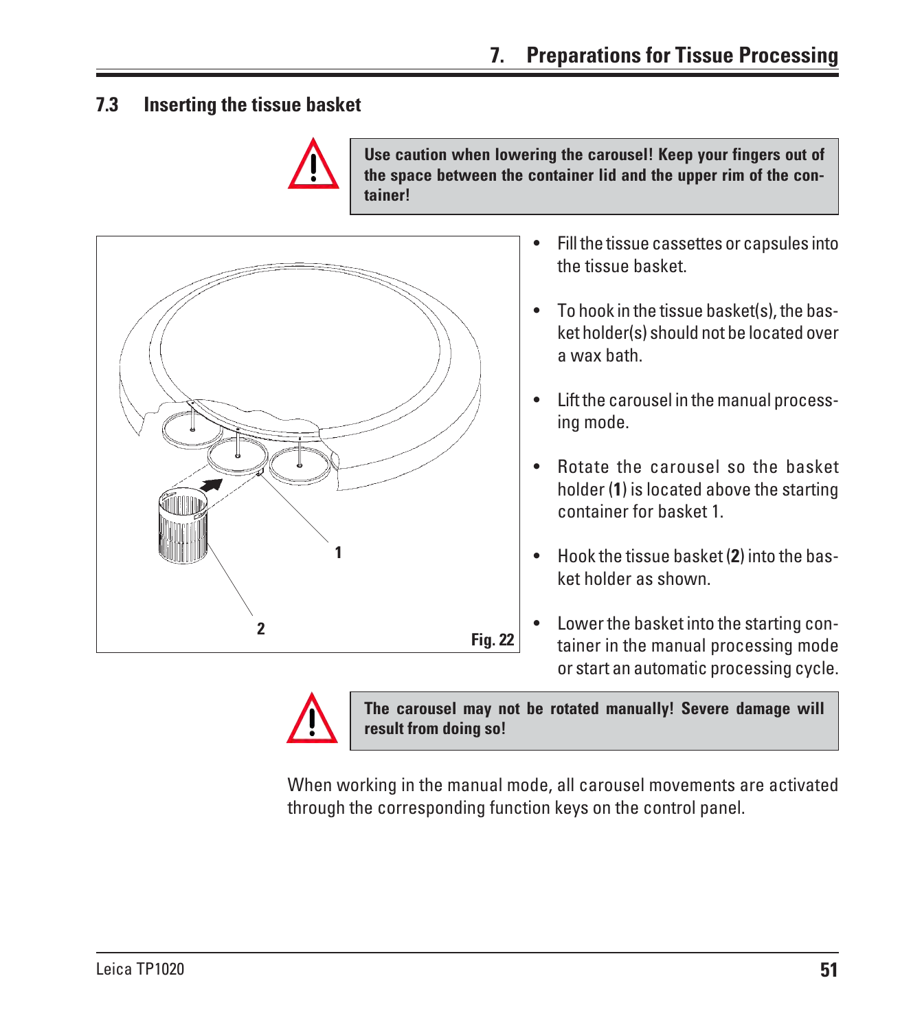## 7.3 Inserting the tissue basket

**Use caution when lowering the carousel! Keep your fingers out of the space between the container lid and the upper rim of the container!**

1

2

Fig. 22

- Fill the tissue cassettes or capsules into the tissue basket.
- To hook in the tissue basket(s), the basket holder(s) should not be located over a wax bath.
- Lift the carousel in the manual processing mode.
- Rotate the carousel so the basket holder (**1**) is located above the starting container for basket 1.
- Hook the tissue basket (**2**) into the basket holder as shown.
- Lower the basket into the starting container in the manual processing mode or start an automatic processing cycle.

**The carousel may not be rotated manually! Severe damage will result from doing so!**

When working in the manual mode, all carousel movements are activated through the corresponding function keys on the control panel.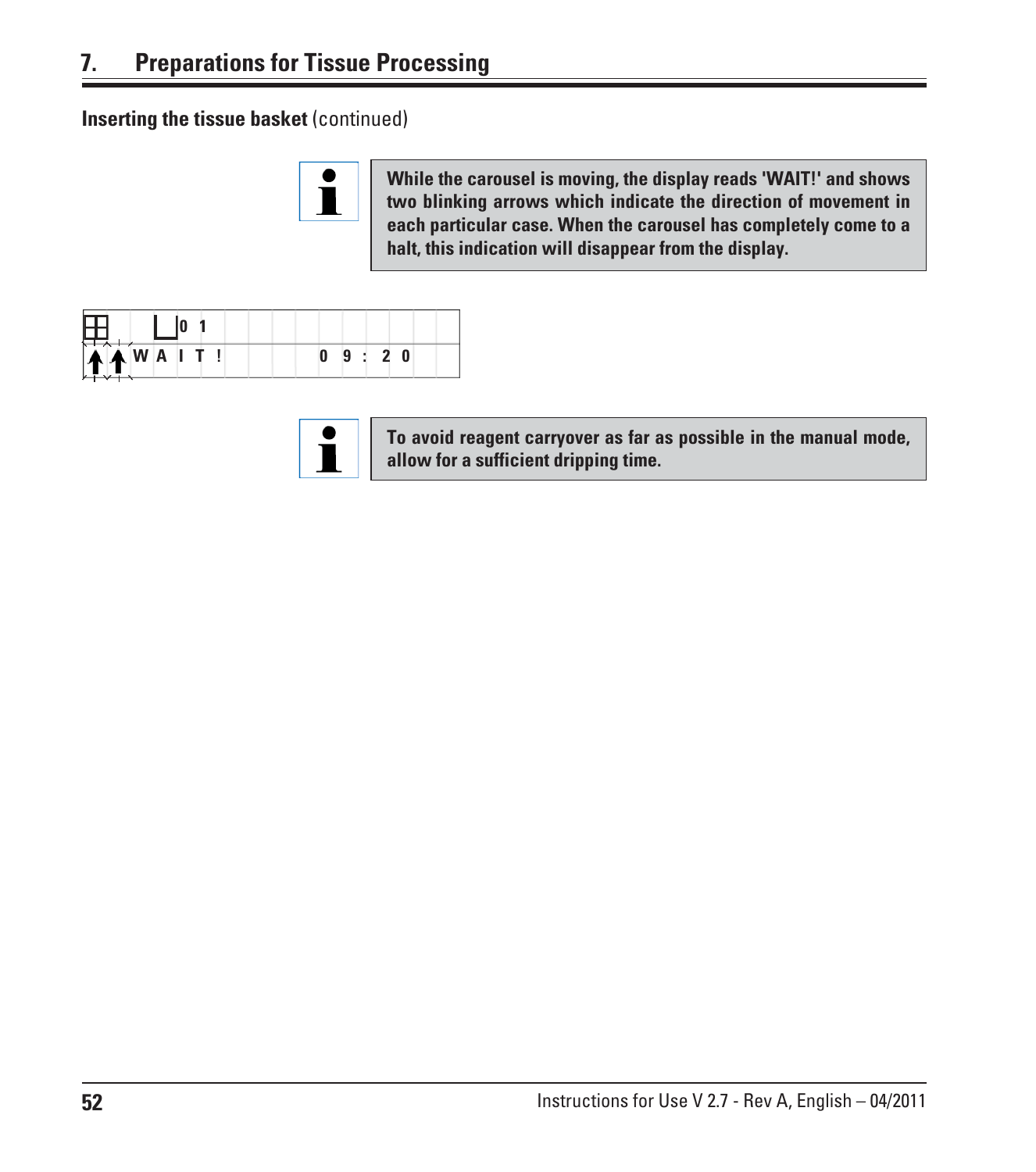## 7. Preparations for Tissue Processing

**Inserting the tissue basket** (continued)

> **While the carousel is moving, the display reads 'WAIT!' and shows two blinking arrows which indicate the direction of movement in each particular case. When the carousel has completely come to a halt, this indication will disappear from the display.**

```
⊞    ⊔01
↑↑WAIT!    09:20
```

> **To avoid reagent carryover as far as possible in the manual mode, allow for a sufficient dripping time.**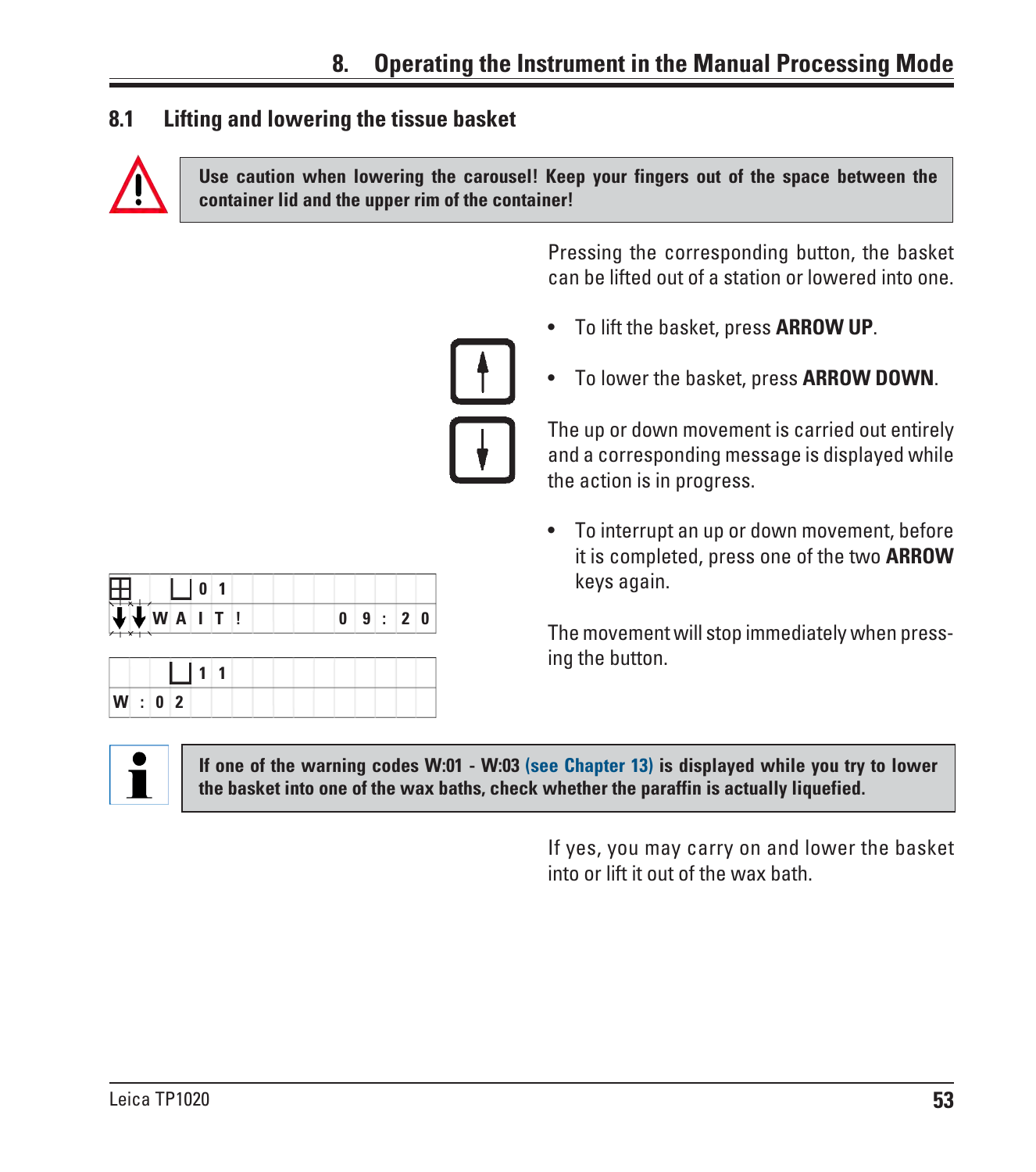## 8. Operating the Instrument in the Manual Processing Mode

### 8.1 Lifting and lowering the tissue basket

**Use caution when lowering the carousel! Keep your fingers out of the space between the container lid and the upper rim of the container!**

Pressing the corresponding button, the basket can be lifted out of a station or lowered into one.

- To lift the basket, press **ARROW UP**.
- To lower the basket, press **ARROW DOWN**.

The up or down movement is carried out entirely and a corresponding message is displayed while the action is in progress.

- To interrupt an up or down movement, before it is completed, press one of the two **ARROW** keys again.

The movement will stop immediately when pressing the button.

```
    01
WAIT!     09:20
```

```
    11
W:02
```

**If one of the warning codes W:01 - W:03 (see Chapter 13) is displayed while you try to lower the basket into one of the wax baths, check whether the paraffin is actually liquefied.**

If yes, you may carry on and lower the basket into or lift it out of the wax bath.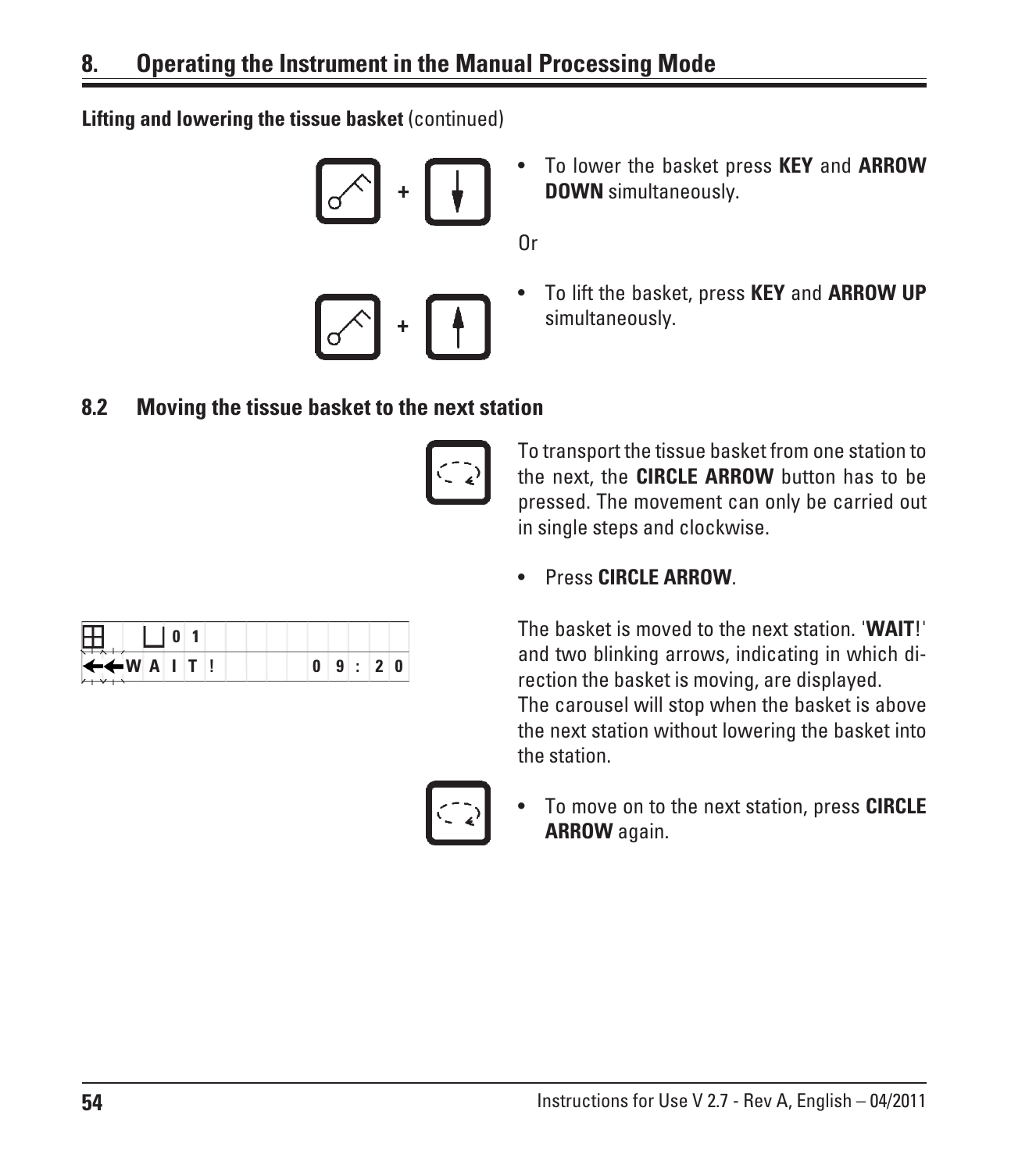## Lifting and lowering the tissue basket (continued)

- To lower the basket press **KEY** and **ARROW DOWN** simultaneously.

Or

- To lift the basket, press **KEY** and **ARROW UP** simultaneously.

## 8.2 Moving the tissue basket to the next station

To transport the tissue basket from one station to the next, the **CIRCLE ARROW** button has to be pressed. The movement can only be carried out in single steps and clockwise.

- Press **CIRCLE ARROW**.

```
      01
←←WAIT!     09:20
```

The basket is moved to the next station. '**WAIT**!' and two blinking arrows, indicating in which direction the basket is moving, are displayed.
The carousel will stop when the basket is above the next station without lowering the basket into the station.

- To move on to the next station, press **CIRCLE ARROW** again.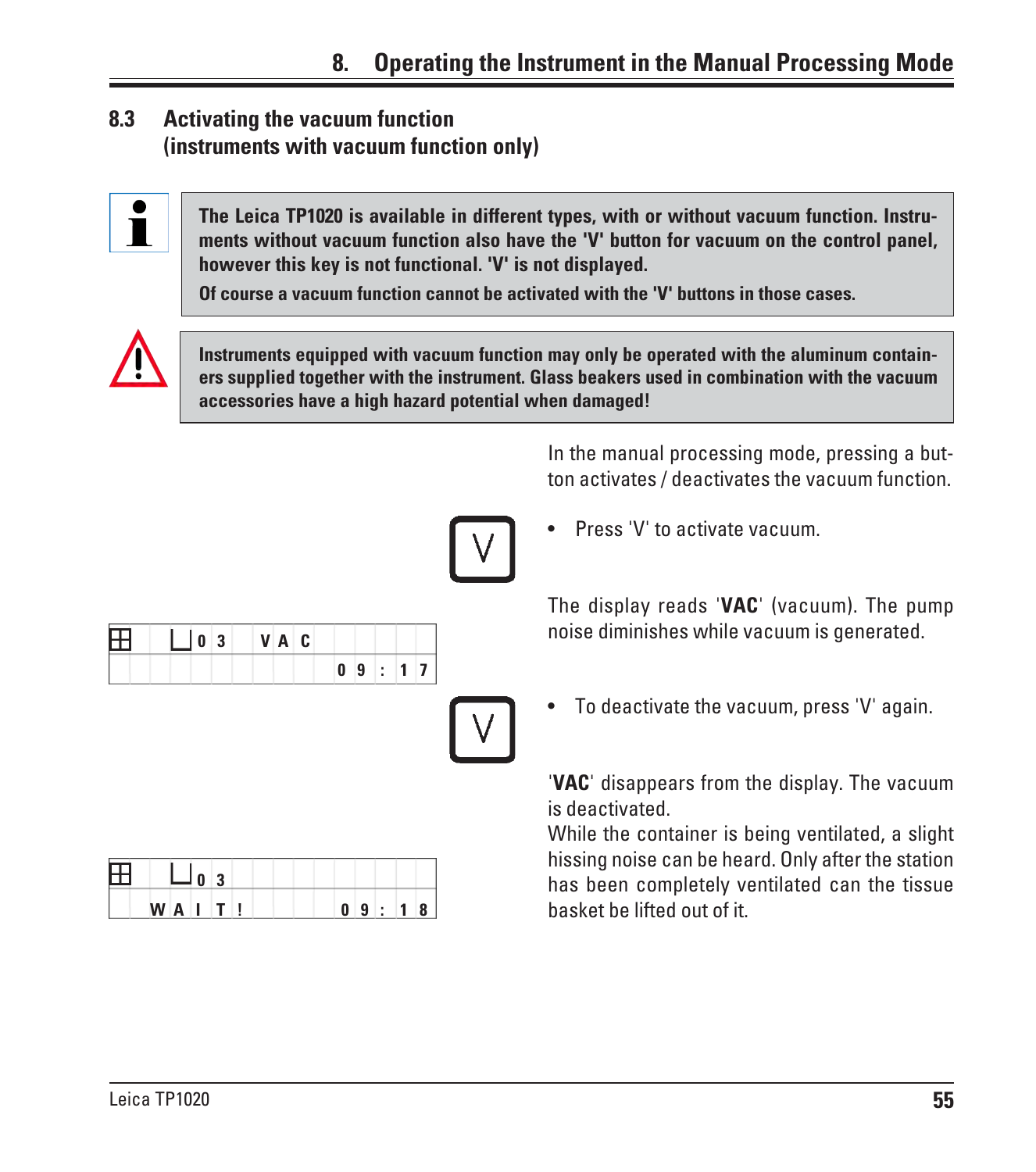## 8.3 Activating the vacuum function (instruments with vacuum function only)

**The Leica TP1020 is available in different types, with or without vacuum function. Instruments without vacuum function also have the 'V' button for vacuum on the control panel, however this key is not functional. 'V' is not displayed.**

**Of course a vacuum function cannot be activated with the 'V' buttons in those cases.**

**Instruments equipped with vacuum function may only be operated with the aluminum containers supplied together with the instrument. Glass beakers used in combination with the vacuum accessories have a high hazard potential when damaged!**

In the manual processing mode, pressing a button activates / deactivates the vacuum function.

- Press 'V' to activate vacuum.

The display reads '**VAC**' (vacuum). The pump noise diminishes while vacuum is generated.

```
03  VAC
        09:17
```

- To deactivate the vacuum, press 'V' again.

'**VAC**' disappears from the display. The vacuum is deactivated.

While the container is being ventilated, a slight hissing noise can be heard. Only after the station has been completely ventilated can the tissue basket be lifted out of it.

```
03
WAIT!   09:18
```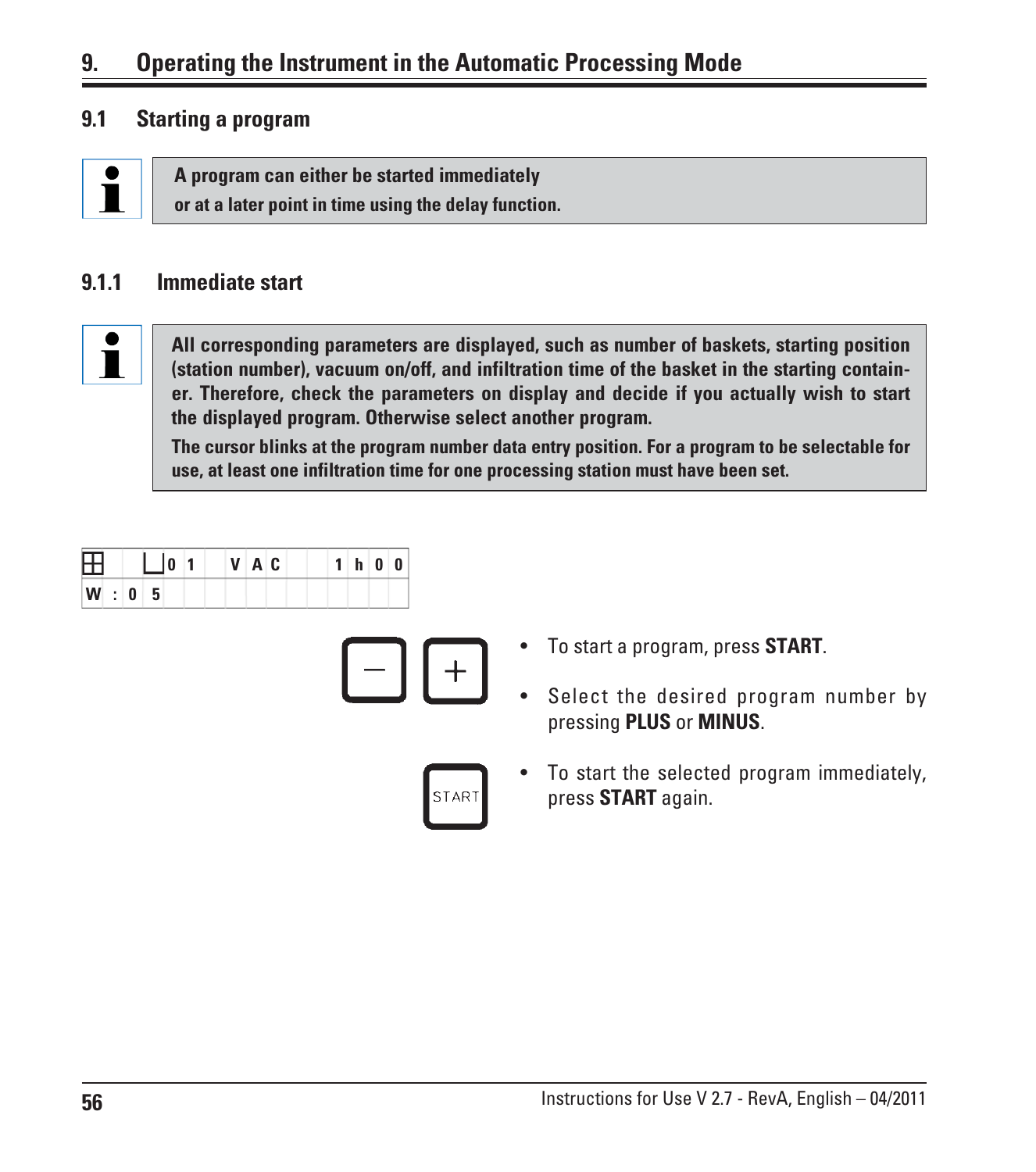# 9. Operating the Instrument in the Automatic Processing Mode

## 9.1 Starting a program

**A program can either be started immediately or at a later point in time using the delay function.**

### 9.1.1 Immediate start

**All corresponding parameters are displayed, such as number of baskets, starting position (station number), vacuum on/off, and infiltration time of the basket in the starting container. Therefore, check the parameters on display and decide if you actually wish to start the displayed program. Otherwise select another program.**

**The cursor blinks at the program number data entry position. For a program to be selectable for use, at least one infiltration time for one processing station must have been set.**

| ⊞ | | └┘0 | 1 | | V | A | C | | | 1 | h | 0 | 0 |
|---|---|---|---|---|---|---|---|---|---|---|---|---|---|
| W | : | 0 | 5 | | | | | | | | | | |

- To start a program, press **START**.
- Select the desired program number by pressing **PLUS** or **MINUS**.
- To start the selected program immediately, press **START** again.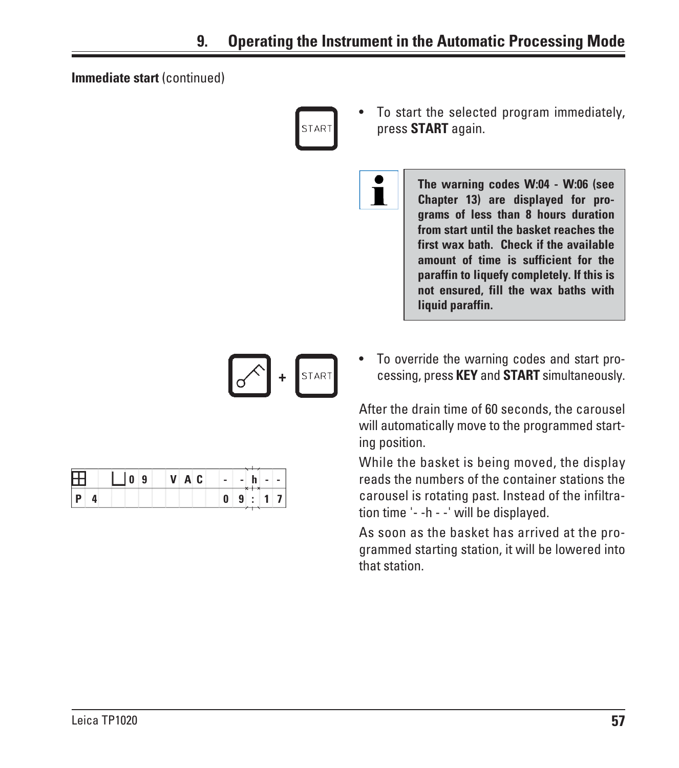**Immediate start** (continued)

START

- To start the selected program immediately, press **START** again.

> **The warning codes W:04 - W:06 (see Chapter 13) are displayed for programs of less than 8 hours duration from start until the basket reaches the first wax bath. Check if the available amount of time is sufficient for the paraffin to liquefy completely. If this is not ensured, fill the wax baths with liquid paraffin.**

KEY + START

- To override the warning codes and start processing, press **KEY** and **START** simultaneously.

After the drain time of 60 seconds, the carousel will automatically move to the programmed starting position.

```
⊞   ⌴09  VAC  --h--
P 4           09:17
```

While the basket is being moved, the display reads the numbers of the container stations the carousel is rotating past. Instead of the infiltration time '- -h - -' will be displayed.

As soon as the basket has arrived at the programmed starting station, it will be lowered into that station.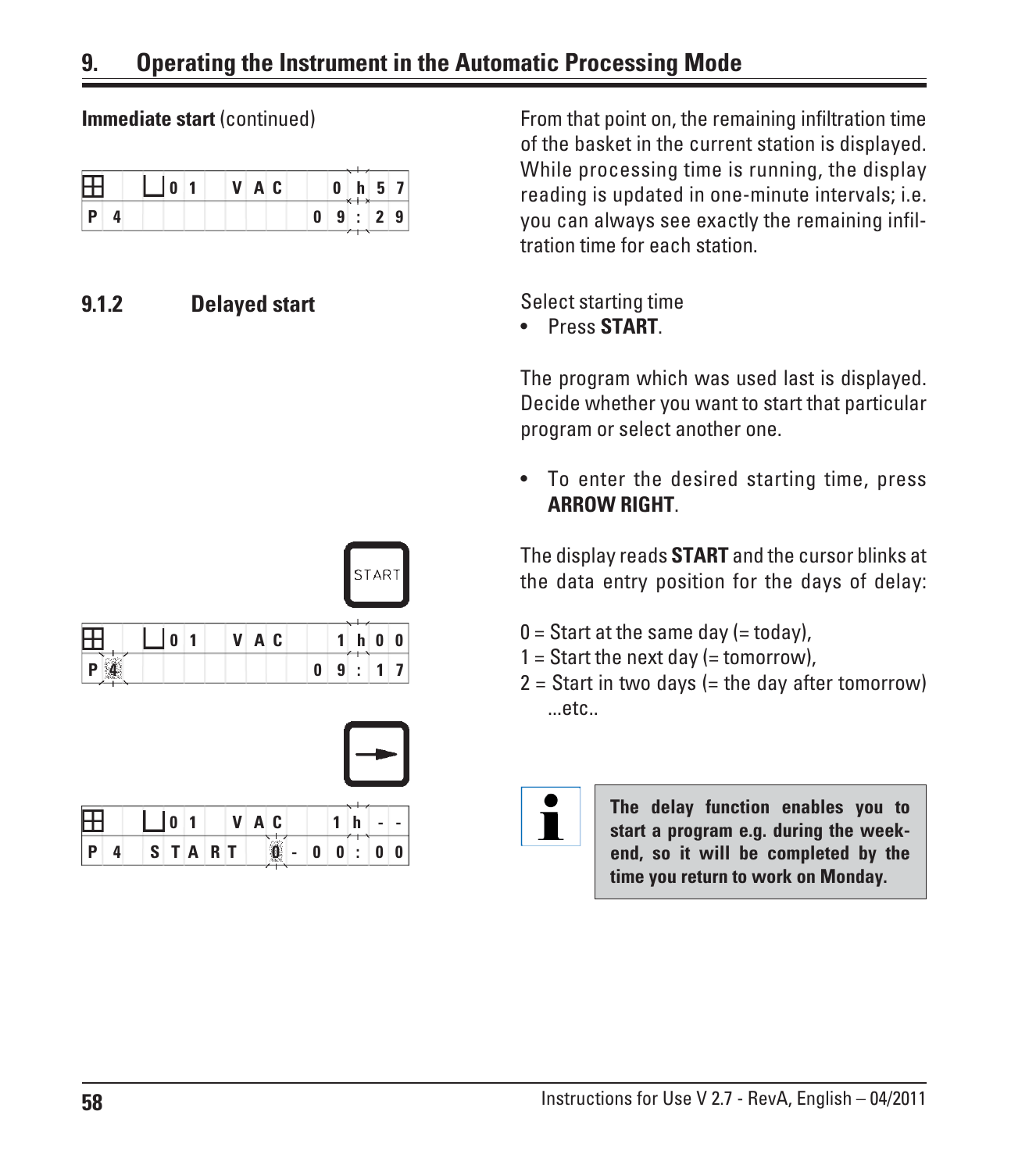**Immediate start** (continued)

```
⊞   ⌴01  VAC    0h57
P 4             09:29
```

From that point on, the remaining infiltration time of the basket in the current station is displayed. While processing time is running, the display reading is updated in one-minute intervals; i.e. you can always see exactly the remaining infiltration time for each station.

### 9.1.2 Delayed start

Select starting time

- Press **START**.

```
⊞   ⌴01  VAC    1h00
P 4             09:17
```

The program which was used last is displayed. Decide whether you want to start that particular program or select another one.

- To enter the desired starting time, press **ARROW RIGHT**.

```
⊞   ⌴01  VAC    1h--
P 4  START   0-00:00
```

The display reads **START** and the cursor blinks at the data entry position for the days of delay:

0 = Start at the same day (= today),
1 = Start the next day (= tomorrow),
2 = Start in two days (= the day after tomorrow) ...etc..

**The delay function enables you to start a program e.g. during the weekend, so it will be completed by the time you return to work on Monday.**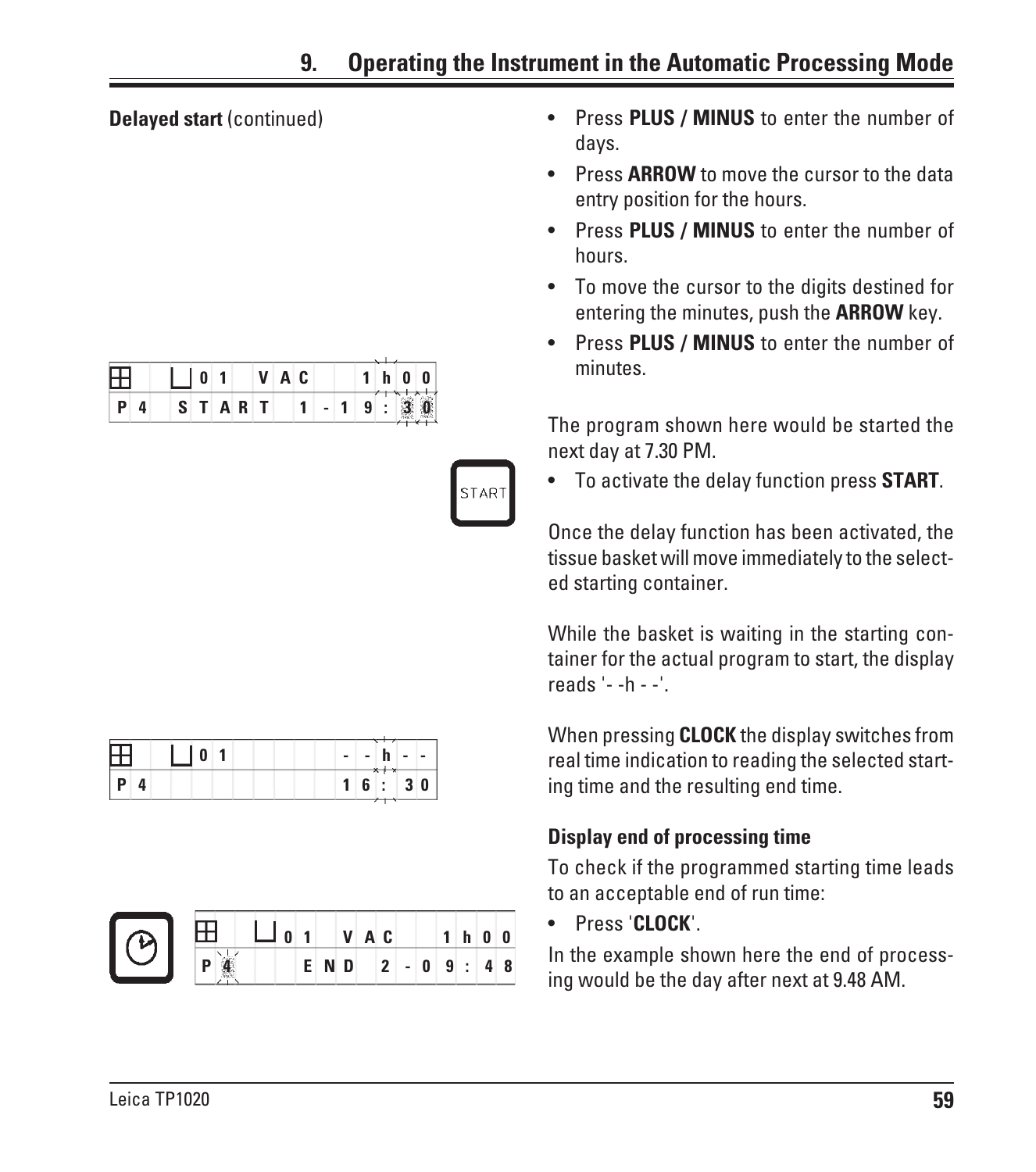**Delayed start** (continued)

- Press **PLUS / MINUS** to enter the number of days.
- Press **ARROW** to move the cursor to the data entry position for the hours.
- Press **PLUS / MINUS** to enter the number of hours.
- To move the cursor to the digits destined for entering the minutes, push the **ARROW** key.
- Press **PLUS / MINUS** to enter the number of minutes.

| | | 01 | VAC | 1h00 |
|---|---|---|---|---|
| P4 | START | | | 1-19:30 |

The program shown here would be started the next day at 7.30 PM.

- To activate the delay function press **START**.

Once the delay function has been activated, the tissue basket will move immediately to the selected starting container.

While the basket is waiting in the starting container for the actual program to start, the display reads '- -h - -'.

| | | 01 | --h-- |
|---|---|---|---|
| P4 | | | 16:30 |

When pressing **CLOCK** the display switches from real time indication to reading the selected starting time and the resulting end time.

**Display end of processing time**

To check if the programmed starting time leads to an acceptable end of run time:

- Press '**CLOCK**'.

| | | 01 | VAC | 1h00 |
|---|---|---|---|---|
| P4 | END | | | 2-09:48 |

In the example shown here the end of processing would be the day after next at 9.48 AM.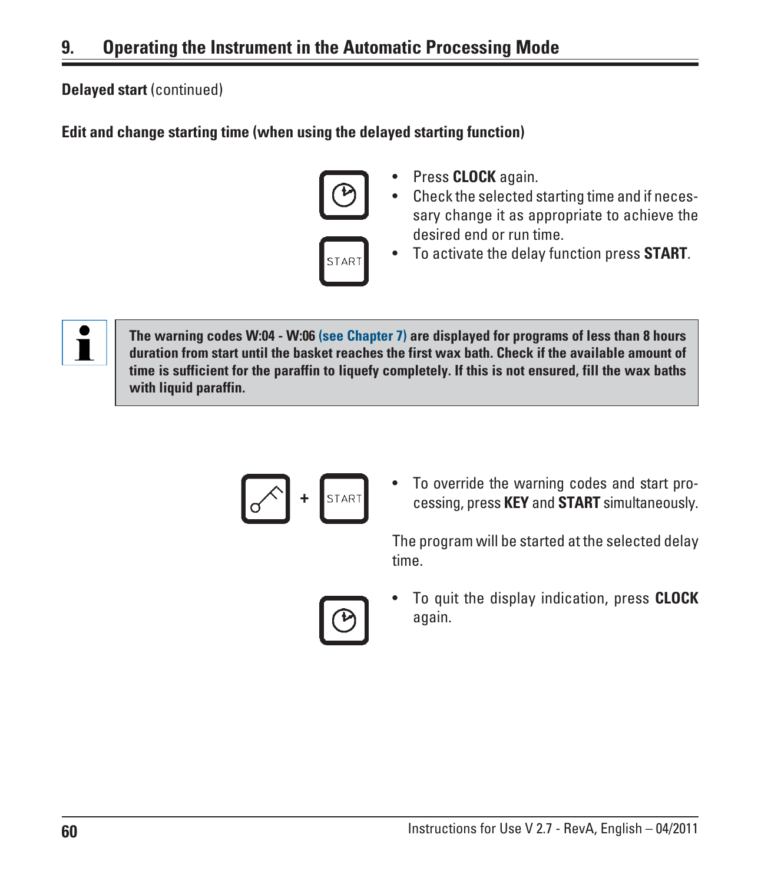## 9. Operating the Instrument in the Automatic Processing Mode

**Delayed start** (continued)

**Edit and change starting time (when using the delayed starting function)**

- Press **CLOCK** again.
- Check the selected starting time and if necessary change it as appropriate to achieve the desired end or run time.
- To activate the delay function press **START**.

> **The warning codes W:04 - W:06 (see Chapter 7) are displayed for programs of less than 8 hours duration from start until the basket reaches the first wax bath. Check if the available amount of time is sufficient for the paraffin to liquefy completely. If this is not ensured, fill the wax baths with liquid paraffin.**

- To override the warning codes and start processing, press **KEY** and **START** simultaneously.

The program will be started at the selected delay time.

- To quit the display indication, press **CLOCK** again.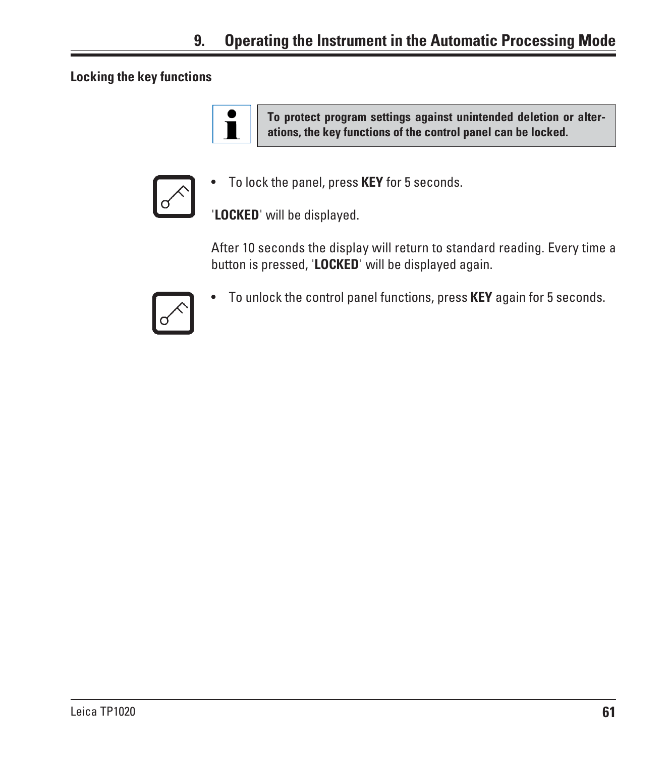### Locking the key functions

**To protect program settings against unintended deletion or alterations, the key functions of the control panel can be locked.**

- To lock the panel, press **KEY** for 5 seconds.

'**LOCKED**' will be displayed.

After 10 seconds the display will return to standard reading. Every time a button is pressed, '**LOCKED**' will be displayed again.

- To unlock the control panel functions, press **KEY** again for 5 seconds.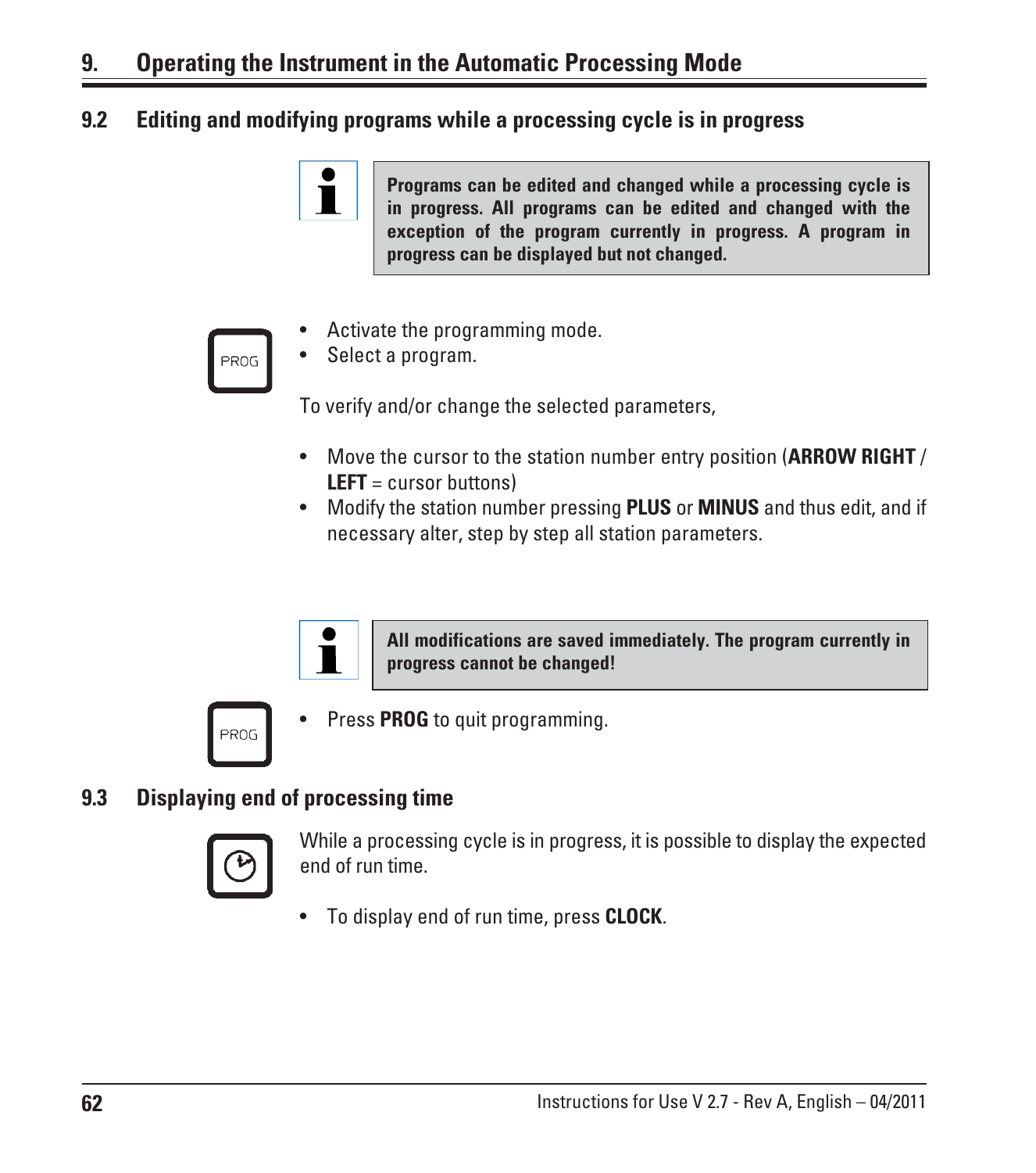# 9. Operating the Instrument in the Automatic Processing Mode

## 9.2 Editing and modifying programs while a processing cycle is in progress

**Programs can be edited and changed while a processing cycle is in progress. All programs can be edited and changed with the exception of the program currently in progress. A program in progress can be displayed but not changed.**

PROG

- Activate the programming mode.
- Select a program.

To verify and/or change the selected parameters,

- Move the cursor to the station number entry position (**ARROW RIGHT** / **LEFT** = cursor buttons)
- Modify the station number pressing **PLUS** or **MINUS** and thus edit, and if necessary alter, step by step all station parameters.

**All modifications are saved immediately. The program currently in progress cannot be changed!**

PROG

- Press **PROG** to quit programming.

## 9.3 Displaying end of processing time

While a processing cycle is in progress, it is possible to display the expected end of run time.

- To display end of run time, press **CLOCK**.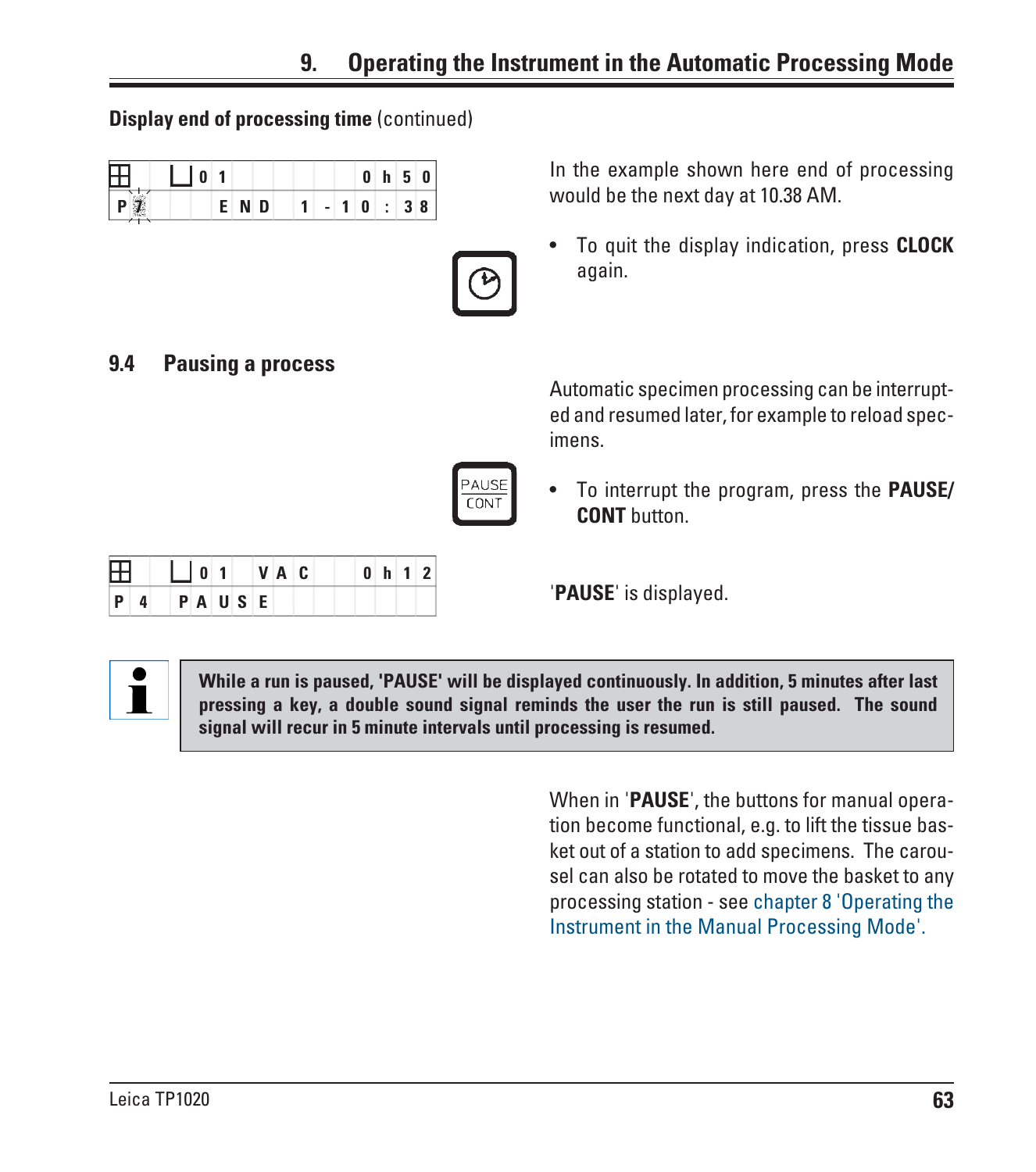**Display end of processing time** (continued)

```
⊞  ⌴01        0h50
P7    END  1-10:38
```

In the example shown here end of processing would be the next day at 10.38 AM.

- To quit the display indication, press **CLOCK** again.

## 9.4 Pausing a process

Automatic specimen processing can be interrupted and resumed later, for example to reload specimens.

- To interrupt the program, press the **PAUSE/ CONT** button.

```
⊞  ⌴01  VAC   0h12
P 4  PAUSE
```

'**PAUSE**' is displayed.

> **While a run is paused, 'PAUSE' will be displayed continuously. In addition, 5 minutes after last pressing a key, a double sound signal reminds the user the run is still paused. The sound signal will recur in 5 minute intervals until processing is resumed.**

When in '**PAUSE**', the buttons for manual operation become functional, e.g. to lift the tissue basket out of a station to add specimens. The carousel can also be rotated to move the basket to any processing station - see chapter 8 'Operating the Instrument in the Manual Processing Mode'.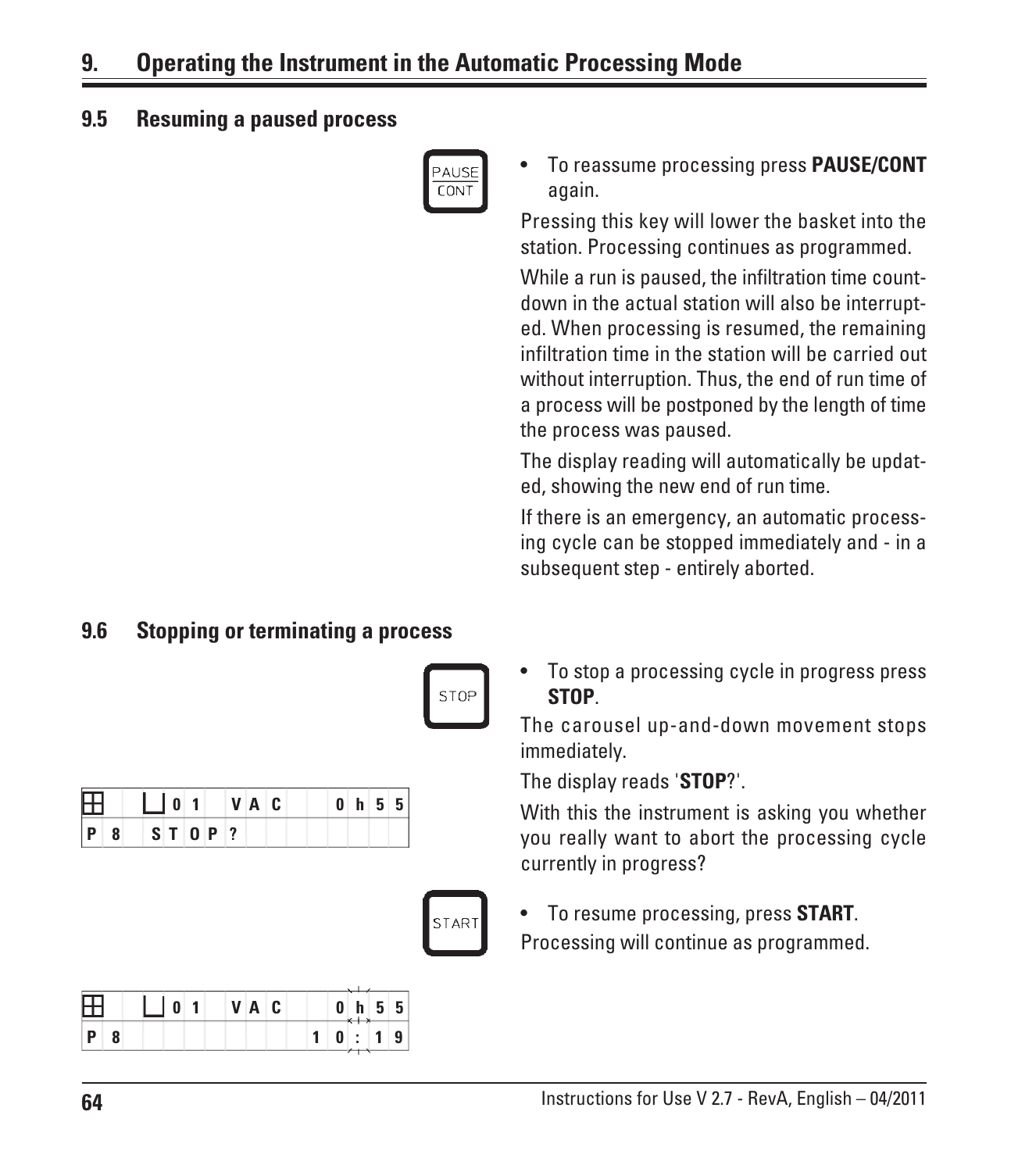## 9.5 Resuming a paused process

PAUSE CONT

- To reassume processing press **PAUSE/CONT** again.

Pressing this key will lower the basket into the station. Processing continues as programmed.

While a run is paused, the infiltration time countdown in the actual station will also be interrupted. When processing is resumed, the remaining infiltration time in the station will be carried out without interruption. Thus, the end of run time of a process will be postponed by the length of time the process was paused.

The display reading will automatically be updated, showing the new end of run time.

If there is an emergency, an automatic processing cycle can be stopped immediately and - in a subsequent step - entirely aborted.

## 9.6 Stopping or terminating a process

STOP

- To stop a processing cycle in progress press **STOP**.

The carousel up-and-down movement stops immediately.

The display reads '**STOP**?'.

```
⊞  ⊔01  VAC    0h55
P8  STOP?
```

With this the instrument is asking you whether you really want to abort the processing cycle currently in progress?

START

- To resume processing, press **START**.

Processing will continue as programmed.

```
⊞  ⊔01  VAC    0h55
P8            10:19
```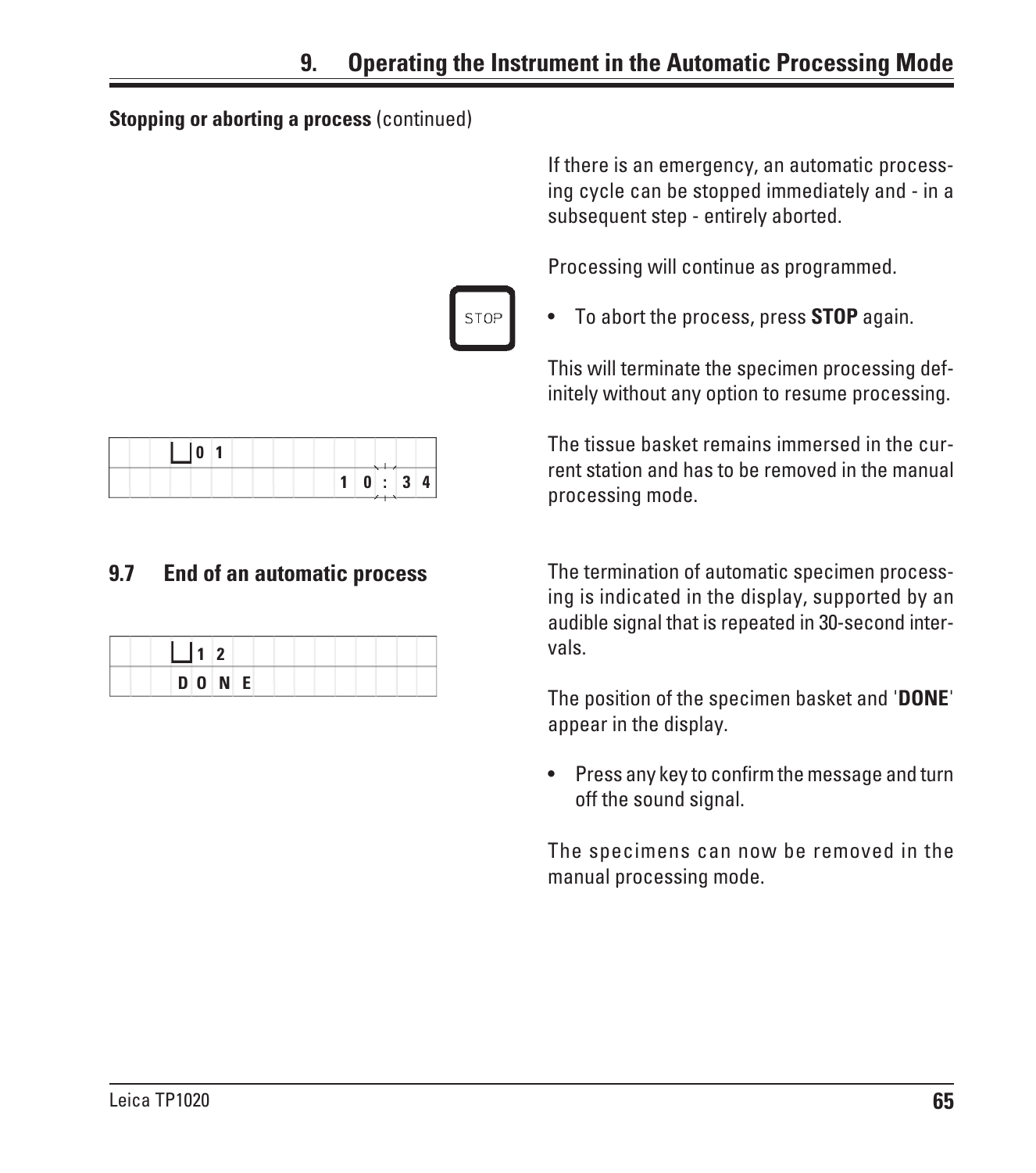**Stopping or aborting a process** (continued)

If there is an emergency, an automatic processing cycle can be stopped immediately and - in a subsequent step - entirely aborted.

Processing will continue as programmed.

STOP

- To abort the process, press **STOP** again.

This will terminate the specimen processing definitely without any option to resume processing.

```
    ⌴01
              10:34
```

The tissue basket remains immersed in the current station and has to be removed in the manual processing mode.

## 9.7 End of an automatic process

```
    ⌴12
    DONE
```

The termination of automatic specimen processing is indicated in the display, supported by an audible signal that is repeated in 30-second intervals.

The position of the specimen basket and '**DONE**' appear in the display.

- Press any key to confirm the message and turn off the sound signal.

The specimens can now be removed in the manual processing mode.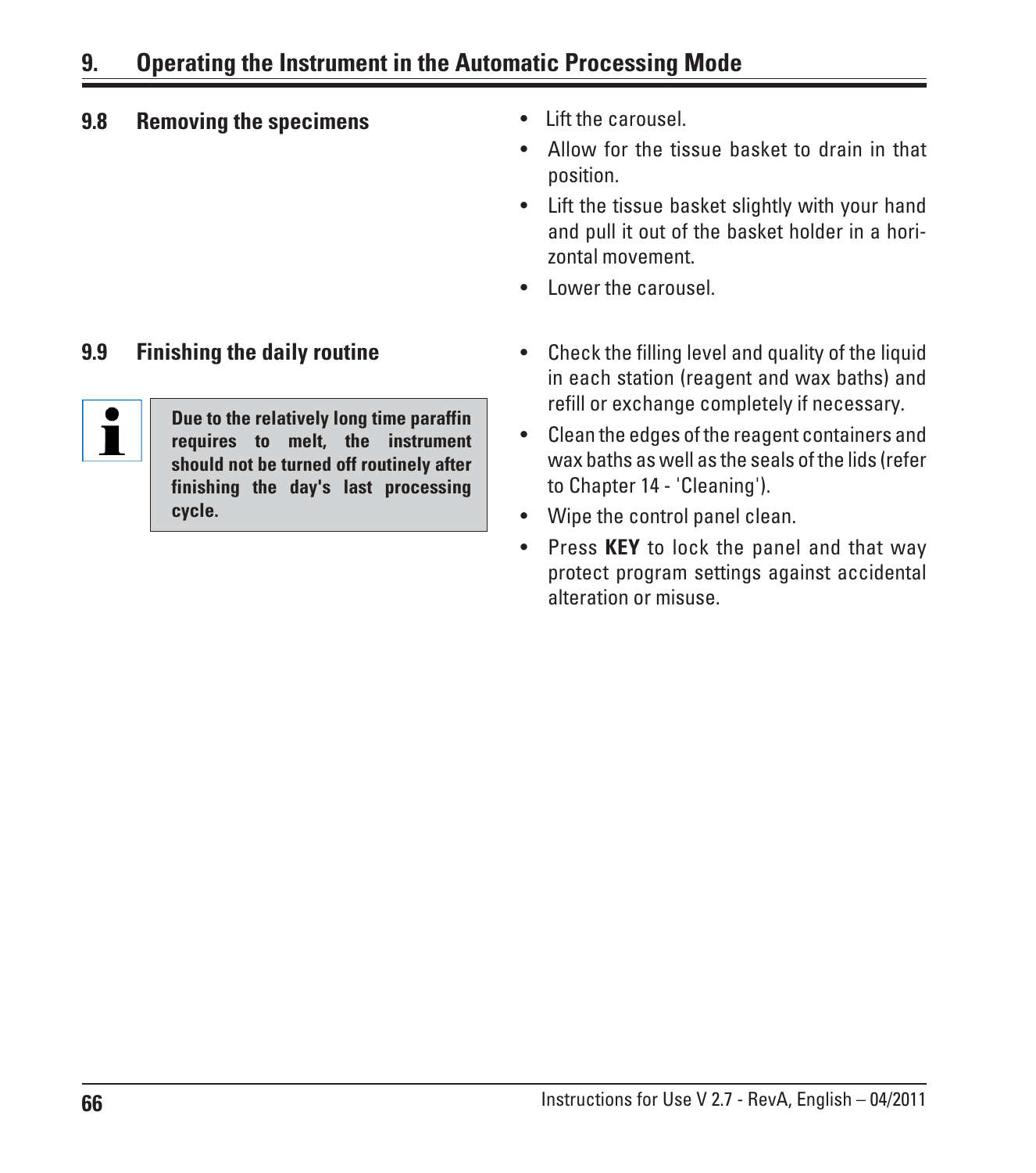## 9.8 Removing the specimens

- Lift the carousel.
- Allow for the tissue basket to drain in that position.
- Lift the tissue basket slightly with your hand and pull it out of the basket holder in a horizontal movement.
- Lower the carousel.

## 9.9 Finishing the daily routine

**Due to the relatively long time paraffin requires to melt, the instrument should not be turned off routinely after finishing the day's last processing cycle.**

- Check the filling level and quality of the liquid in each station (reagent and wax baths) and refill or exchange completely if necessary.
- Clean the edges of the reagent containers and wax baths as well as the seals of the lids (refer to Chapter 14 - 'Cleaning').
- Wipe the control panel clean.
- Press **KEY** to lock the panel and that way protect program settings against accidental alteration or misuse.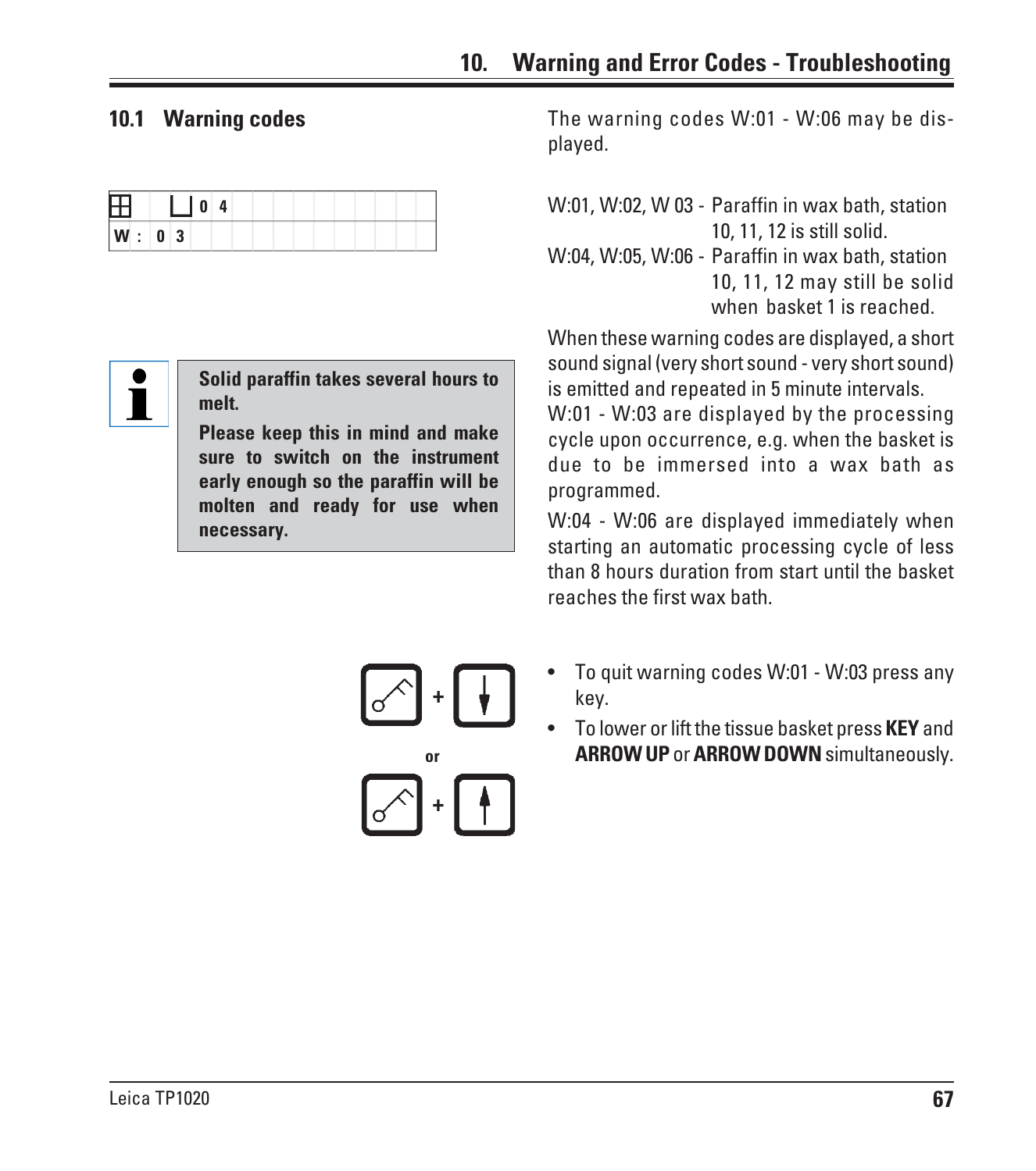# 10. Warning and Error Codes - Troubleshooting

## 10.1 Warning codes

| ⊞ | └ 0 4 |
|---|---|
| W : 0 3 | |

The warning codes W:01 - W:06 may be displayed.

W:01, W:02, W 03 - Paraffin in wax bath, station 10, 11, 12 is still solid.

W:04, W:05, W:06 - Paraffin in wax bath, station 10, 11, 12 may still be solid when basket 1 is reached.

**Solid paraffin takes several hours to melt.**

**Please keep this in mind and make sure to switch on the instrument early enough so the paraffin will be molten and ready for use when necessary.**

When these warning codes are displayed, a short sound signal (very short sound - very short sound) is emitted and repeated in 5 minute intervals.

W:01 - W:03 are displayed by the processing cycle upon occurrence, e.g. when the basket is due to be immersed into a wax bath as programmed.

W:04 - W:06 are displayed immediately when starting an automatic processing cycle of less than 8 hours duration from start until the basket reaches the first wax bath.

- To quit warning codes W:01 - W:03 press any key.
- To lower or lift the tissue basket press **KEY** and **ARROW UP** or **ARROW DOWN** simultaneously.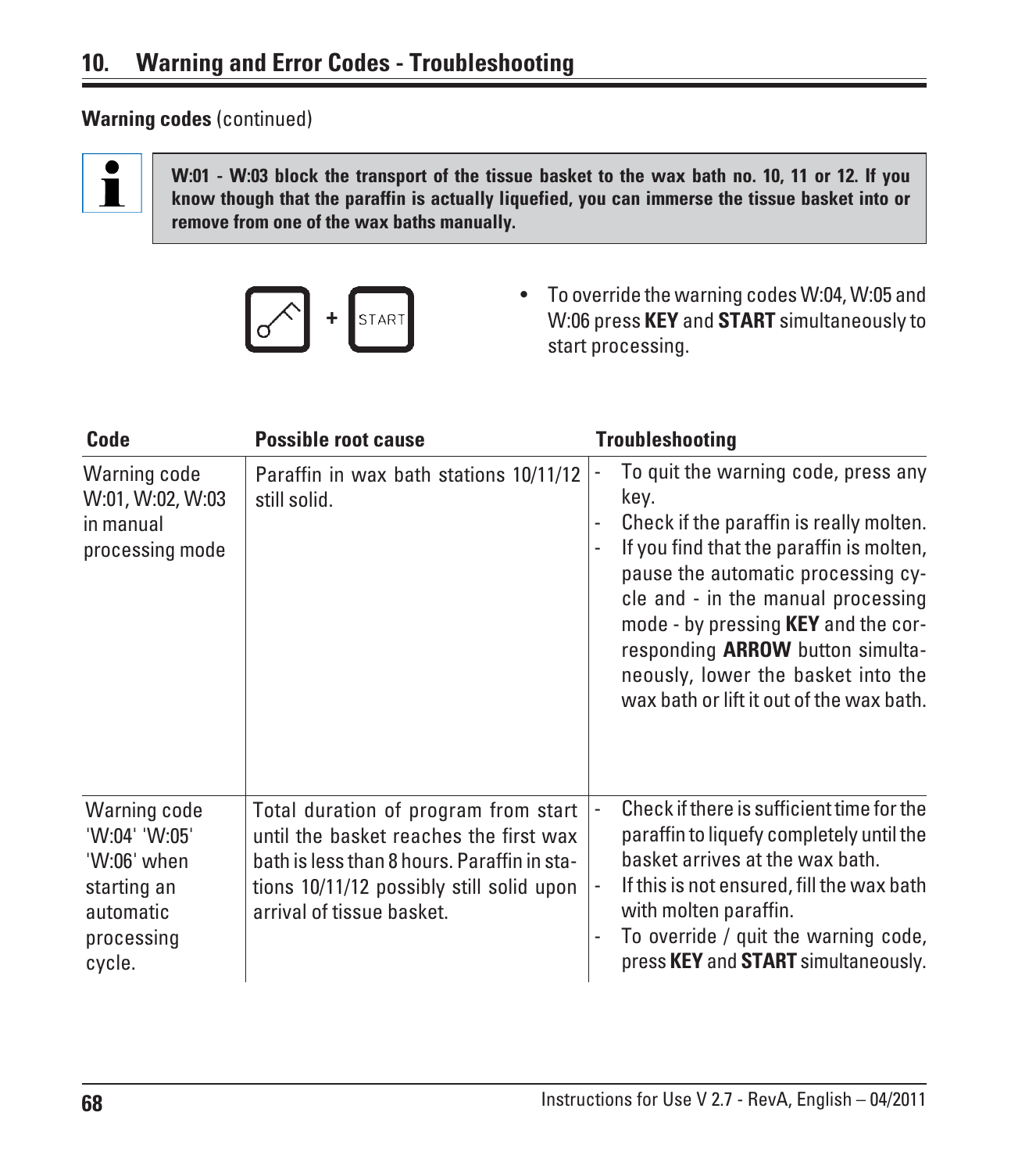## 10. Warning and Error Codes - Troubleshooting

**Warning codes** (continued)

> **W:01 - W:03 block the transport of the tissue basket to the wax bath no. 10, 11 or 12. If you know though that the paraffin is actually liquefied, you can immerse the tissue basket into or remove from one of the wax baths manually.**

KEY + START

- To override the warning codes W:04, W:05 and W:06 press **KEY** and **START** simultaneously to start processing.

| Code | Possible root cause | Troubleshooting |
|---|---|---|
| Warning code W:01, W:02, W:03 in manual processing mode | Paraffin in wax bath stations 10/11/12 still solid. | - To quit the warning code, press any key.<br>- Check if the paraffin is really molten.<br>- If you find that the paraffin is molten, pause the automatic processing cycle and - in the manual processing mode - by pressing **KEY** and the corresponding **ARROW** button simultaneously, lower the basket into the wax bath or lift it out of the wax bath. |
| Warning code 'W:04' 'W:05' 'W:06' when starting an automatic processing cycle. | Total duration of program from start until the basket reaches the first wax bath is less than 8 hours. Paraffin in stations 10/11/12 possibly still solid upon arrival of tissue basket. | - Check if there is sufficient time for the paraffin to liquefy completely until the basket arrives at the wax bath.<br>- If this is not ensured, fill the wax bath with molten paraffin.<br>- To override / quit the warning code, press **KEY** and **START** simultaneously. |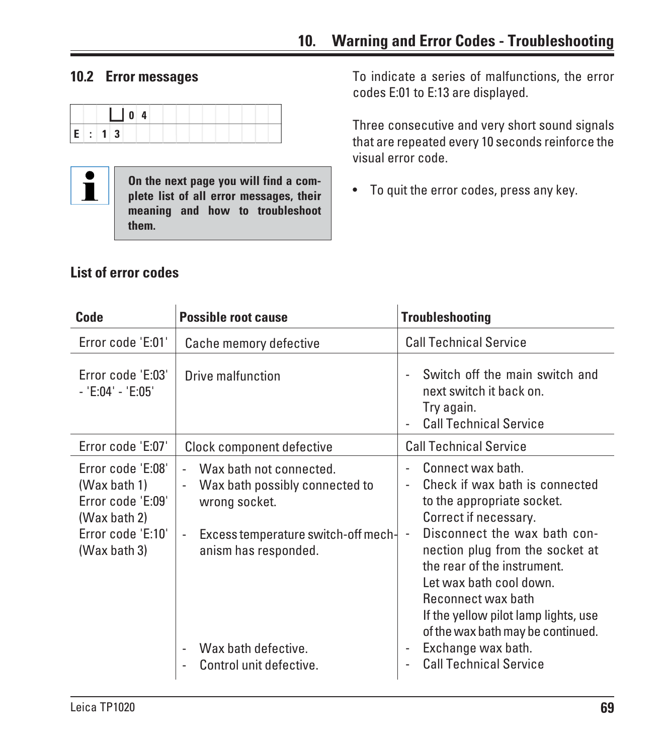## 10.2 Error messages

```
   ⌴ 0 4
E : 1 3
```

> **On the next page you will find a complete list of all error messages, their meaning and how to troubleshoot them.**

To indicate a series of malfunctions, the error codes E:01 to E:13 are displayed.

Three consecutive and very short sound signals that are repeated every 10 seconds reinforce the visual error code.

- To quit the error codes, press any key.

### List of error codes

| Code | Possible root cause | Troubleshooting |
|---|---|---|
| Error code 'E:01' | Cache memory defective | Call Technical Service |
| Error code 'E:03' - 'E:04' - 'E:05' | Drive malfunction | - Switch off the main switch and next switch it back on. Try again.<br>- Call Technical Service |
| Error code 'E:07' | Clock component defective | Call Technical Service |
| Error code 'E:08' (Wax bath 1)<br>Error code 'E:09' (Wax bath 2)<br>Error code 'E:10' (Wax bath 3) | - Wax bath not connected.<br>- Wax bath possibly connected to wrong socket.<br>- Excess temperature switch-off mechanism has responded.<br>- Wax bath defective.<br>- Control unit defective. | - Connect wax bath.<br>- Check if wax bath is connected to the appropriate socket. Correct if necessary.<br>- Disconnect the wax bath connection plug from the socket at the rear of the instrument. Let wax bath cool down. Reconnect wax bath If the yellow pilot lamp lights, use of the wax bath may be continued.<br>- Exchange wax bath.<br>- Call Technical Service |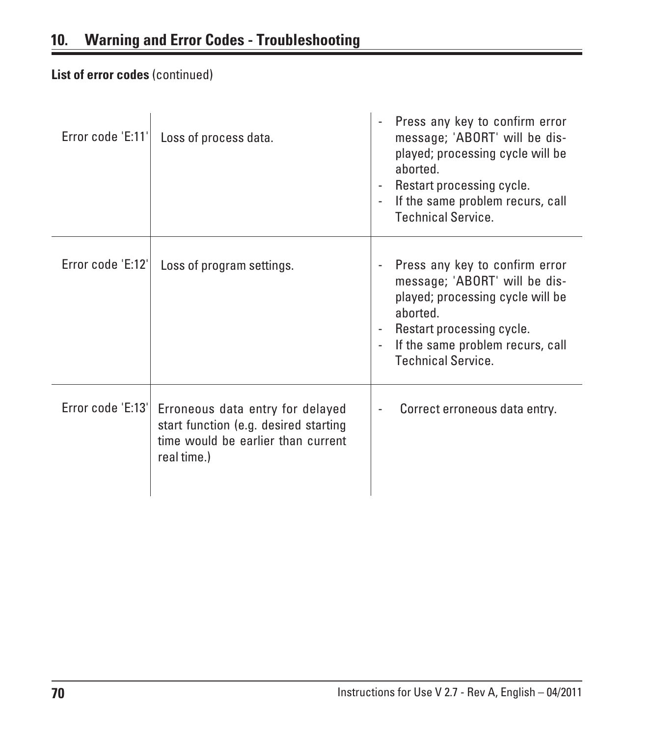## 10. Warning and Error Codes - Troubleshooting

**List of error codes** (continued)

| | | |
|---|---|---|
| Error code 'E:11' | Loss of process data. | - Press any key to confirm error message; 'ABORT' will be displayed; processing cycle will be aborted.<br>- Restart processing cycle.<br>- If the same problem recurs, call Technical Service. |
| Error code 'E:12' | Loss of program settings. | - Press any key to confirm error message; 'ABORT' will be displayed; processing cycle will be aborted.<br>- Restart processing cycle.<br>- If the same problem recurs, call Technical Service. |
| Error code 'E:13' | Erroneous data entry for delayed start function (e.g. desired starting time would be earlier than current real time.) | - Correct erroneous data entry. |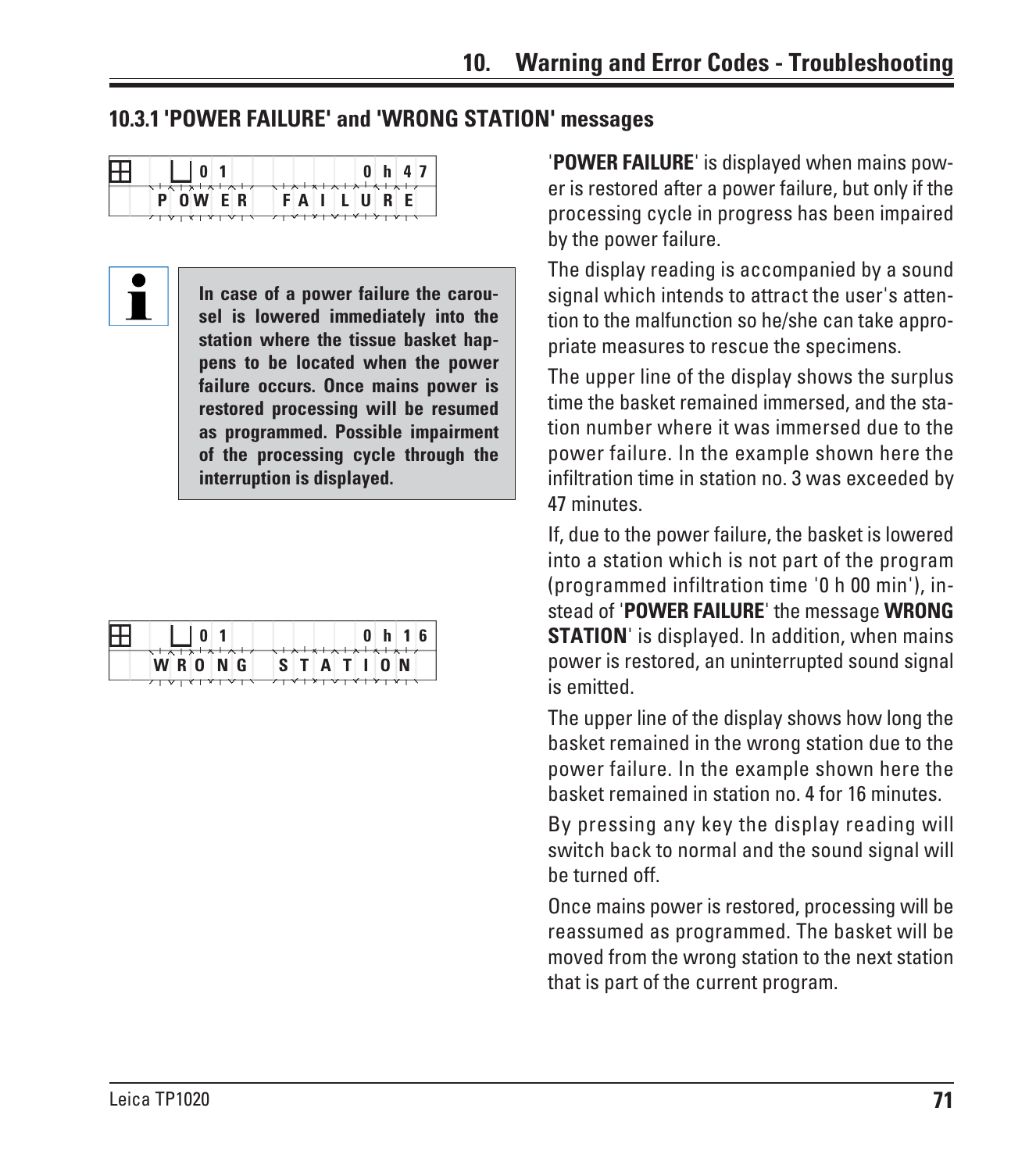## 10.3.1 'POWER FAILURE' and 'WRONG STATION' messages

```
01          0h47
POWER FAILURE
```

> **In case of a power failure the carousel is lowered immediately into the station where the tissue basket happens to be located when the power failure occurs. Once mains power is restored processing will be resumed as programmed. Possible impairment of the processing cycle through the interruption is displayed.**

```
01          0h16
WRONG STATION
```

'**POWER FAILURE**' is displayed when mains power is restored after a power failure, but only if the processing cycle in progress has been impaired by the power failure.

The display reading is accompanied by a sound signal which intends to attract the user's attention to the malfunction so he/she can take appropriate measures to rescue the specimens.

The upper line of the display shows the surplus time the basket remained immersed, and the station number where it was immersed due to the power failure. In the example shown here the infiltration time in station no. 3 was exceeded by 47 minutes.

If, due to the power failure, the basket is lowered into a station which is not part of the program (programmed infiltration time '0 h 00 min'), instead of '**POWER FAILURE**' the message **WRONG STATION**' is displayed. In addition, when mains power is restored, an uninterrupted sound signal is emitted.

The upper line of the display shows how long the basket remained in the wrong station due to the power failure. In the example shown here the basket remained in station no. 4 for 16 minutes.

By pressing any key the display reading will switch back to normal and the sound signal will be turned off.

Once mains power is restored, processing will be reassumed as programmed. The basket will be moved from the wrong station to the next station that is part of the current program.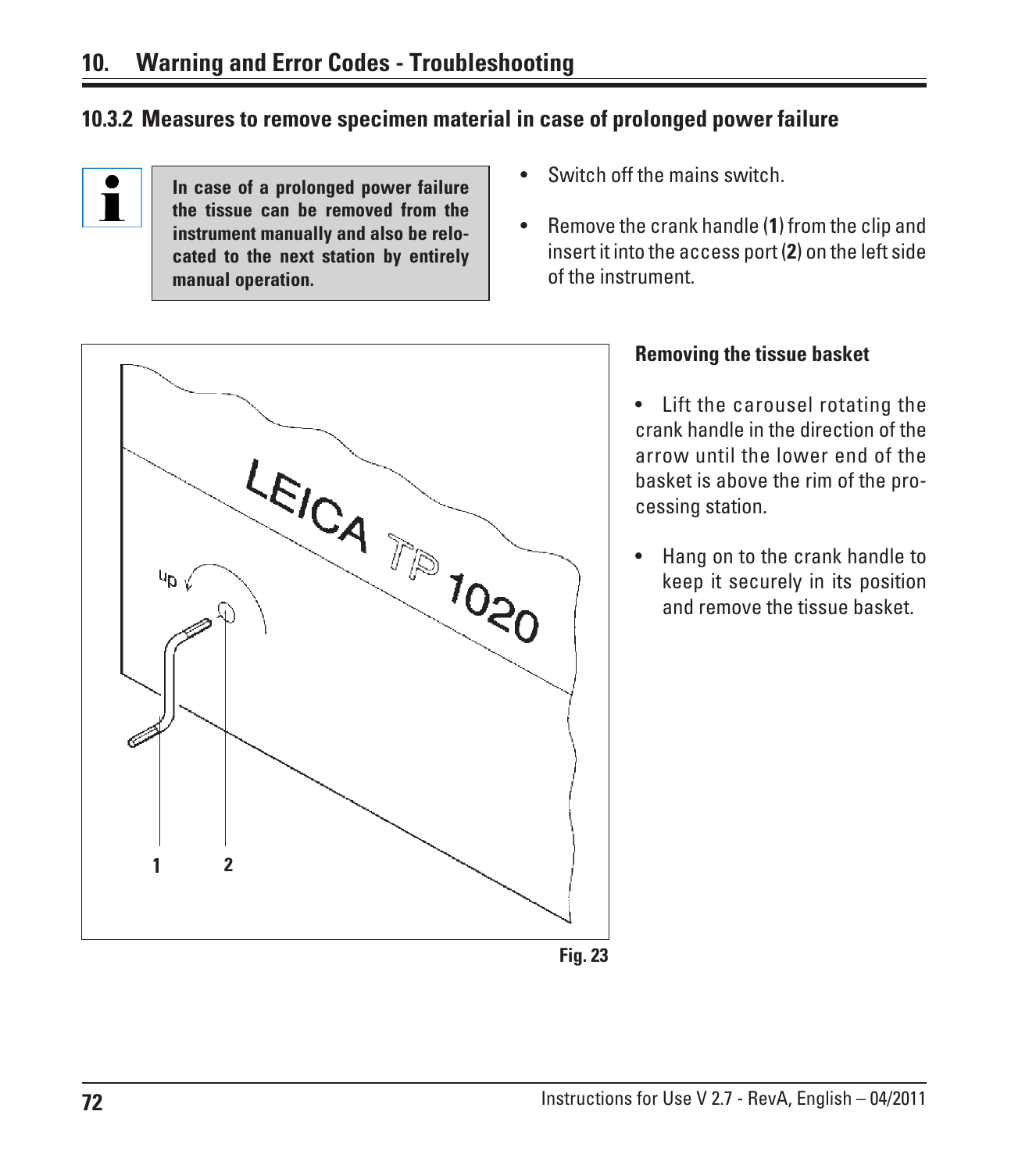## 10.3.2 Measures to remove specimen material in case of prolonged power failure

**In case of a prolonged power failure the tissue can be removed from the instrument manually and also be relocated to the next station by entirely manual operation.**

- Switch off the mains switch.
- Remove the crank handle (**1**) from the clip and insert it into the access port (**2**) on the left side of the instrument.

Fig. 23

**Removing the tissue basket**

- Lift the carousel rotating the crank handle in the direction of the arrow until the lower end of the basket is above the rim of the processing station.
- Hang on to the crank handle to keep it securely in its position and remove the tissue basket.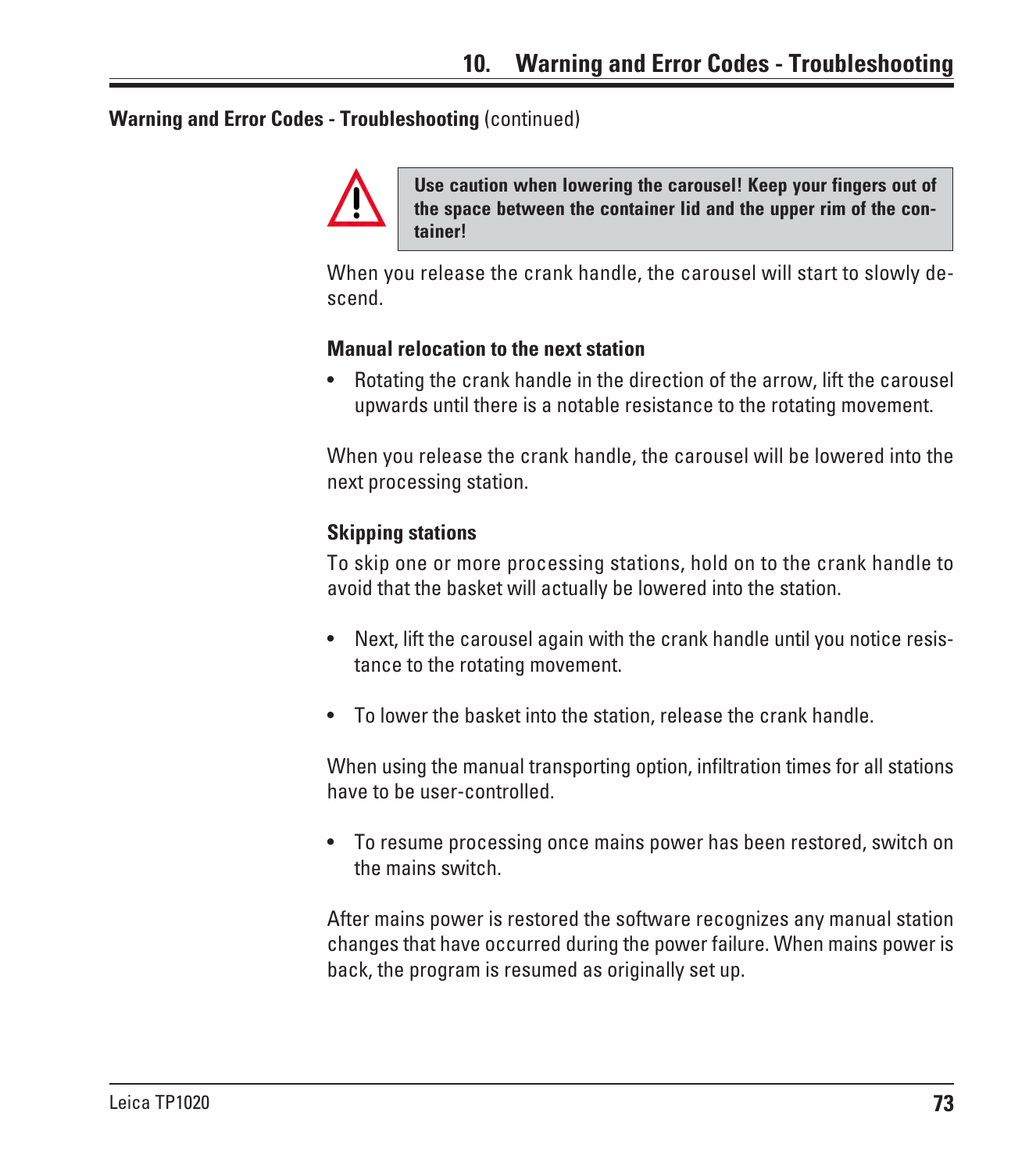**Warning and Error Codes - Troubleshooting** (continued)

> ⚠ **Use caution when lowering the carousel! Keep your fingers out of the space between the container lid and the upper rim of the container!**

When you release the crank handle, the carousel will start to slowly descend.

**Manual relocation to the next station**

- Rotating the crank handle in the direction of the arrow, lift the carousel upwards until there is a notable resistance to the rotating movement.

When you release the crank handle, the carousel will be lowered into the next processing station.

**Skipping stations**

To skip one or more processing stations, hold on to the crank handle to avoid that the basket will actually be lowered into the station.

- Next, lift the carousel again with the crank handle until you notice resistance to the rotating movement.

- To lower the basket into the station, release the crank handle.

When using the manual transporting option, infiltration times for all stations have to be user-controlled.

- To resume processing once mains power has been restored, switch on the mains switch.

After mains power is restored the software recognizes any manual station changes that have occurred during the power failure. When mains power is back, the program is resumed as originally set up.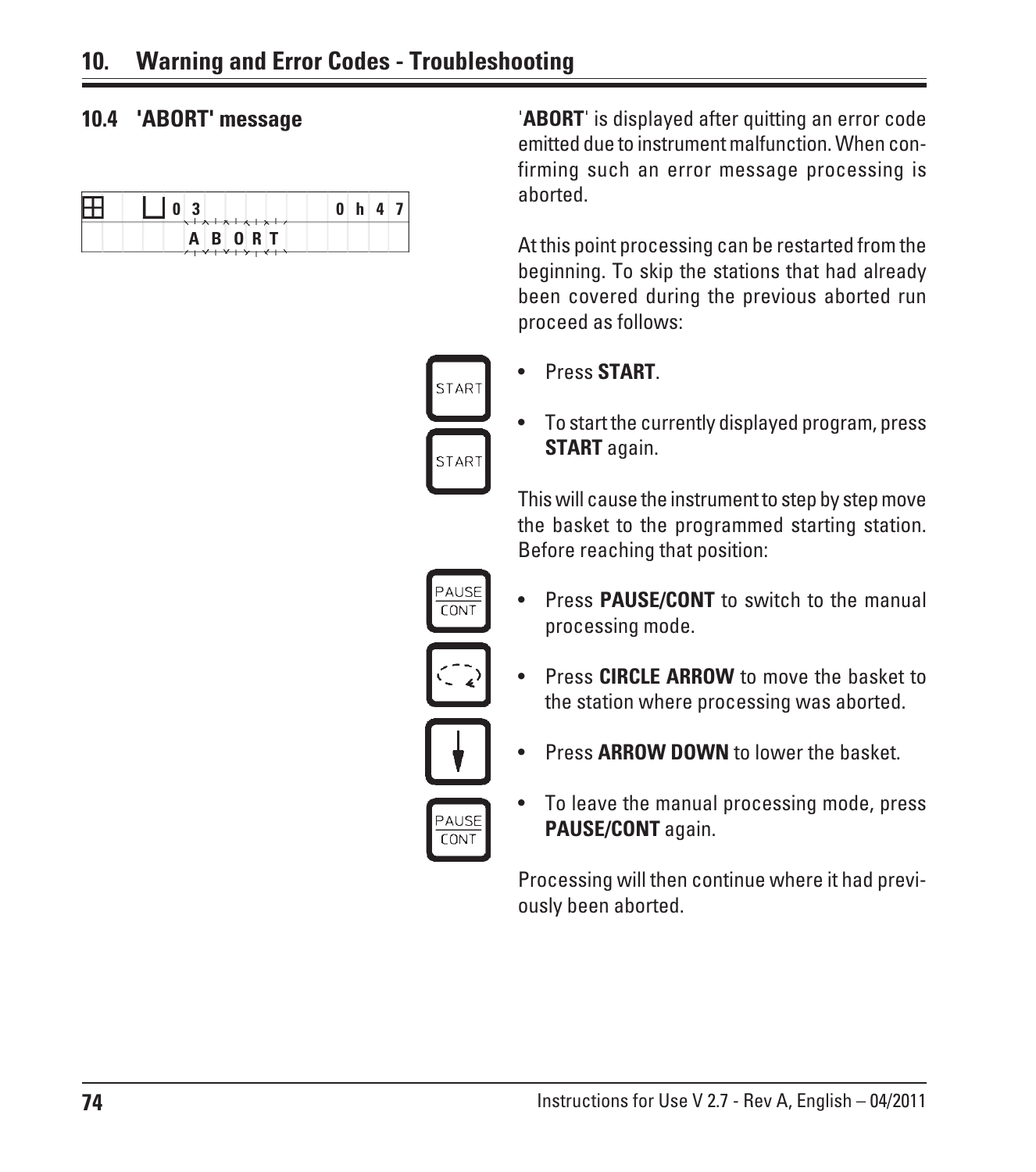## 10.4 'ABORT' message

| ⊞ | ⊔ 0 3 | 0 h 4 7 |
|---|---|---|
| | A B O R T | |

'**ABORT**' is displayed after quitting an error code emitted due to instrument malfunction. When confirming such an error message processing is aborted.

At this point processing can be restarted from the beginning. To skip the stations that had already been covered during the previous aborted run proceed as follows:

- Press **START**.
- To start the currently displayed program, press **START** again.

This will cause the instrument to step by step move the basket to the programmed starting station. Before reaching that position:

- Press **PAUSE/CONT** to switch to the manual processing mode.
- Press **CIRCLE ARROW** to move the basket to the station where processing was aborted.
- Press **ARROW DOWN** to lower the basket.
- To leave the manual processing mode, press **PAUSE/CONT** again.

Processing will then continue where it had previously been aborted.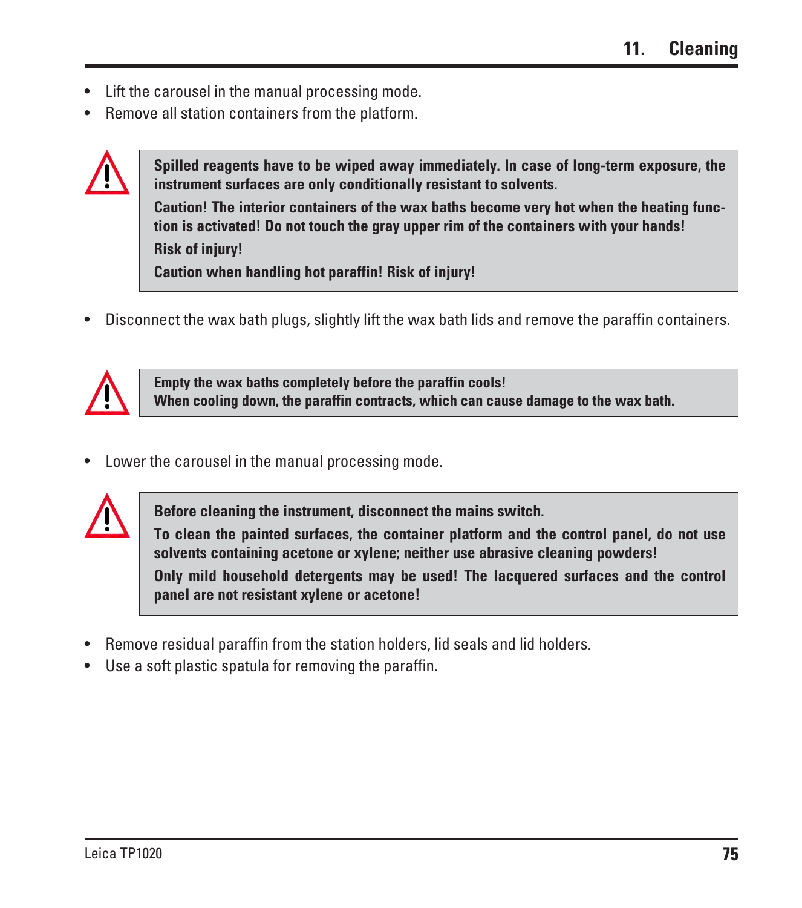- Lift the carousel in the manual processing mode.
- Remove all station containers from the platform.

> **Spilled reagents have to be wiped away immediately. In case of long-term exposure, the instrument surfaces are only conditionally resistant to solvents.**
>
> **Caution! The interior containers of the wax baths become very hot when the heating function is activated! Do not touch the gray upper rim of the containers with your hands!**
>
> **Risk of injury!**
>
> **Caution when handling hot paraffin! Risk of injury!**

- Disconnect the wax bath plugs, slightly lift the wax bath lids and remove the paraffin containers.

> **Empty the wax baths completely before the paraffin cools!**
> **When cooling down, the paraffin contracts, which can cause damage to the wax bath.**

- Lower the carousel in the manual processing mode.

> **Before cleaning the instrument, disconnect the mains switch.**
>
> **To clean the painted surfaces, the container platform and the control panel, do not use solvents containing acetone or xylene; neither use abrasive cleaning powders!**
>
> **Only mild household detergents may be used! The lacquered surfaces and the control panel are not resistant xylene or acetone!**

- Remove residual paraffin from the station holders, lid seals and lid holders.
- Use a soft plastic spatula for removing the paraffin.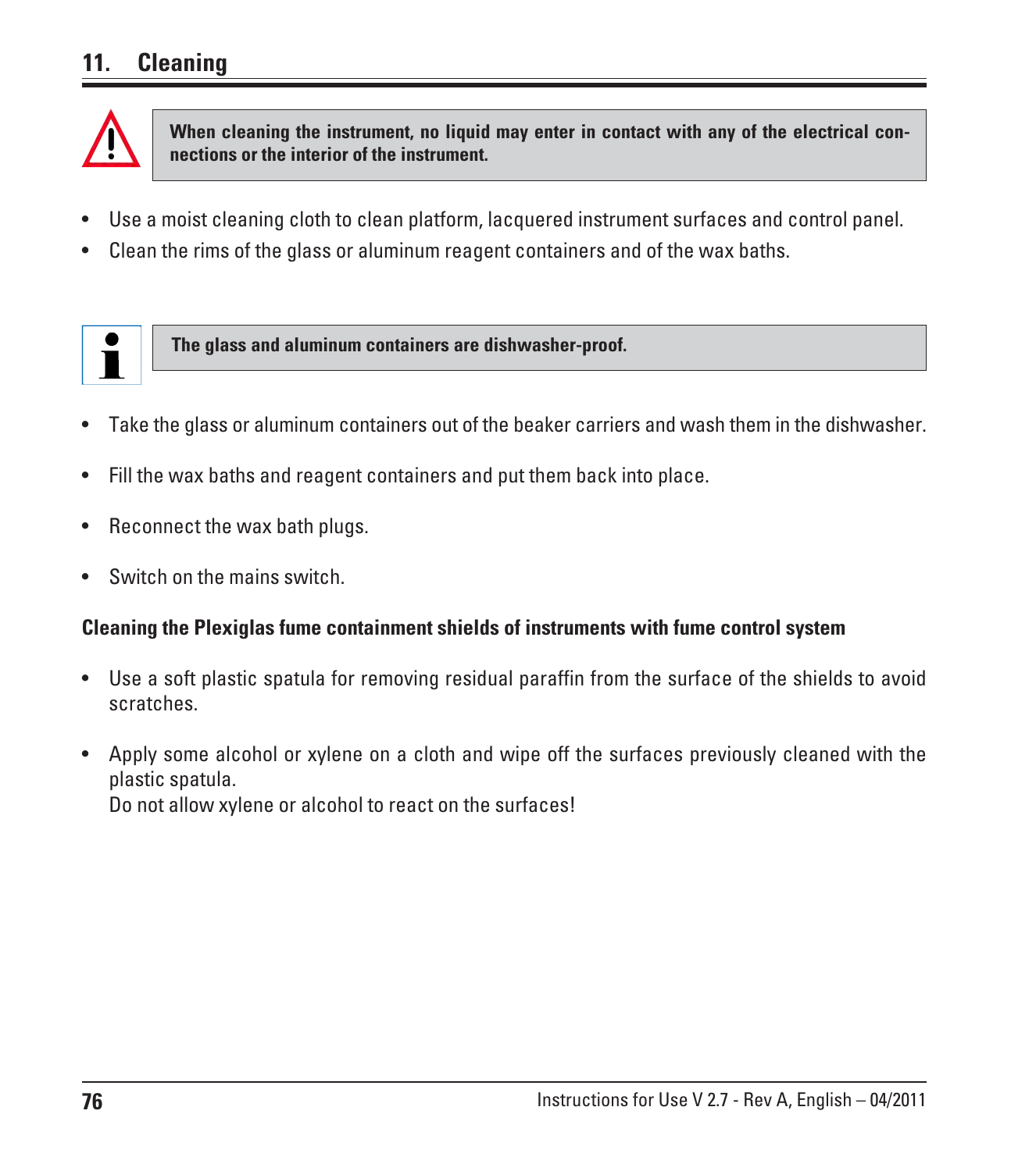# 11. Cleaning

> **When cleaning the instrument, no liquid may enter in contact with any of the electrical connections or the interior of the instrument.**

- Use a moist cleaning cloth to clean platform, lacquered instrument surfaces and control panel.
- Clean the rims of the glass or aluminum reagent containers and of the wax baths.

> **The glass and aluminum containers are dishwasher-proof.**

- Take the glass or aluminum containers out of the beaker carriers and wash them in the dishwasher.
- Fill the wax baths and reagent containers and put them back into place.
- Reconnect the wax bath plugs.
- Switch on the mains switch.

**Cleaning the Plexiglas fume containment shields of instruments with fume control system**

- Use a soft plastic spatula for removing residual paraffin from the surface of the shields to avoid scratches.
- Apply some alcohol or xylene on a cloth and wipe off the surfaces previously cleaned with the plastic spatula.
  Do not allow xylene or alcohol to react on the surfaces!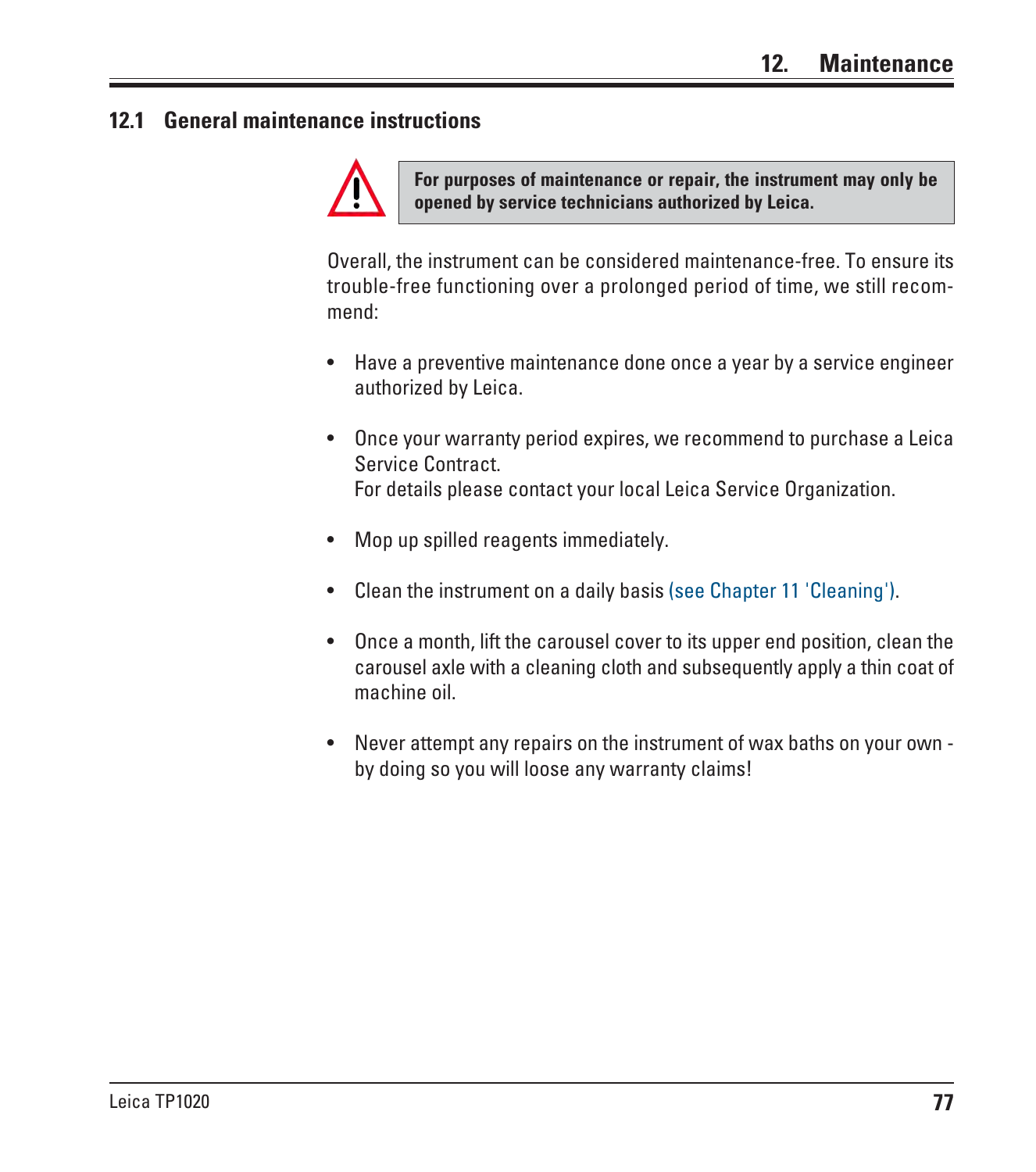# 12. Maintenance

## 12.1 General maintenance instructions

> **For purposes of maintenance or repair, the instrument may only be opened by service technicians authorized by Leica.**

Overall, the instrument can be considered maintenance-free. To ensure its trouble-free functioning over a prolonged period of time, we still recommend:

- Have a preventive maintenance done once a year by a service engineer authorized by Leica.
- Once your warranty period expires, we recommend to purchase a Leica Service Contract.
  For details please contact your local Leica Service Organization.
- Mop up spilled reagents immediately.
- Clean the instrument on a daily basis (see Chapter 11 'Cleaning').
- Once a month, lift the carousel cover to its upper end position, clean the carousel axle with a cleaning cloth and subsequently apply a thin coat of machine oil.
- Never attempt any repairs on the instrument of wax baths on your own - by doing so you will loose any warranty claims!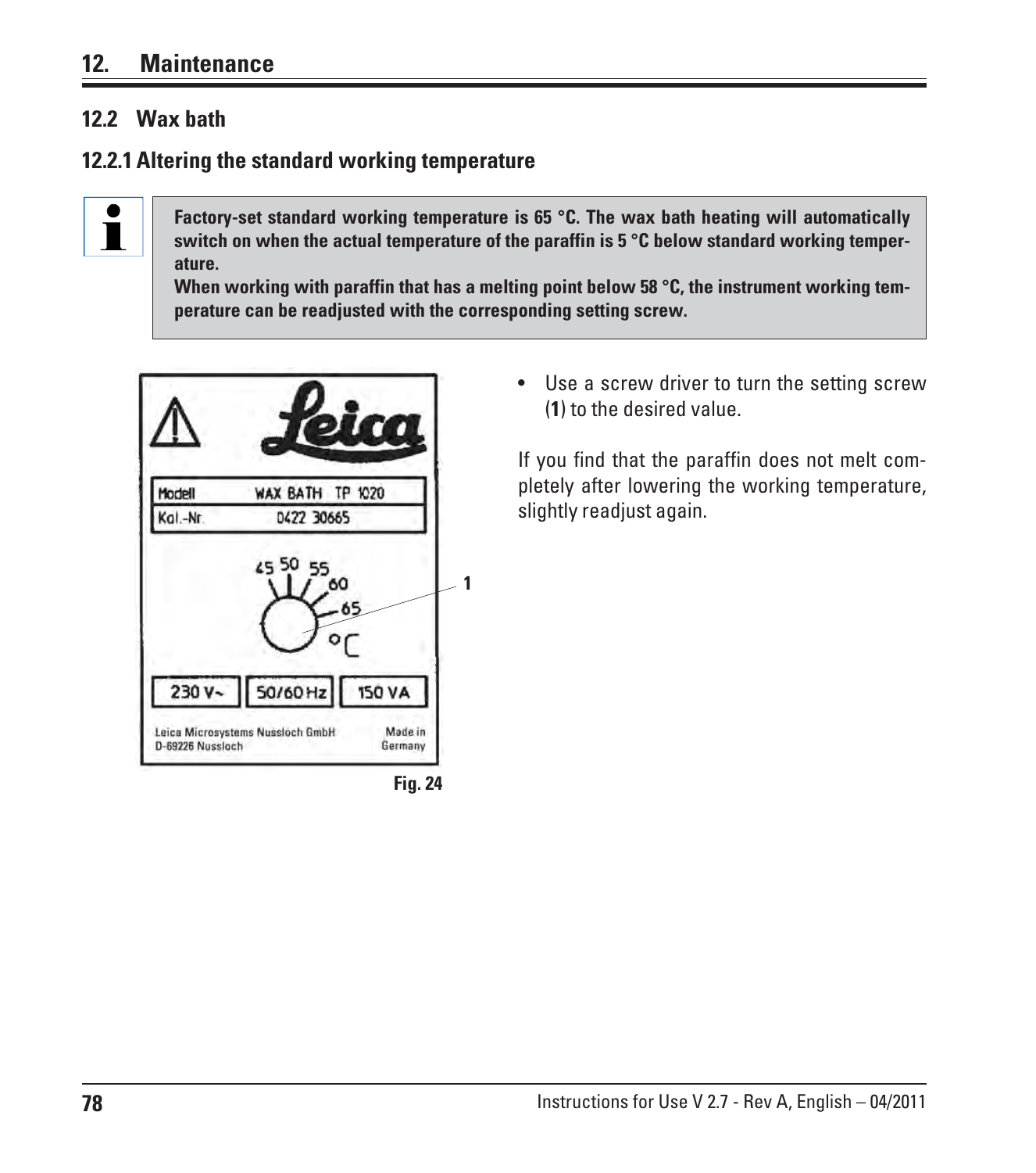# 12. Maintenance

## 12.2 Wax bath

### 12.2.1 Altering the standard working temperature

**Factory-set standard working temperature is 65 °C. The wax bath heating will automatically switch on when the actual temperature of the paraffin is 5 °C below standard working temperature.**
**When working with paraffin that has a melting point below 58 °C, the instrument working temperature can be readjusted with the corresponding setting screw.**

Fig. 24

- Use a screw driver to turn the setting screw (**1**) to the desired value.

If you find that the paraffin does not melt completely after lowering the working temperature, slightly readjust again.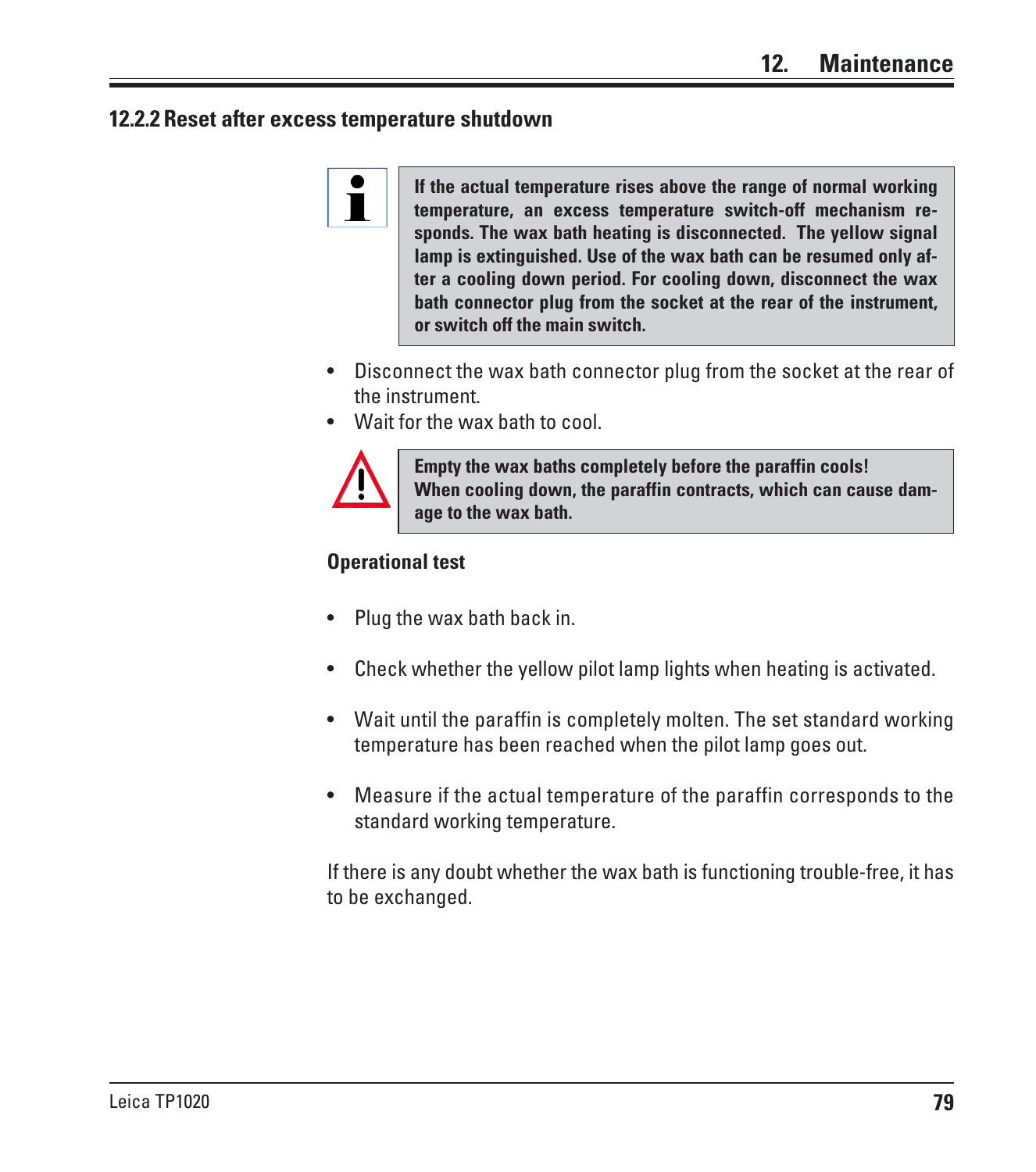### 12.2.2 Reset after excess temperature shutdown

**If the actual temperature rises above the range of normal working temperature, an excess temperature switch-off mechanism responds. The wax bath heating is disconnected. The yellow signal lamp is extinguished. Use of the wax bath can be resumed only after a cooling down period. For cooling down, disconnect the wax bath connector plug from the socket at the rear of the instrument, or switch off the main switch.**

- Disconnect the wax bath connector plug from the socket at the rear of the instrument.
- Wait for the wax bath to cool.

**Empty the wax baths completely before the paraffin cools!**
**When cooling down, the paraffin contracts, which can cause damage to the wax bath.**

**Operational test**

- Plug the wax bath back in.
- Check whether the yellow pilot lamp lights when heating is activated.
- Wait until the paraffin is completely molten. The set standard working temperature has been reached when the pilot lamp goes out.
- Measure if the actual temperature of the paraffin corresponds to the standard working temperature.

If there is any doubt whether the wax bath is functioning trouble-free, it has to be exchanged.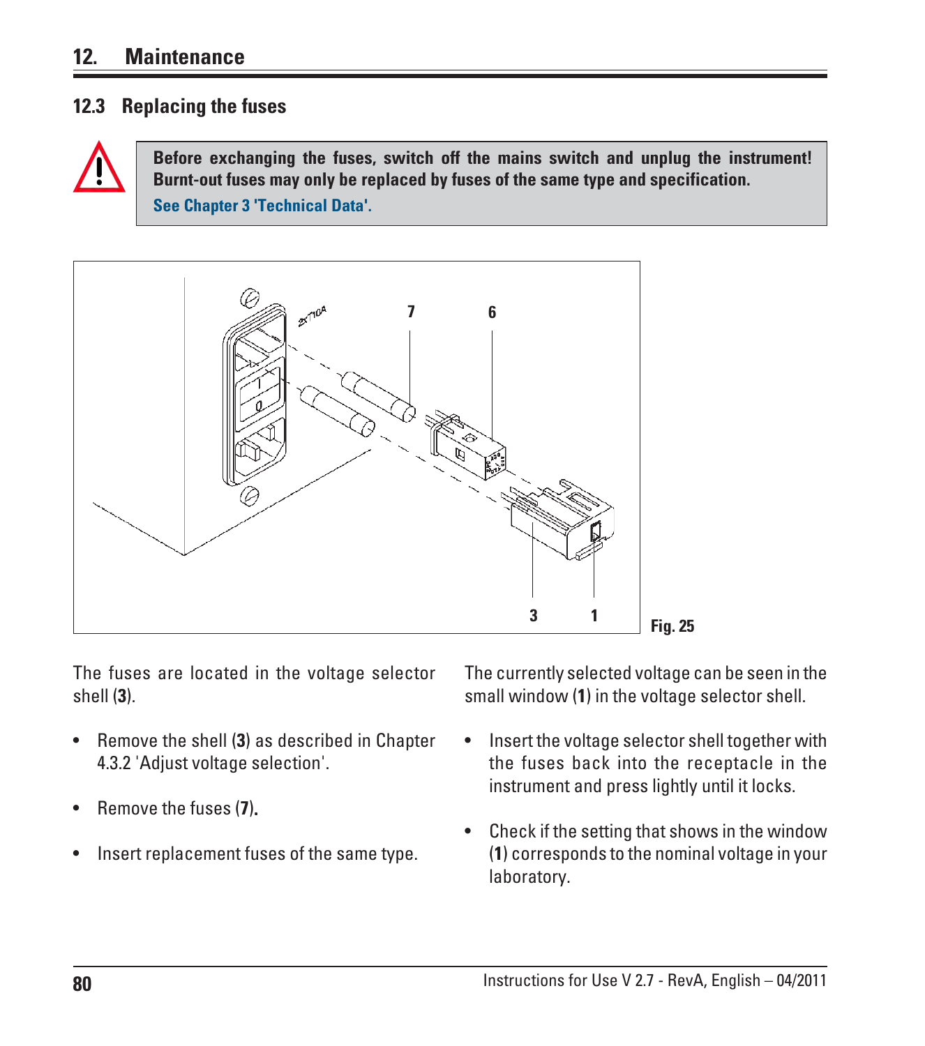## 12. Maintenance

### 12.3 Replacing the fuses

> **Before exchanging the fuses, switch off the mains switch and unplug the instrument! Burnt-out fuses may only be replaced by fuses of the same type and specification.**
> **See Chapter 3 'Technical Data'.**

Fig. 25

The fuses are located in the voltage selector shell (**3**).

- Remove the shell (**3**) as described in Chapter 4.3.2 'Adjust voltage selection'.
- Remove the fuses (**7**).
- Insert replacement fuses of the same type.

The currently selected voltage can be seen in the small window (**1**) in the voltage selector shell.

- Insert the voltage selector shell together with the fuses back into the receptacle in the instrument and press lightly until it locks.
- Check if the setting that shows in the window (**1**) corresponds to the nominal voltage in your laboratory.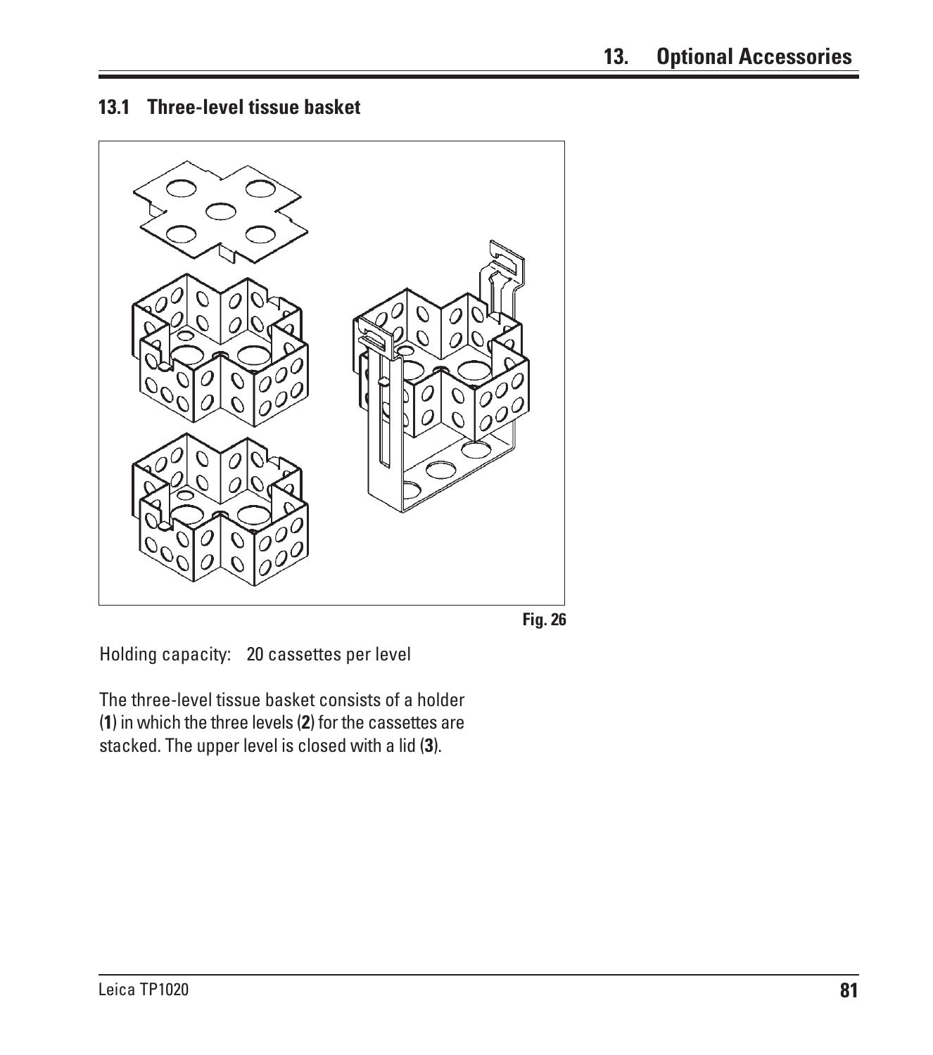## 13.1 Three-level tissue basket

Fig. 26

Holding capacity: 20 cassettes per level

The three-level tissue basket consists of a holder (**1**) in which the three levels (**2**) for the cassettes are stacked. The upper level is closed with a lid (**3**).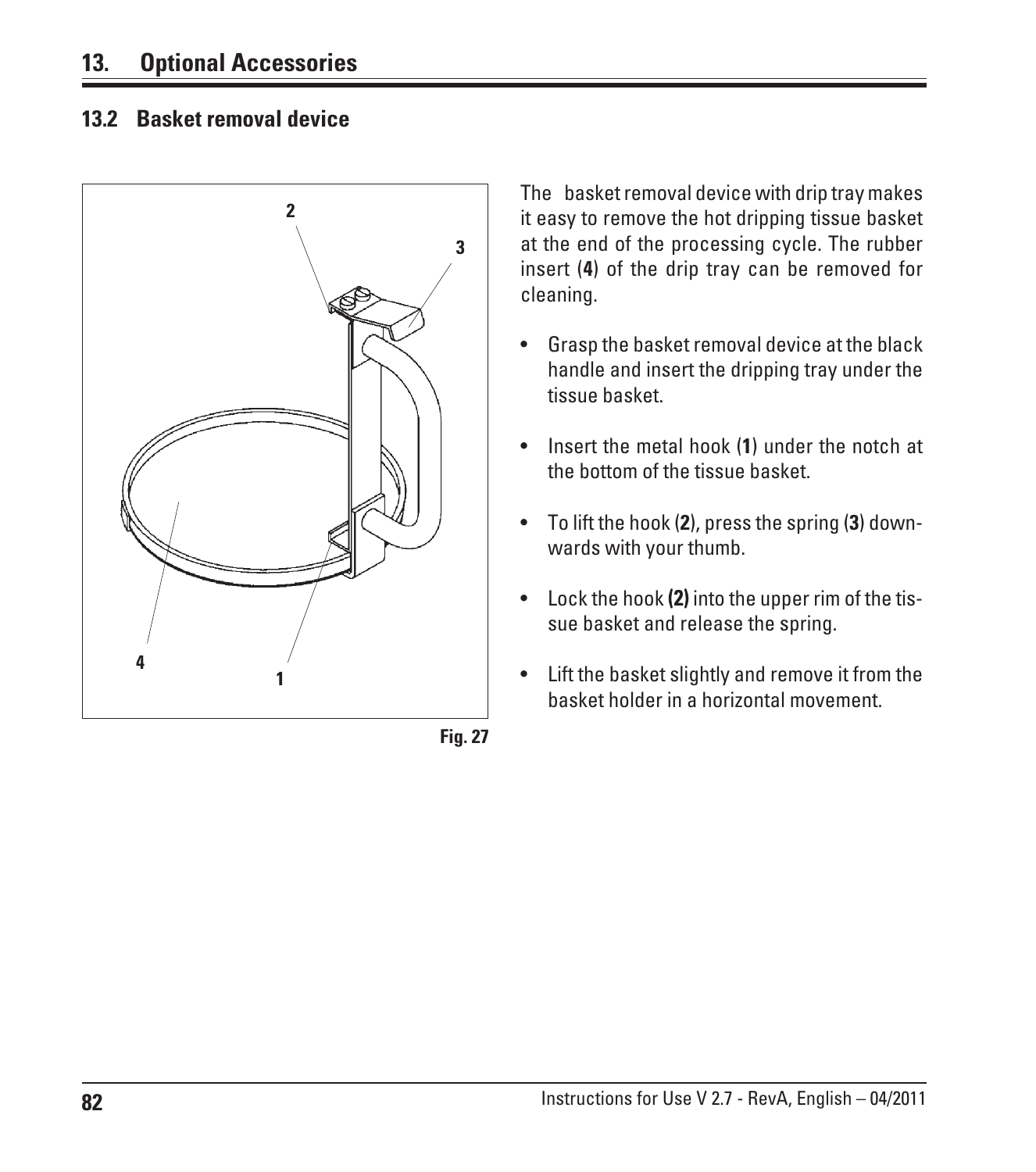## 13.2 Basket removal device

Fig. 27

The basket removal device with drip tray makes it easy to remove the hot dripping tissue basket at the end of the processing cycle. The rubber insert (**4**) of the drip tray can be removed for cleaning.

- Grasp the basket removal device at the black handle and insert the dripping tray under the tissue basket.
- Insert the metal hook (**1**) under the notch at the bottom of the tissue basket.
- To lift the hook (**2**), press the spring (**3**) downwards with your thumb.
- Lock the hook **(2)** into the upper rim of the tissue basket and release the spring.
- Lift the basket slightly and remove it from the basket holder in a horizontal movement.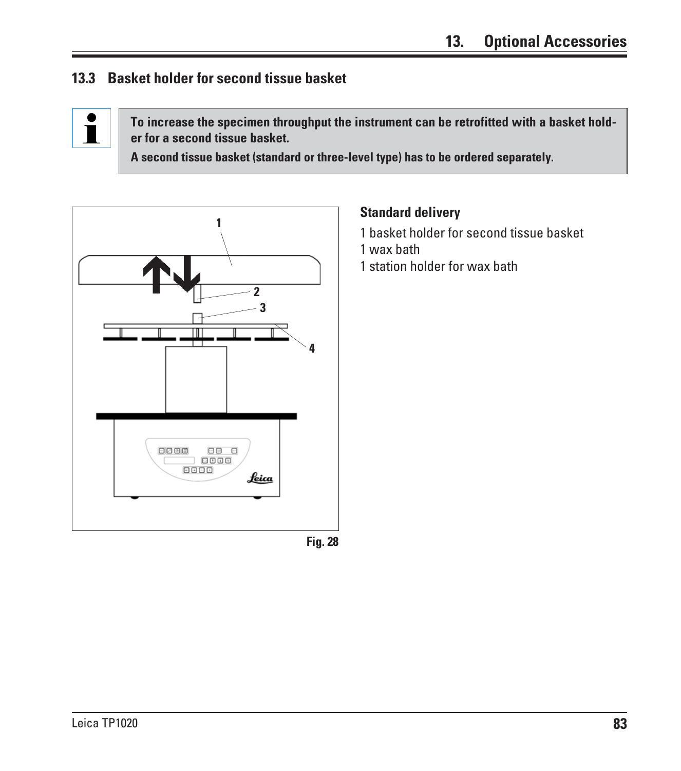## 13.3 Basket holder for second tissue basket

**To increase the specimen throughput the instrument can be retrofitted with a basket holder for a second tissue basket.**

**A second tissue basket (standard or three-level type) has to be ordered separately.**

Fig. 28

### Standard delivery

1 basket holder for second tissue basket
1 wax bath
1 station holder for wax bath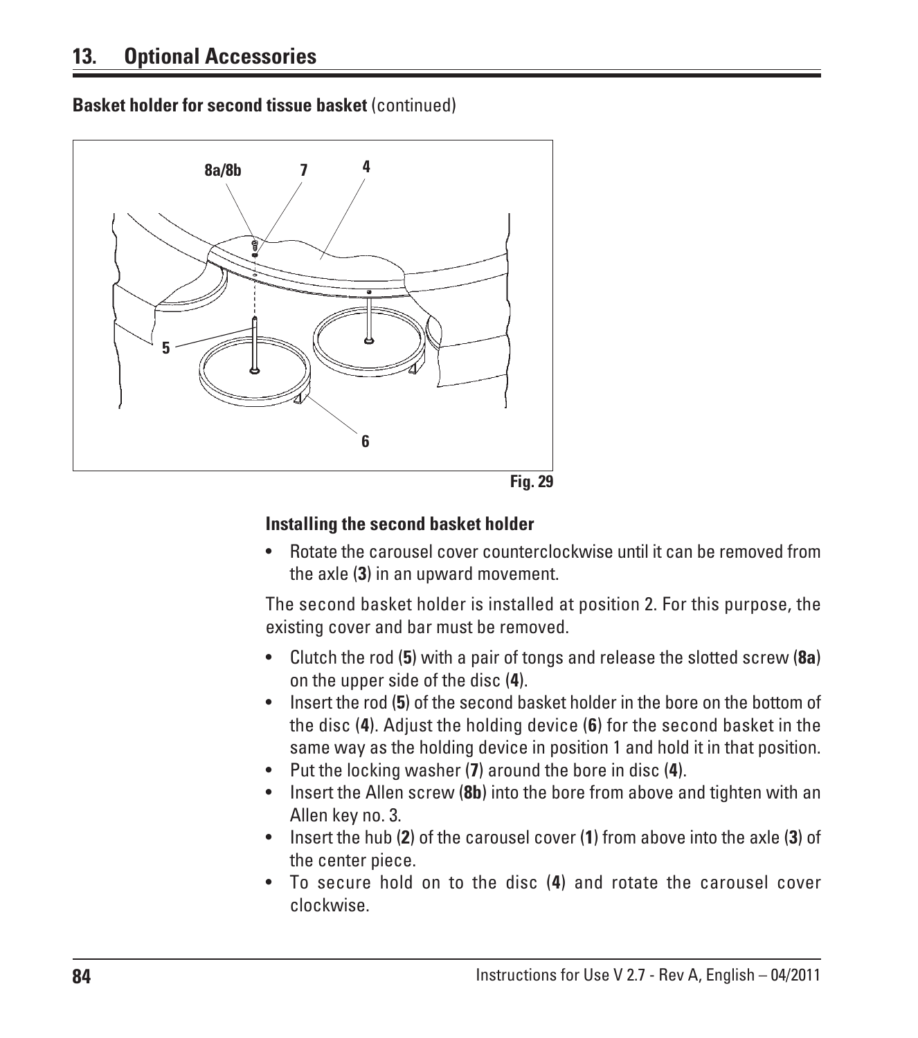## 13. Optional Accessories

**Basket holder for second tissue basket** (continued)

Fig. 29

**Installing the second basket holder**

- Rotate the carousel cover counterclockwise until it can be removed from the axle (**3**) in an upward movement.

The second basket holder is installed at position 2. For this purpose, the existing cover and bar must be removed.

- Clutch the rod (**5**) with a pair of tongs and release the slotted screw (**8a**) on the upper side of the disc (**4**).
- Insert the rod (**5**) of the second basket holder in the bore on the bottom of the disc (**4**). Adjust the holding device (**6**) for the second basket in the same way as the holding device in position 1 and hold it in that position.
- Put the locking washer (**7**) around the bore in disc (**4**).
- Insert the Allen screw (**8b**) into the bore from above and tighten with an Allen key no. 3.
- Insert the hub (**2**) of the carousel cover (**1**) from above into the axle (**3**) of the center piece.
- To secure hold on to the disc (**4**) and rotate the carousel cover clockwise.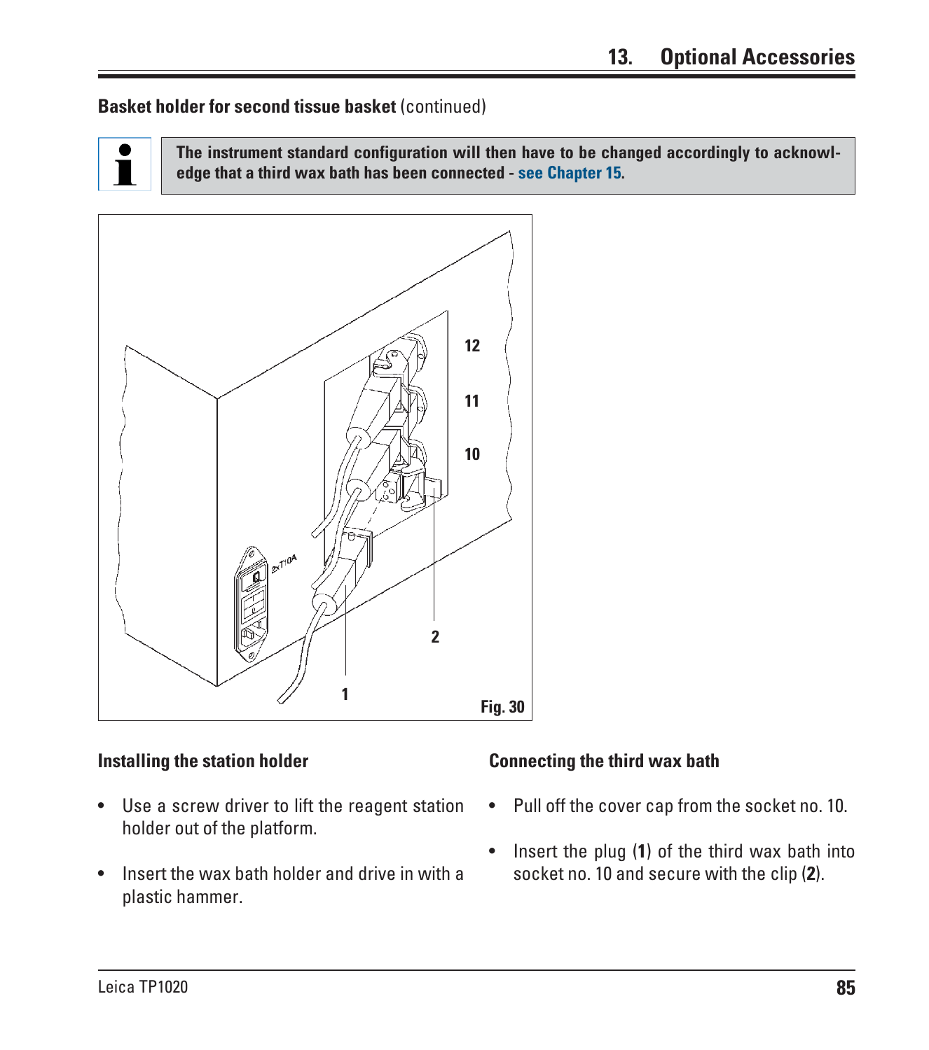**Basket holder for second tissue basket** (continued)

> **The instrument standard configuration will then have to be changed accordingly to acknowledge that a third wax bath has been connected - see Chapter 15.**

Fig. 30

### Installing the station holder

- Use a screw driver to lift the reagent station holder out of the platform.
- Insert the wax bath holder and drive in with a plastic hammer.

### Connecting the third wax bath

- Pull off the cover cap from the socket no. 10.
- Insert the plug (**1**) of the third wax bath into socket no. 10 and secure with the clip (**2**).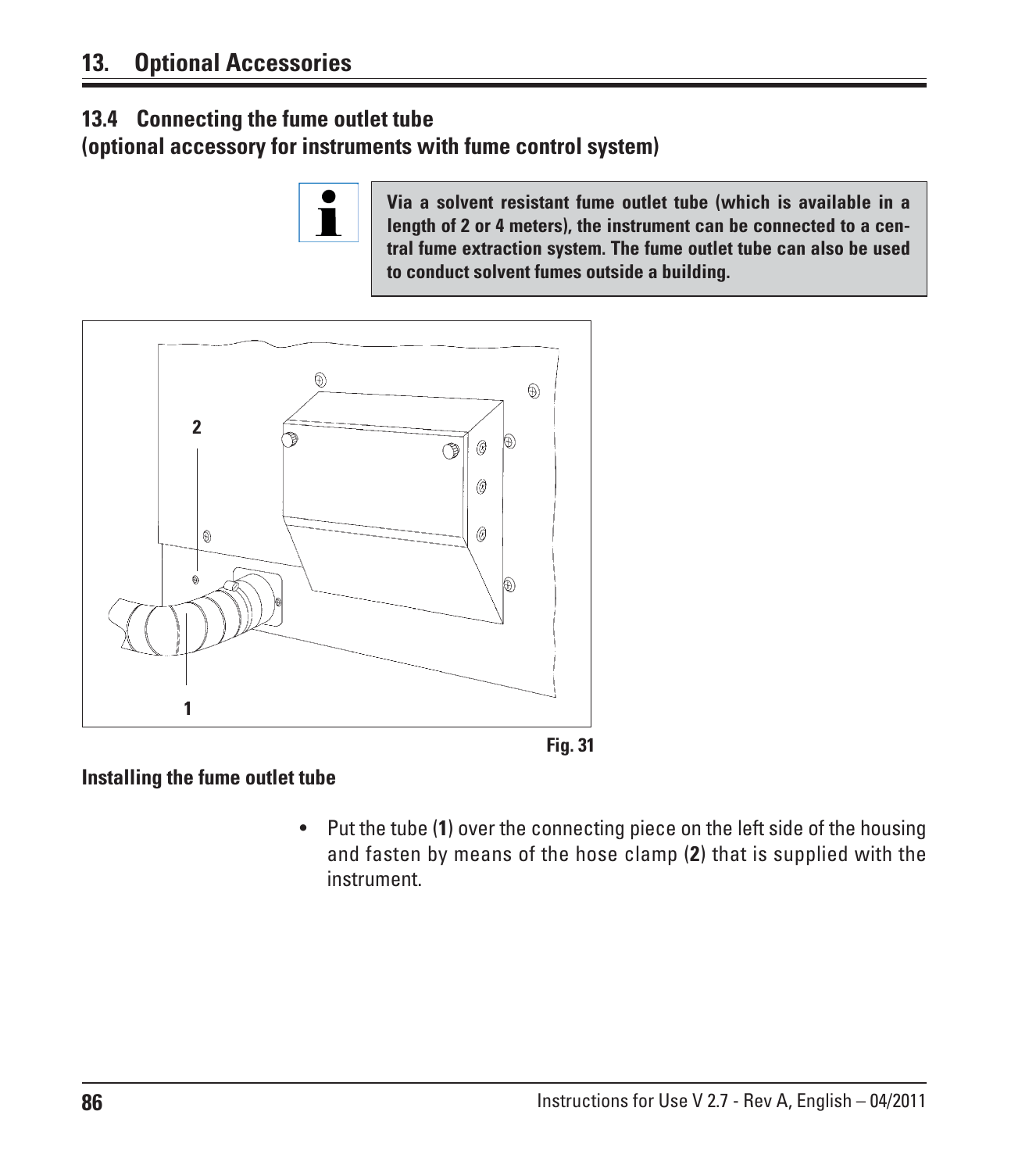## 13.4 Connecting the fume outlet tube
**(optional accessory for instruments with fume control system)**

> **Via a solvent resistant fume outlet tube (which is available in a length of 2 or 4 meters), the instrument can be connected to a central fume extraction system. The fume outlet tube can also be used to conduct solvent fumes outside a building.**

Fig. 31

**Installing the fume outlet tube**

- Put the tube (**1**) over the connecting piece on the left side of the housing and fasten by means of the hose clamp (**2**) that is supplied with the instrument.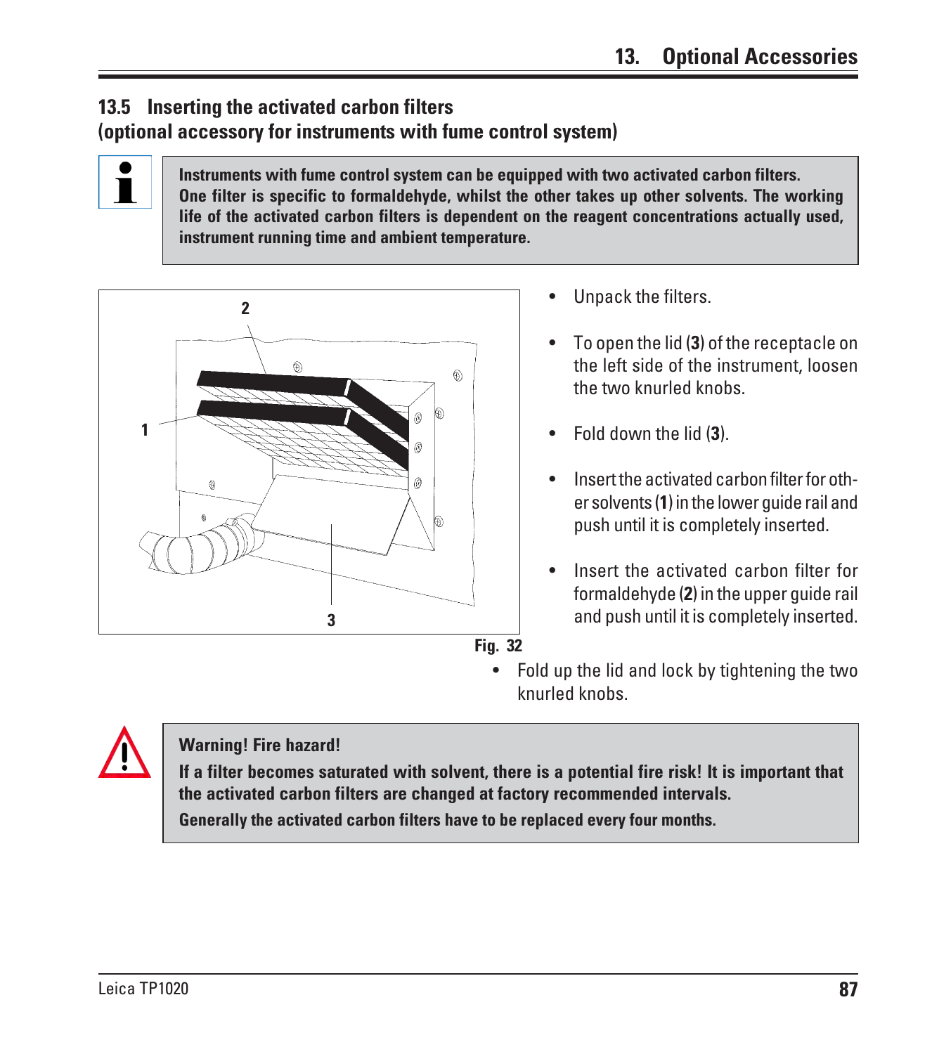## 13.5 Inserting the activated carbon filters (optional accessory for instruments with fume control system)

**Instruments with fume control system can be equipped with two activated carbon filters. One filter is specific to formaldehyde, whilst the other takes up other solvents. The working life of the activated carbon filters is dependent on the reagent concentrations actually used, instrument running time and ambient temperature.**

Fig. 32

- Unpack the filters.
- To open the lid (**3**) of the receptacle on the left side of the instrument, loosen the two knurled knobs.
- Fold down the lid (**3**).
- Insert the activated carbon filter for other solvents (**1**) in the lower guide rail and push until it is completely inserted.
- Insert the activated carbon filter for formaldehyde (**2**) in the upper guide rail and push until it is completely inserted.
- Fold up the lid and lock by tightening the two knurled knobs.

**Warning! Fire hazard!**

**If a filter becomes saturated with solvent, there is a potential fire risk! It is important that the activated carbon filters are changed at factory recommended intervals.**

**Generally the activated carbon filters have to be replaced every four months.**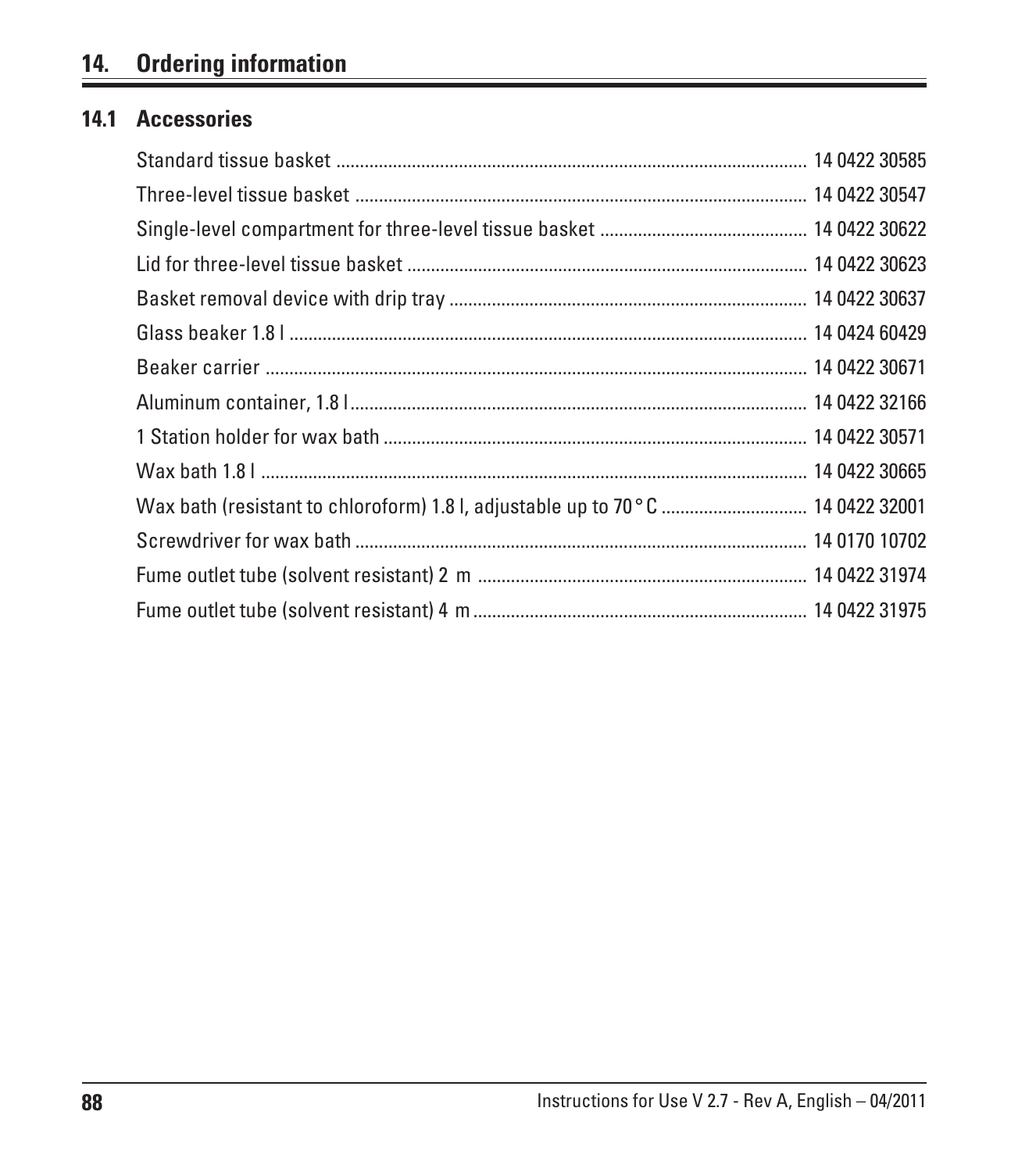# 14. Ordering information

## 14.1 Accessories

Standard tissue basket .................................................................................................. 14 0422 30585

Three-level tissue basket .............................................................................................. 14 0422 30547

Single-level compartment for three-level tissue basket .......................................... 14 0422 30622

Lid for three-level tissue basket .................................................................................. 14 0422 30623

Basket removal device with drip tray .......................................................................... 14 0422 30637

Glass beaker 1.8 l ............................................................................................................ 14 0424 60429

Beaker carrier ................................................................................................................. 14 0422 30671

Aluminum container, 1.8 l ............................................................................................... 14 0422 32166

1 Station holder for wax bath ........................................................................................ 14 0422 30571

Wax bath 1.8 l .................................................................................................................. 14 0422 30665

Wax bath (resistant to chloroform) 1.8 l, adjustable up to 70 °C .............................. 14 0422 32001

Screwdriver for wax bath .............................................................................................. 14 0170 10702

Fume outlet tube (solvent resistant) 2 m ..................................................................... 14 0422 31974

Fume outlet tube (solvent resistant) 4 m ..................................................................... 14 0422 31975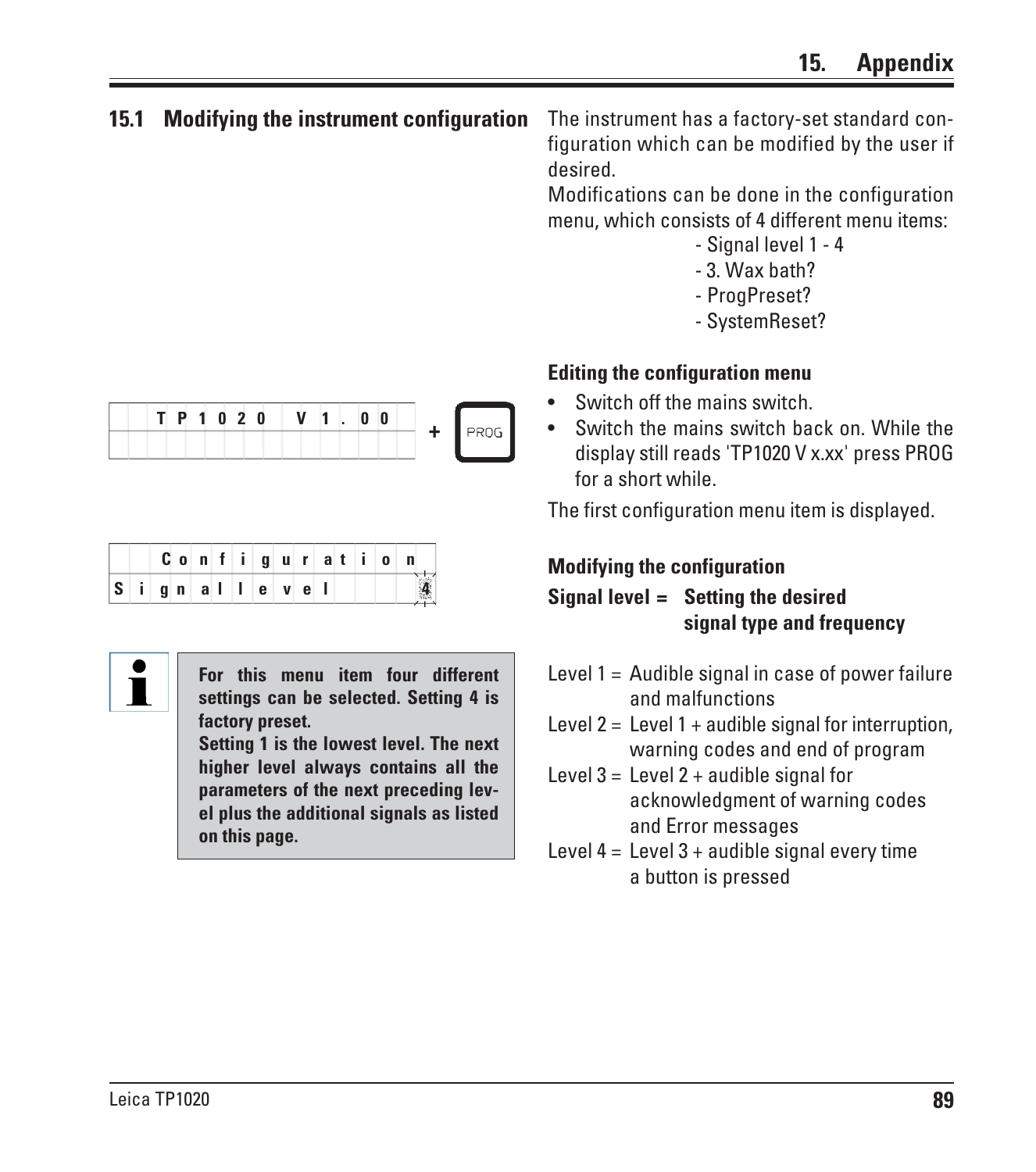## 15.1 Modifying the instrument configuration

The instrument has a factory-set standard configuration which can be modified by the user if desired.

Modifications can be done in the configuration menu, which consists of 4 different menu items:

- Signal level 1 - 4
- 3. Wax bath?
- ProgPreset?
- SystemReset?

**Editing the configuration menu**

TP1020 V1.00 + PROG

- Switch off the mains switch.
- Switch the mains switch back on. While the display still reads 'TP1020 V x.xx' press PROG for a short while.

The first configuration menu item is displayed.

Configuration
Signal level 4

**Modifying the configuration**

**Signal level = Setting the desired signal type and frequency**

> **For this menu item four different settings can be selected. Setting 4 is factory preset.**
> **Setting 1 is the lowest level. The next higher level always contains all the parameters of the next preceding level plus the additional signals as listed on this page.**

Level 1 = Audible signal in case of power failure and malfunctions

Level 2 = Level 1 + audible signal for interruption, warning codes and end of program

Level 3 = Level 2 + audible signal for acknowledgment of warning codes and Error messages

Level 4 = Level 3 + audible signal every time a button is pressed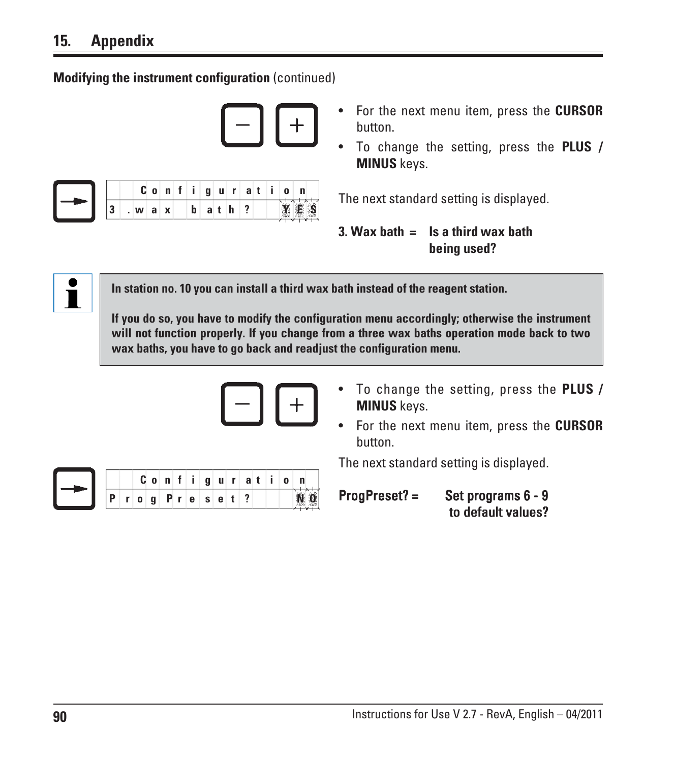# 15. Appendix

**Modifying the instrument configuration** (continued)

- For the next menu item, press the **CURSOR** button.
- To change the setting, press the **PLUS / MINUS** keys.

```
   Configuration
3.wax bath?     YES
```

The next standard setting is displayed.

**3. Wax bath = Is a third wax bath being used?**

**In station no. 10 you can install a third wax bath instead of the reagent station.**

**If you do so, you have to modify the configuration menu accordingly; otherwise the instrument will not function properly. If you change from a three wax baths operation mode back to two wax baths, you have to go back and readjust the configuration menu.**

- To change the setting, press the **PLUS / MINUS** keys.
- For the next menu item, press the **CURSOR** button.

The next standard setting is displayed.

```
   Configuration
ProgPreset?      NO
```

**ProgPreset? = Set programs 6 - 9 to default values?**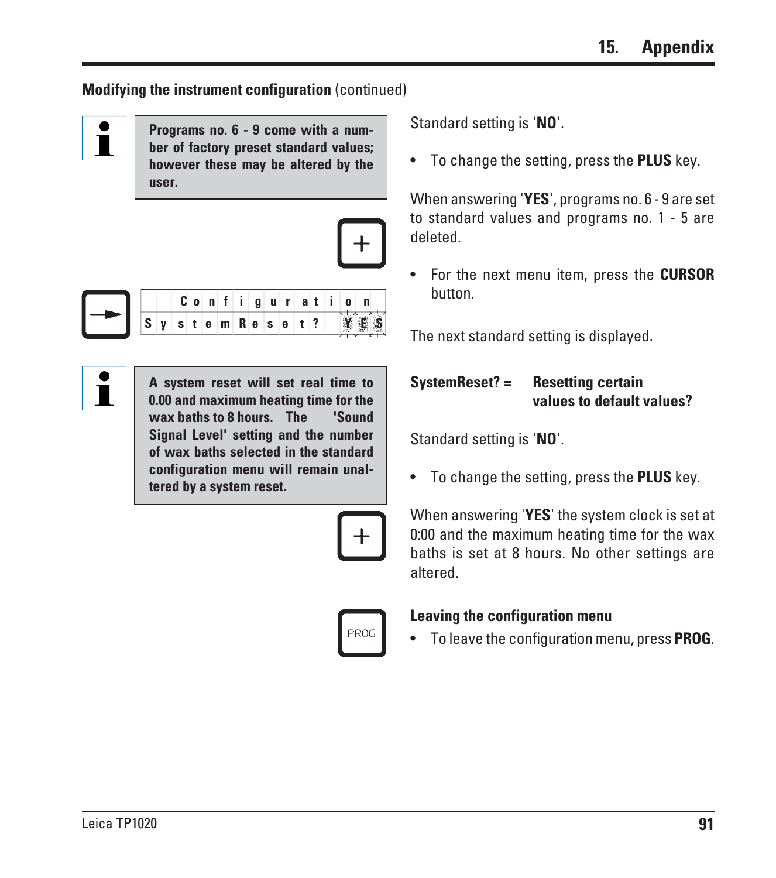**Modifying the instrument configuration** (continued)

> **Programs no. 6 - 9 come with a number of factory preset standard values; however these may be altered by the user.**

Standard setting is '**NO**'.

- To change the setting, press the **PLUS** key.

When answering '**YES**', programs no. 6 - 9 are set to standard values and programs no. 1 - 5 are deleted.

- For the next menu item, press the **CURSOR** button.

```
   Configuration
SystemReset?  YES
```

The next standard setting is displayed.

**SystemReset? =** **Resetting certain values to default values?**

> **A system reset will set real time to 0.00 and maximum heating time for the wax baths to 8 hours. The 'Sound Signal Level' setting and the number of wax baths selected in the standard configuration menu will remain unaltered by a system reset.**

Standard setting is '**NO**'.

- To change the setting, press the **PLUS** key.

When answering '**YES**' the system clock is set at 0:00 and the maximum heating time for the wax baths is set at 8 hours. No other settings are altered.

**Leaving the configuration menu**

- To leave the configuration menu, press **PROG**.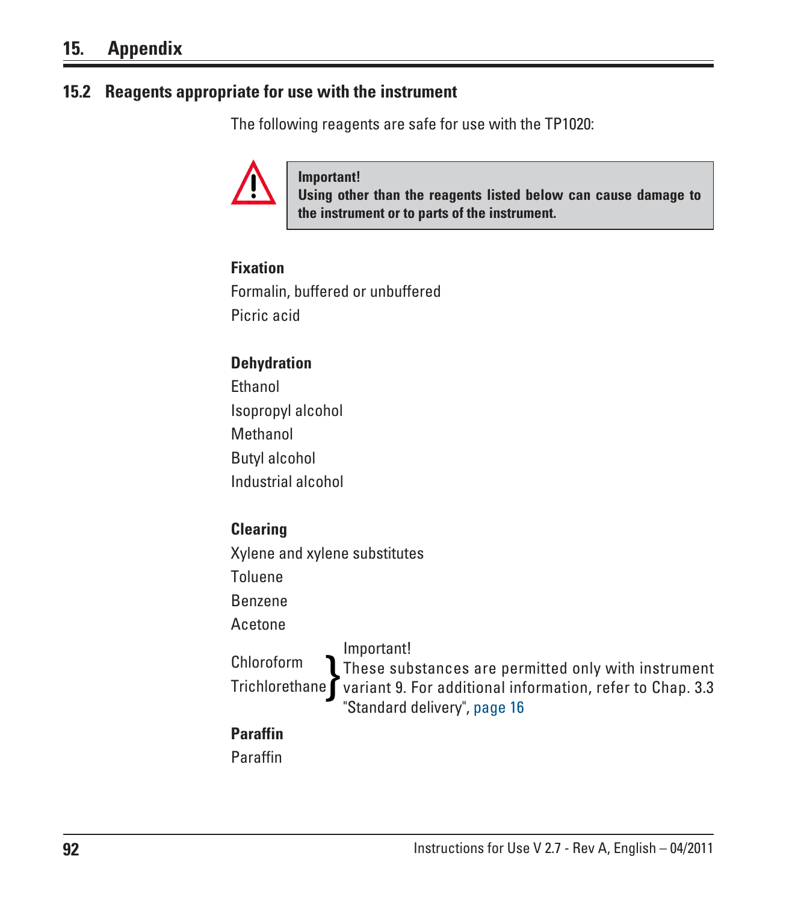# 15. Appendix

## 15.2 Reagents appropriate for use with the instrument

The following reagents are safe for use with the TP1020:

> **Important!**
> **Using other than the reagents listed below can cause damage to the instrument or to parts of the instrument.**

**Fixation**

Formalin, buffered or unbuffered

Picric acid

**Dehydration**

Ethanol

Isopropyl alcohol

Methanol

Butyl alcohol

Industrial alcohol

**Clearing**

Xylene and xylene substitutes

Toluene

Benzene

Acetone

Chloroform

Trichlorethane

} Important! These substances are permitted only with instrument variant 9. For additional information, refer to Chap. 3.3 "Standard delivery", page 16

**Paraffin**

Paraffin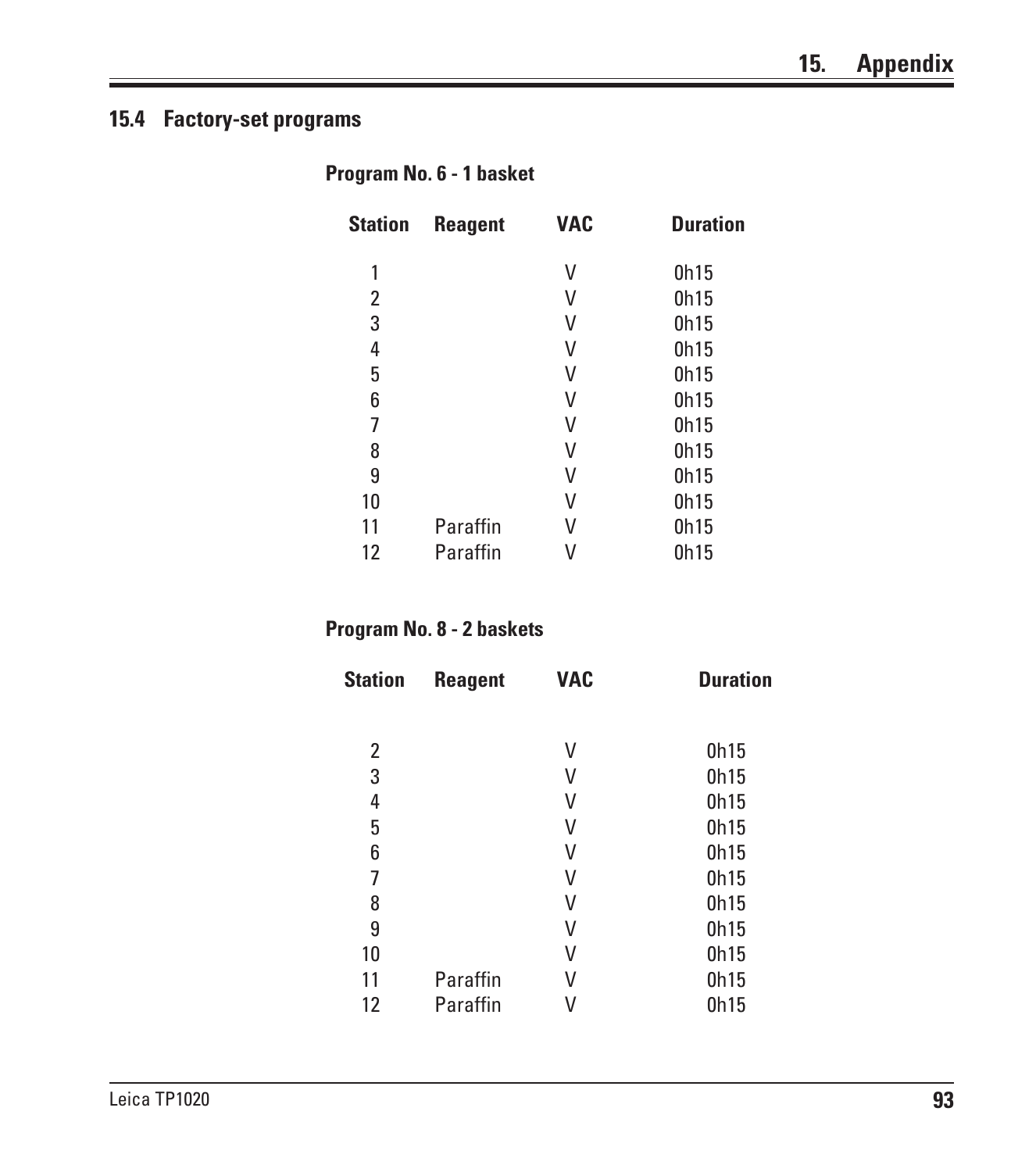## 15.4 Factory-set programs

### Program No. 6 - 1 basket

| Station | Reagent | VAC | Duration |
|---|---|---|---|
| 1 | | V | 0h15 |
| 2 | | V | 0h15 |
| 3 | | V | 0h15 |
| 4 | | V | 0h15 |
| 5 | | V | 0h15 |
| 6 | | V | 0h15 |
| 7 | | V | 0h15 |
| 8 | | V | 0h15 |
| 9 | | V | 0h15 |
| 10 | | V | 0h15 |
| 11 | Paraffin | V | 0h15 |
| 12 | Paraffin | V | 0h15 |

### Program No. 8 - 2 baskets

| Station | Reagent | VAC | Duration |
|---|---|---|---|
| 2 | | V | 0h15 |
| 3 | | V | 0h15 |
| 4 | | V | 0h15 |
| 5 | | V | 0h15 |
| 6 | | V | 0h15 |
| 7 | | V | 0h15 |
| 8 | | V | 0h15 |
| 9 | | V | 0h15 |
| 10 | | V | 0h15 |
| 11 | Paraffin | V | 0h15 |
| 12 | Paraffin | V | 0h15 |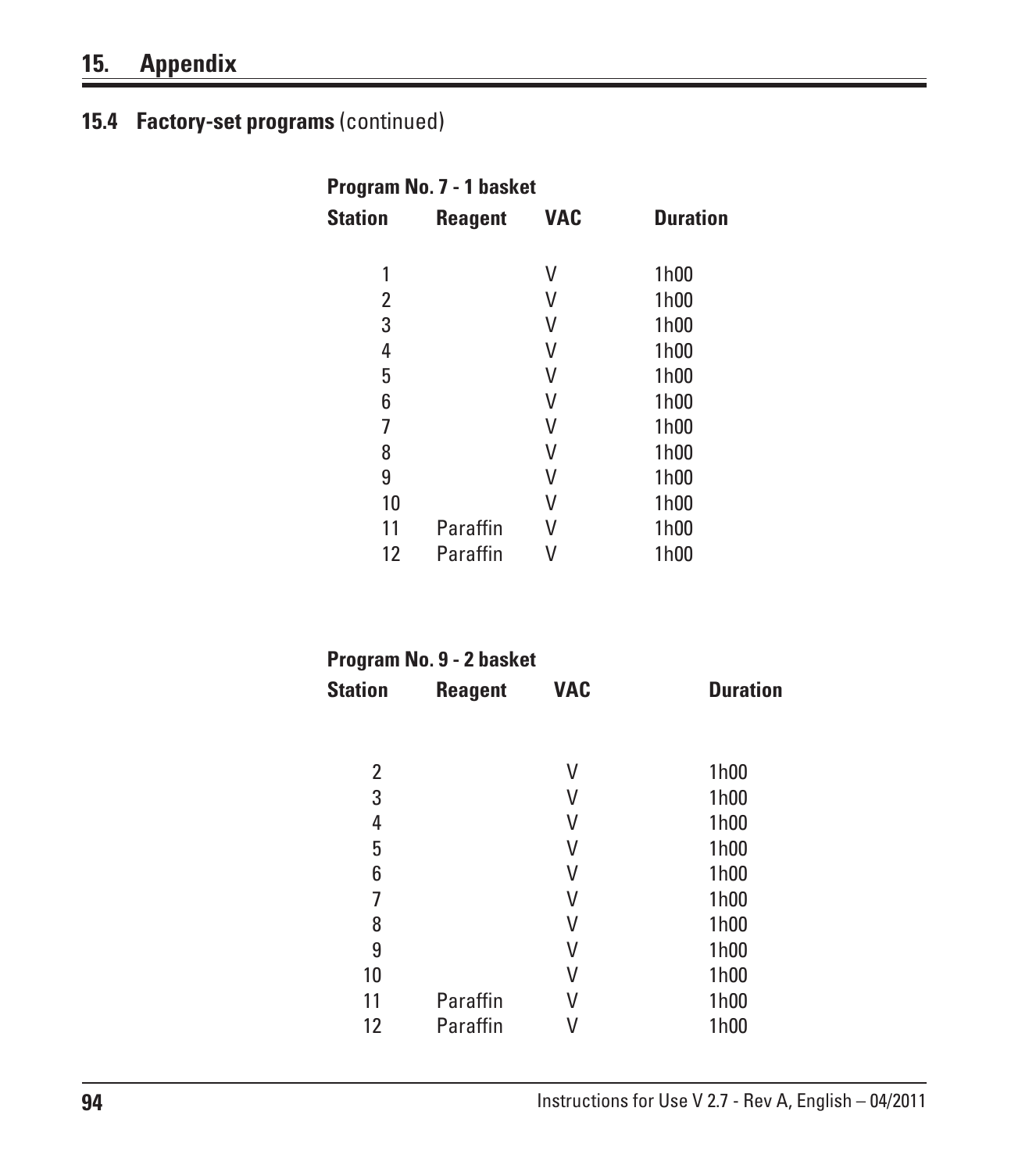## 15. Appendix

### 15.4 Factory-set programs (continued)

**Program No. 7 - 1 basket**

| Station | Reagent | VAC | Duration |
|---|---|---|---|
| 1 | | V | 1h00 |
| 2 | | V | 1h00 |
| 3 | | V | 1h00 |
| 4 | | V | 1h00 |
| 5 | | V | 1h00 |
| 6 | | V | 1h00 |
| 7 | | V | 1h00 |
| 8 | | V | 1h00 |
| 9 | | V | 1h00 |
| 10 | | V | 1h00 |
| 11 | Paraffin | V | 1h00 |
| 12 | Paraffin | V | 1h00 |

**Program No. 9 - 2 basket**

| Station | Reagent | VAC | Duration |
|---|---|---|---|
| 2 | | V | 1h00 |
| 3 | | V | 1h00 |
| 4 | | V | 1h00 |
| 5 | | V | 1h00 |
| 6 | | V | 1h00 |
| 7 | | V | 1h00 |
| 8 | | V | 1h00 |
| 9 | | V | 1h00 |
| 10 | | V | 1h00 |
| 11 | Paraffin | V | 1h00 |
| 12 | Paraffin | V | 1h00 |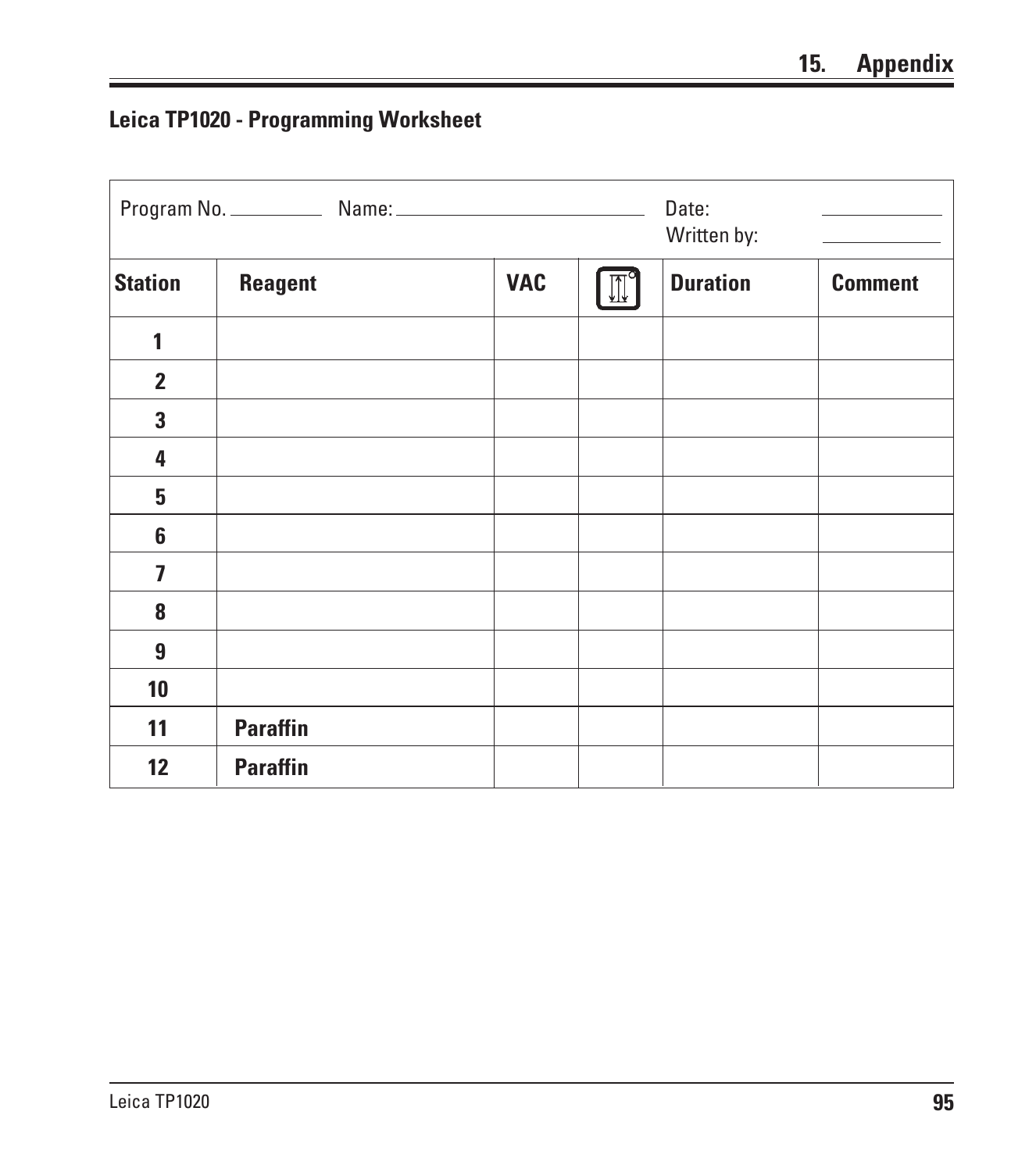## Leica TP1020 - Programming Worksheet

Program No. ________ Name: ______________________ Date: ____________ Written by: ____________

| Station | Reagent | VAC | ⇅ | Duration | Comment |
|---|---|---|---|---|---|
| 1 | | | | | |
| 2 | | | | | |
| 3 | | | | | |
| 4 | | | | | |
| 5 | | | | | |
| 6 | | | | | |
| 7 | | | | | |
| 8 | | | | | |
| 9 | | | | | |
| 10 | | | | | |
| 11 | **Paraffin** | | | | |
| 12 | **Paraffin** | | | | |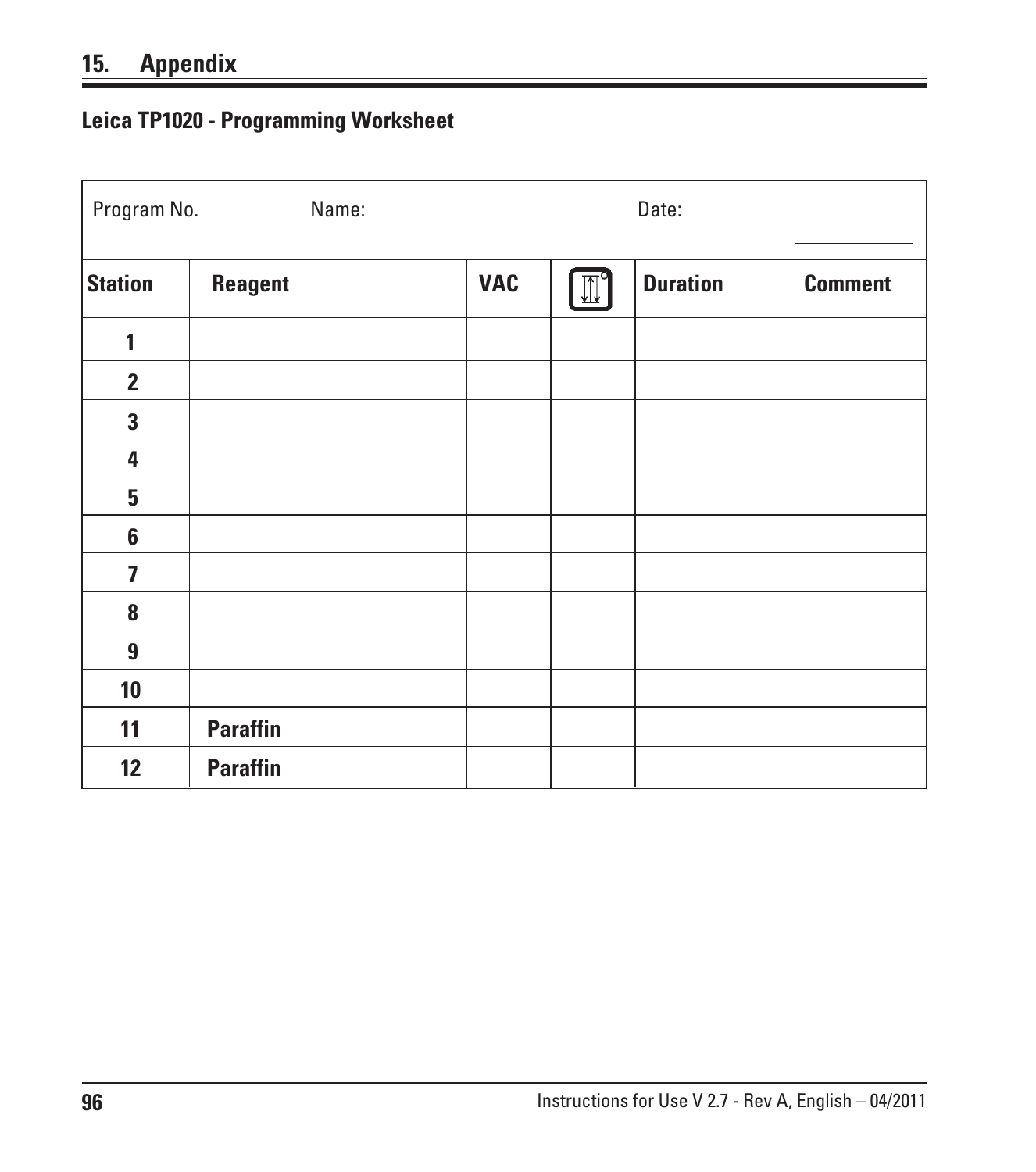## 15. Appendix

### Leica TP1020 - Programming Worksheet

Program No. __________ Name: ____________________________ Date: ______________

| Station | Reagent | VAC | | Duration | Comment |
|---|---|---|---|---|---|
| 1 | | | | | |
| 2 | | | | | |
| 3 | | | | | |
| 4 | | | | | |
| 5 | | | | | |
| 6 | | | | | |
| 7 | | | | | |
| 8 | | | | | |
| 9 | | | | | |
| 10 | | | | | |
| 11 | **Paraffin** | | | | |
| 12 | **Paraffin** | | | | |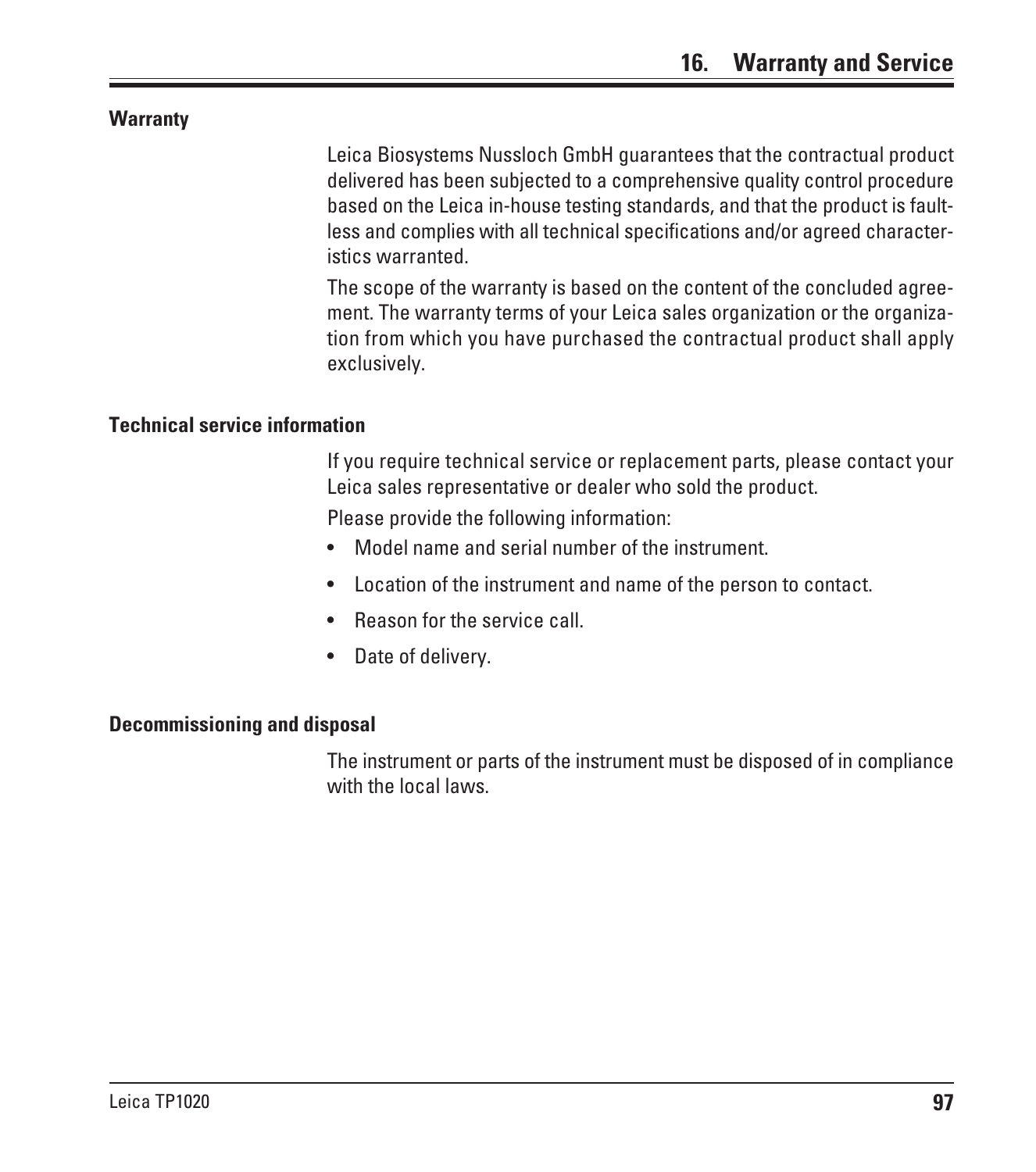# 16. Warranty and Service

### Warranty

Leica Biosystems Nussloch GmbH guarantees that the contractual product delivered has been subjected to a comprehensive quality control procedure based on the Leica in-house testing standards, and that the product is faultless and complies with all technical specifications and/or agreed characteristics warranted.

The scope of the warranty is based on the content of the concluded agreement. The warranty terms of your Leica sales organization or the organization from which you have purchased the contractual product shall apply exclusively.

### Technical service information

If you require technical service or replacement parts, please contact your Leica sales representative or dealer who sold the product.

Please provide the following information:

- Model name and serial number of the instrument.
- Location of the instrument and name of the person to contact.
- Reason for the service call.
- Date of delivery.

### Decommissioning and disposal

The instrument or parts of the instrument must be disposed of in compliance with the local laws.